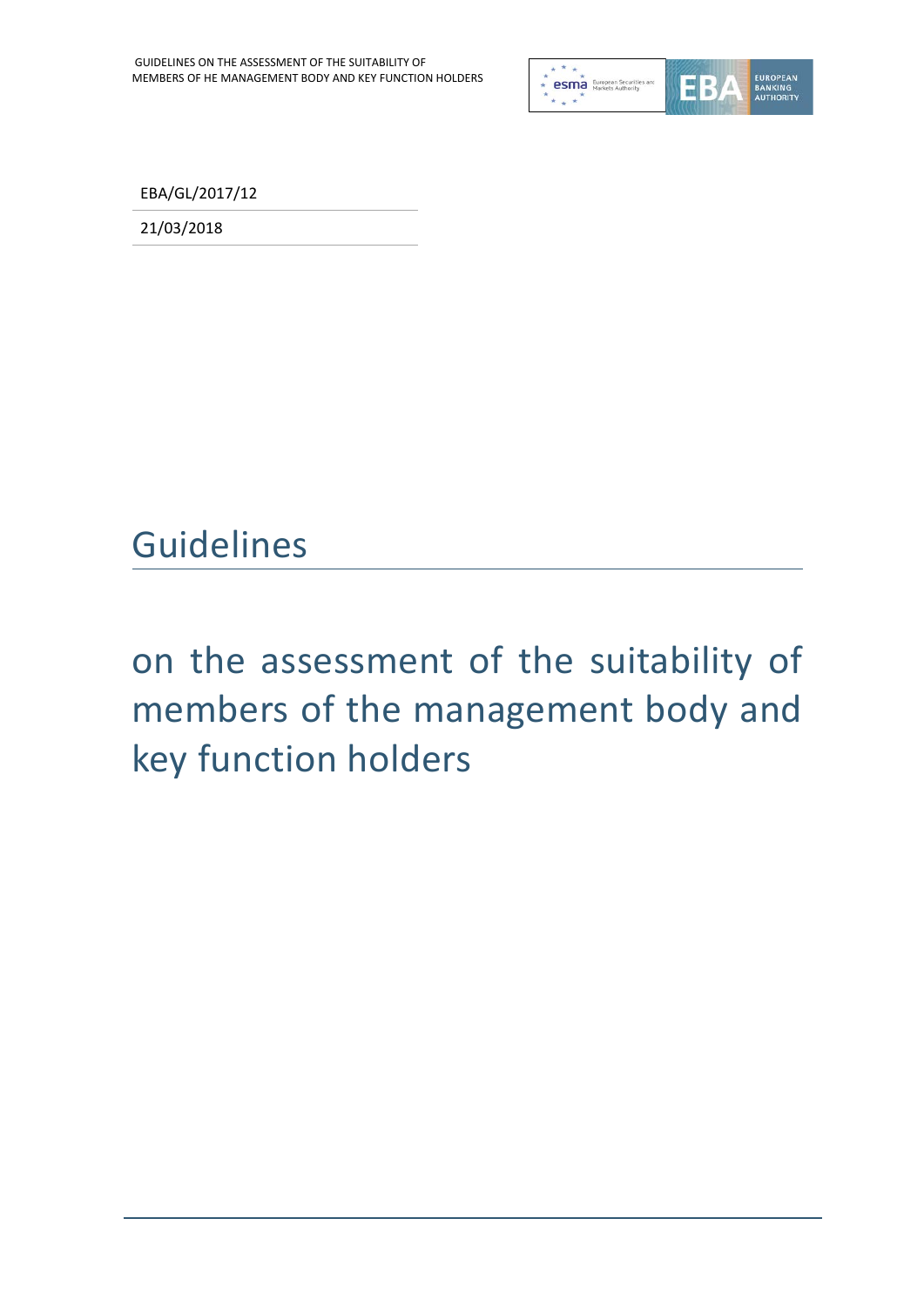EBA/GL/2017/12

21/03/2018

# Guidelines

## on the assessment of the suitability of members of the management body and key function holders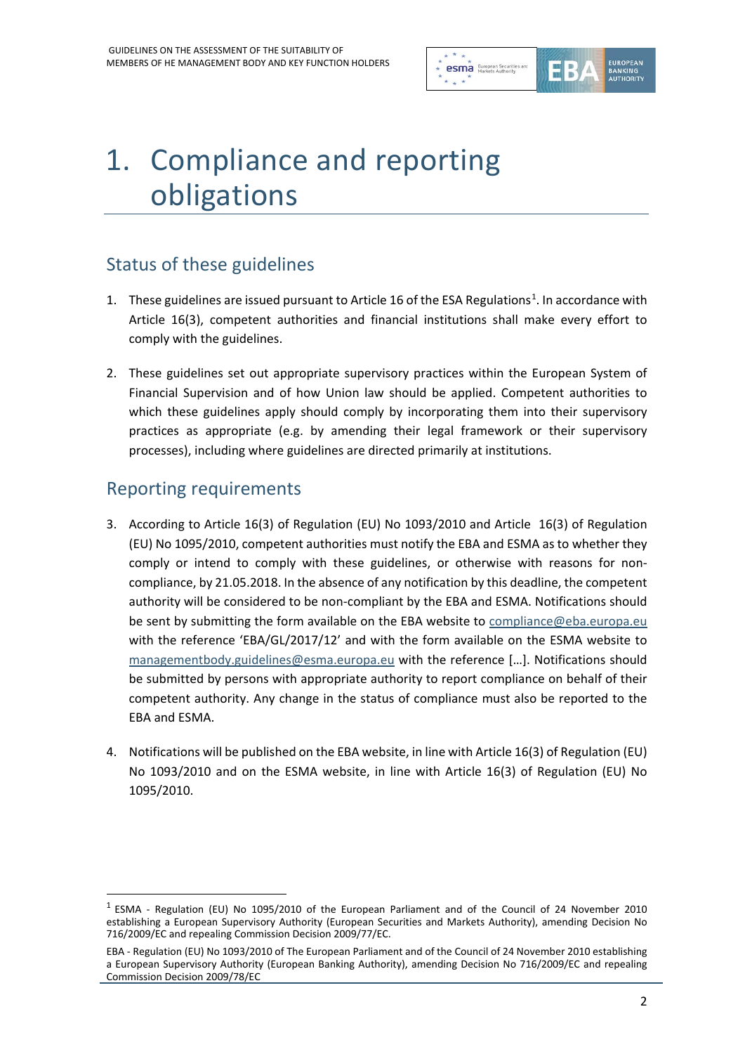# 1. Compliance and reporting obligations

## Status of these guidelines

1. These guidelines are issued pursuant to Article 16 of the ESA Regulations[1]. In accordance with Article 16(3), competent authorities and financial institutions shall make every effort to comply with the guidelines.

2. These guidelines set out appropriate supervisory practices within the European System of Financial Supervision and of how Union law should be applied. Competent authorities to which these guidelines apply should comply by incorporating them into their supervisory practices as appropriate (e.g. by amending their legal framework or their supervisory processes), including where guidelines are directed primarily at institutions.

## Reporting requirements

3. According to Article 16(3) of Regulation (EU) No 1093/2010 and Article 16(3) of Regulation (EU) No 1095/2010, competent authorities must notify the EBA and ESMA as to whether they comply or intend to comply with these guidelines, or otherwise with reasons for non-compliance, by 21.05.2018. In the absence of any notification by this deadline, the competent authority will be considered to be non-compliant by the EBA and ESMA. Notifications should be sent by submitting the form available on the EBA website to compliance@eba.europa.eu with the reference 'EBA/GL/2017/12' and with the form available on the ESMA website to managementbody.guidelines@esma.europa.eu with the reference […]. Notifications should be submitted by persons with appropriate authority to report compliance on behalf of their competent authority. Any change in the status of compliance must also be reported to the EBA and ESMA.

4. Notifications will be published on the EBA website, in line with Article 16(3) of Regulation (EU) No 1093/2010 and on the ESMA website, in line with Article 16(3) of Regulation (EU) No 1095/2010.

---

[1] ESMA - Regulation (EU) No 1095/2010 of the European Parliament and of the Council of 24 November 2010 establishing a European Supervisory Authority (European Securities and Markets Authority), amending Decision No 716/2009/EC and repealing Commission Decision 2009/77/EC.

EBA - Regulation (EU) No 1093/2010 of The European Parliament and of the Council of 24 November 2010 establishing a European Supervisory Authority (European Banking Authority), amending Decision No 716/2009/EC and repealing Commission Decision 2009/78/EC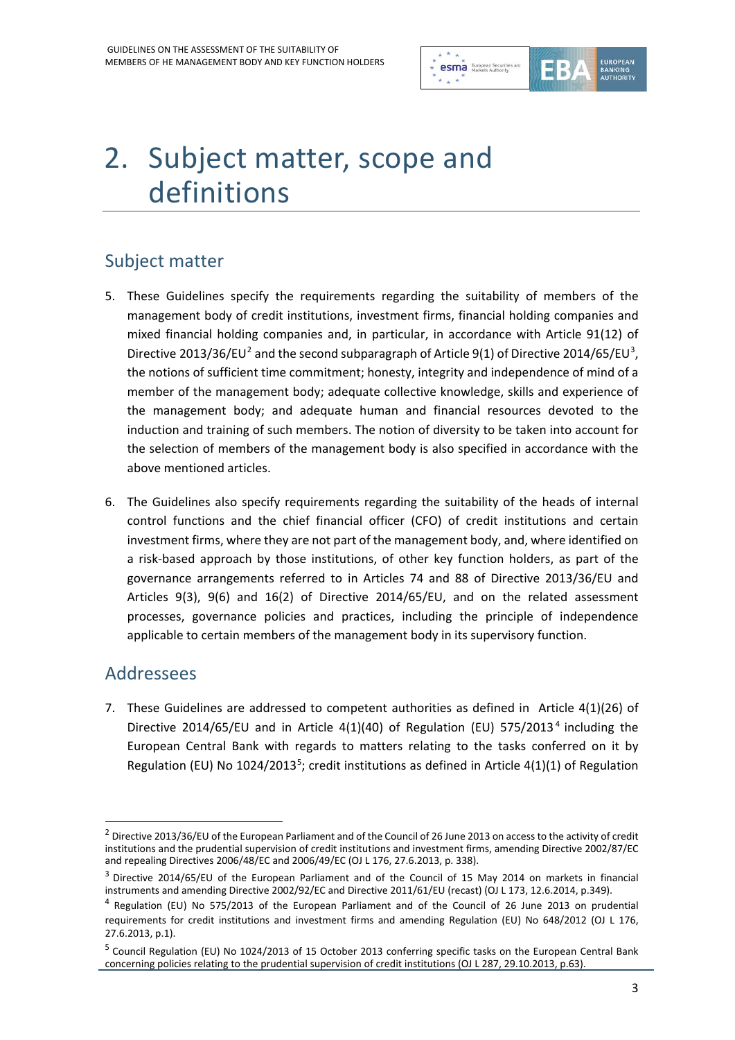# 2. Subject matter, scope and definitions

## Subject matter

5. These Guidelines specify the requirements regarding the suitability of members of the management body of credit institutions, investment firms, financial holding companies and mixed financial holding companies and, in particular, in accordance with Article 91(12) of Directive 2013/36/EU[2] and the second subparagraph of Article 9(1) of Directive 2014/65/EU[3], the notions of sufficient time commitment; honesty, integrity and independence of mind of a member of the management body; adequate collective knowledge, skills and experience of the management body; and adequate human and financial resources devoted to the induction and training of such members. The notion of diversity to be taken into account for the selection of members of the management body is also specified in accordance with the above mentioned articles.

6. The Guidelines also specify requirements regarding the suitability of the heads of internal control functions and the chief financial officer (CFO) of credit institutions and certain investment firms, where they are not part of the management body, and, where identified on a risk-based approach by those institutions, of other key function holders, as part of the governance arrangements referred to in Articles 74 and 88 of Directive 2013/36/EU and Articles 9(3), 9(6) and 16(2) of Directive 2014/65/EU, and on the related assessment processes, governance policies and practices, including the principle of independence applicable to certain members of the management body in its supervisory function.

## Addressees

7. These Guidelines are addressed to competent authorities as defined in Article 4(1)(26) of Directive 2014/65/EU and in Article 4(1)(40) of Regulation (EU) 575/2013[4] including the European Central Bank with regards to matters relating to the tasks conferred on it by Regulation (EU) No 1024/2013[5]; credit institutions as defined in Article 4(1)(1) of Regulation

---

[2] Directive 2013/36/EU of the European Parliament and of the Council of 26 June 2013 on access to the activity of credit institutions and the prudential supervision of credit institutions and investment firms, amending Directive 2002/87/EC and repealing Directives 2006/48/EC and 2006/49/EC (OJ L 176, 27.6.2013, p. 338).

[3] Directive 2014/65/EU of the European Parliament and of the Council of 15 May 2014 on markets in financial instruments and amending Directive 2002/92/EC and Directive 2011/61/EU (recast) (OJ L 173, 12.6.2014, p.349).

[4] Regulation (EU) No 575/2013 of the European Parliament and of the Council of 26 June 2013 on prudential requirements for credit institutions and investment firms and amending Regulation (EU) No 648/2012 (OJ L 176, 27.6.2013, p.1).

[5] Council Regulation (EU) No 1024/2013 of 15 October 2013 conferring specific tasks on the European Central Bank concerning policies relating to the prudential supervision of credit institutions (OJ L 287, 29.10.2013, p.63).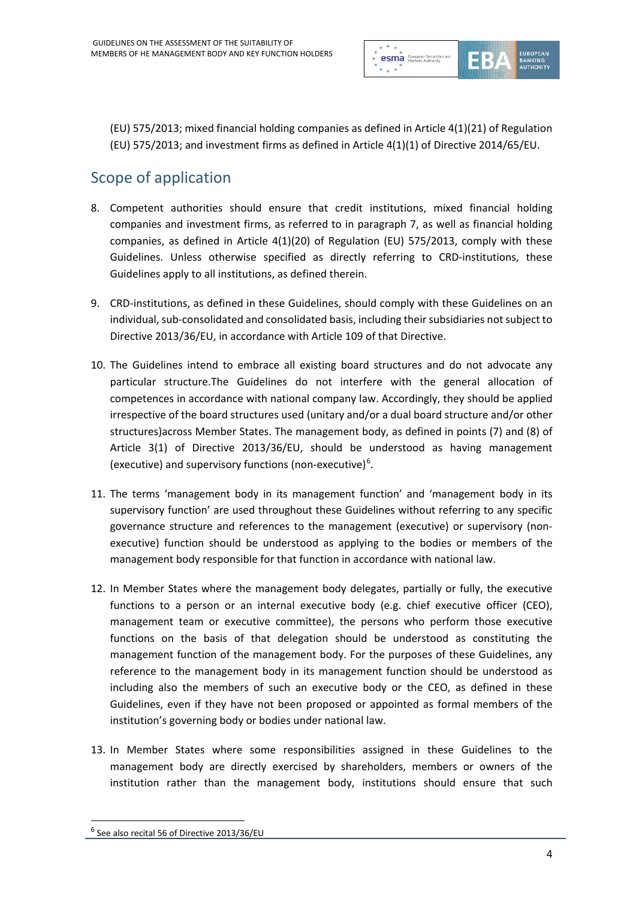(EU) 575/2013; mixed financial holding companies as defined in Article 4(1)(21) of Regulation (EU) 575/2013; and investment firms as defined in Article 4(1)(1) of Directive 2014/65/EU.

## Scope of application

8. Competent authorities should ensure that credit institutions, mixed financial holding companies and investment firms, as referred to in paragraph 7, as well as financial holding companies, as defined in Article 4(1)(20) of Regulation (EU) 575/2013, comply with these Guidelines. Unless otherwise specified as directly referring to CRD-institutions, these Guidelines apply to all institutions, as defined therein.

9. CRD-institutions, as defined in these Guidelines, should comply with these Guidelines on an individual, sub-consolidated and consolidated basis, including their subsidiaries not subject to Directive 2013/36/EU, in accordance with Article 109 of that Directive.

10. The Guidelines intend to embrace all existing board structures and do not advocate any particular structure.The Guidelines do not interfere with the general allocation of competences in accordance with national company law. Accordingly, they should be applied irrespective of the board structures used (unitary and/or a dual board structure and/or other structures)across Member States. The management body, as defined in points (7) and (8) of Article 3(1) of Directive 2013/36/EU, should be understood as having management (executive) and supervisory functions (non-executive)[6].

11. The terms 'management body in its management function' and 'management body in its supervisory function' are used throughout these Guidelines without referring to any specific governance structure and references to the management (executive) or supervisory (non-executive) function should be understood as applying to the bodies or members of the management body responsible for that function in accordance with national law.

12. In Member States where the management body delegates, partially or fully, the executive functions to a person or an internal executive body (e.g. chief executive officer (CEO), management team or executive committee), the persons who perform those executive functions on the basis of that delegation should be understood as constituting the management function of the management body. For the purposes of these Guidelines, any reference to the management body in its management function should be understood as including also the members of such an executive body or the CEO, as defined in these Guidelines, even if they have not been proposed or appointed as formal members of the institution's governing body or bodies under national law.

13. In Member States where some responsibilities assigned in these Guidelines to the management body are directly exercised by shareholders, members or owners of the institution rather than the management body, institutions should ensure that such

[6] See also recital 56 of Directive 2013/36/EU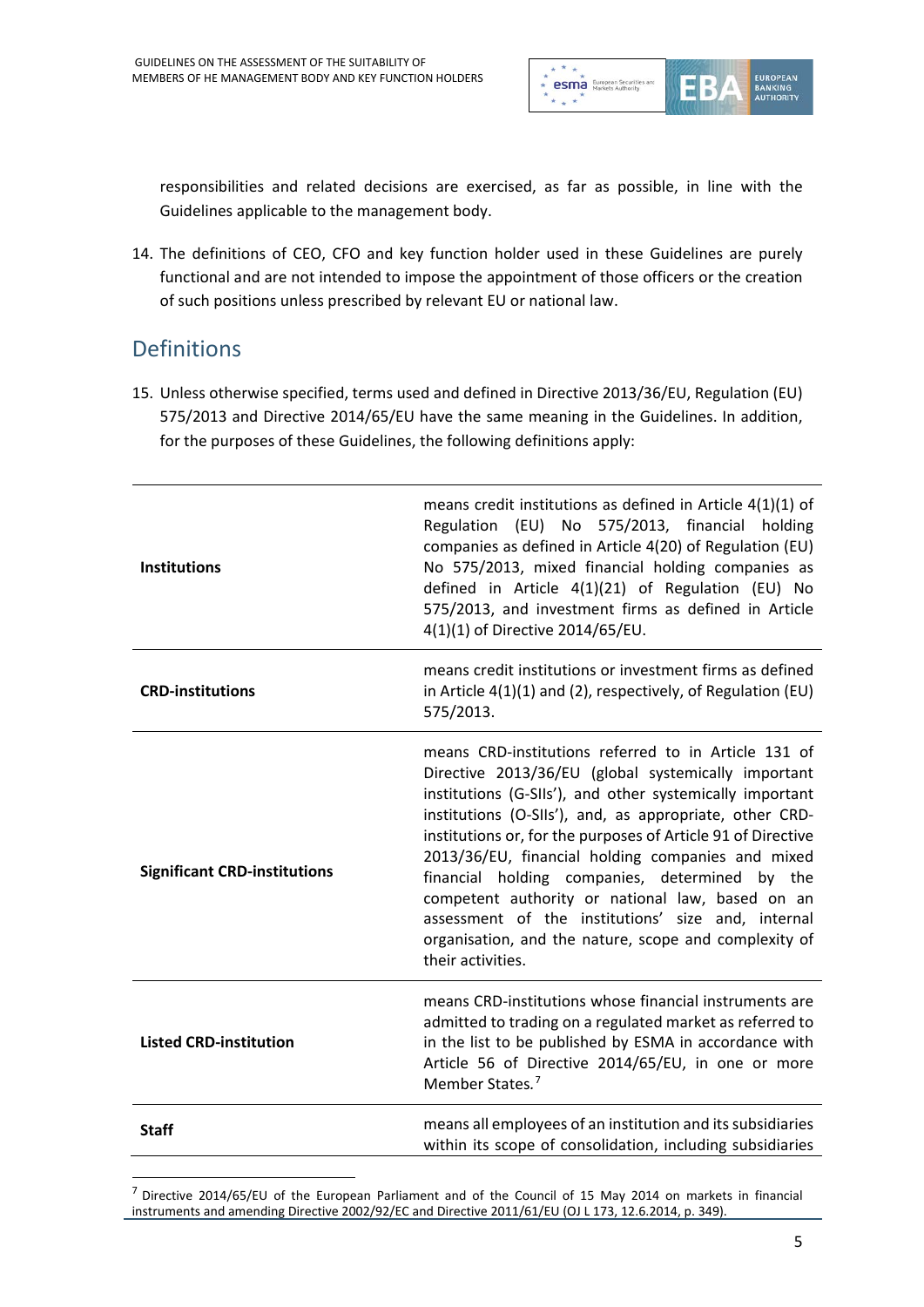responsibilities and related decisions are exercised, as far as possible, in line with the Guidelines applicable to the management body.

14. The definitions of CEO, CFO and key function holder used in these Guidelines are purely functional and are not intended to impose the appointment of those officers or the creation of such positions unless prescribed by relevant EU or national law.

## Definitions

15. Unless otherwise specified, terms used and defined in Directive 2013/36/EU, Regulation (EU) 575/2013 and Directive 2014/65/EU have the same meaning in the Guidelines. In addition, for the purposes of these Guidelines, the following definitions apply:

| | |
|---|---|
| **Institutions** | means credit institutions as defined in Article 4(1)(1) of Regulation (EU) No 575/2013, financial holding companies as defined in Article 4(20) of Regulation (EU) No 575/2013, mixed financial holding companies as defined in Article 4(1)(21) of Regulation (EU) No 575/2013, and investment firms as defined in Article 4(1)(1) of Directive 2014/65/EU. |
| **CRD-institutions** | means credit institutions or investment firms as defined in Article 4(1)(1) and (2), respectively, of Regulation (EU) 575/2013. |
| **Significant CRD-institutions** | means CRD-institutions referred to in Article 131 of Directive 2013/36/EU (global systemically important institutions (G-SIIs'), and other systemically important institutions (O-SIIs'), and, as appropriate, other CRD-institutions or, for the purposes of Article 91 of Directive 2013/36/EU, financial holding companies and mixed financial holding companies, determined by the competent authority or national law, based on an assessment of the institutions' size and, internal organisation, and the nature, scope and complexity of their activities. |
| **Listed CRD-institution** | means CRD-institutions whose financial instruments are admitted to trading on a regulated market as referred to in the list to be published by ESMA in accordance with Article 56 of Directive 2014/65/EU, in one or more Member States.[7] |
| **Staff** | means all employees of an institution and its subsidiaries within its scope of consolidation, including subsidiaries |

[7] Directive 2014/65/EU of the European Parliament and of the Council of 15 May 2014 on markets in financial instruments and amending Directive 2002/92/EC and Directive 2011/61/EU (OJ L 173, 12.6.2014, p. 349).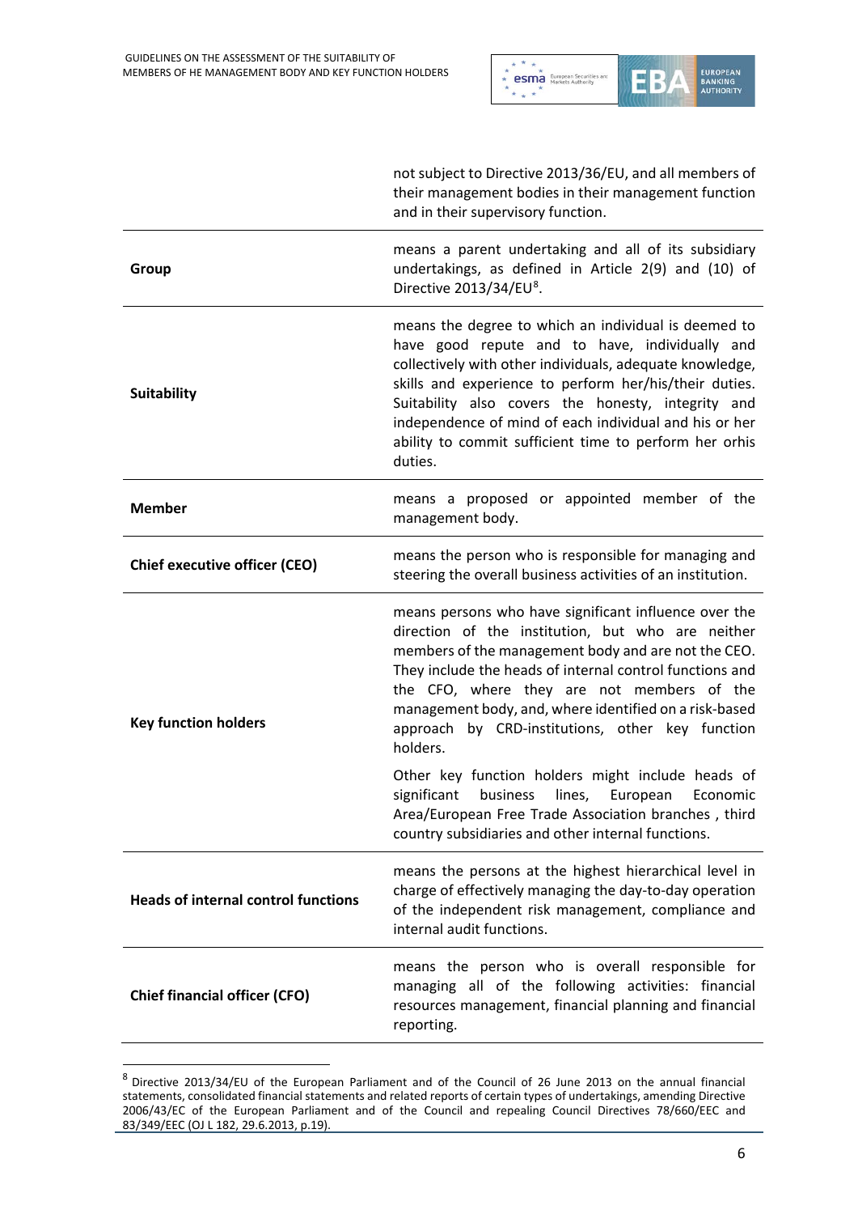| | |
|---|---|
| | not subject to Directive 2013/36/EU, and all members of their management bodies in their management function and in their supervisory function. |
| **Group** | means a parent undertaking and all of its subsidiary undertakings, as defined in Article 2(9) and (10) of Directive 2013/34/EU[8]. |
| **Suitability** | means the degree to which an individual is deemed to have good repute and to have, individually and collectively with other individuals, adequate knowledge, skills and experience to perform her/his/their duties. Suitability also covers the honesty, integrity and independence of mind of each individual and his or her ability to commit sufficient time to perform her orhis duties. |
| **Member** | means a proposed or appointed member of the management body. |
| **Chief executive officer (CEO)** | means the person who is responsible for managing and steering the overall business activities of an institution. |
| **Key function holders** | means persons who have significant influence over the direction of the institution, but who are neither members of the management body and are not the CEO. They include the heads of internal control functions and the CFO, where they are not members of the management body, and, where identified on a risk-based approach by CRD-institutions, other key function holders.<br><br>Other key function holders might include heads of significant business lines, European Economic Area/European Free Trade Association branches , third country subsidiaries and other internal functions. |
| **Heads of internal control functions** | means the persons at the highest hierarchical level in charge of effectively managing the day-to-day operation of the independent risk management, compliance and internal audit functions. |
| **Chief financial officer (CFO)** | means the person who is overall responsible for managing all of the following activities: financial resources management, financial planning and financial reporting. |

[8] Directive 2013/34/EU of the European Parliament and of the Council of 26 June 2013 on the annual financial statements, consolidated financial statements and related reports of certain types of undertakings, amending Directive 2006/43/EC of the European Parliament and of the Council and repealing Council Directives 78/660/EEC and 83/349/EEC (OJ L 182, 29.6.2013, p.19).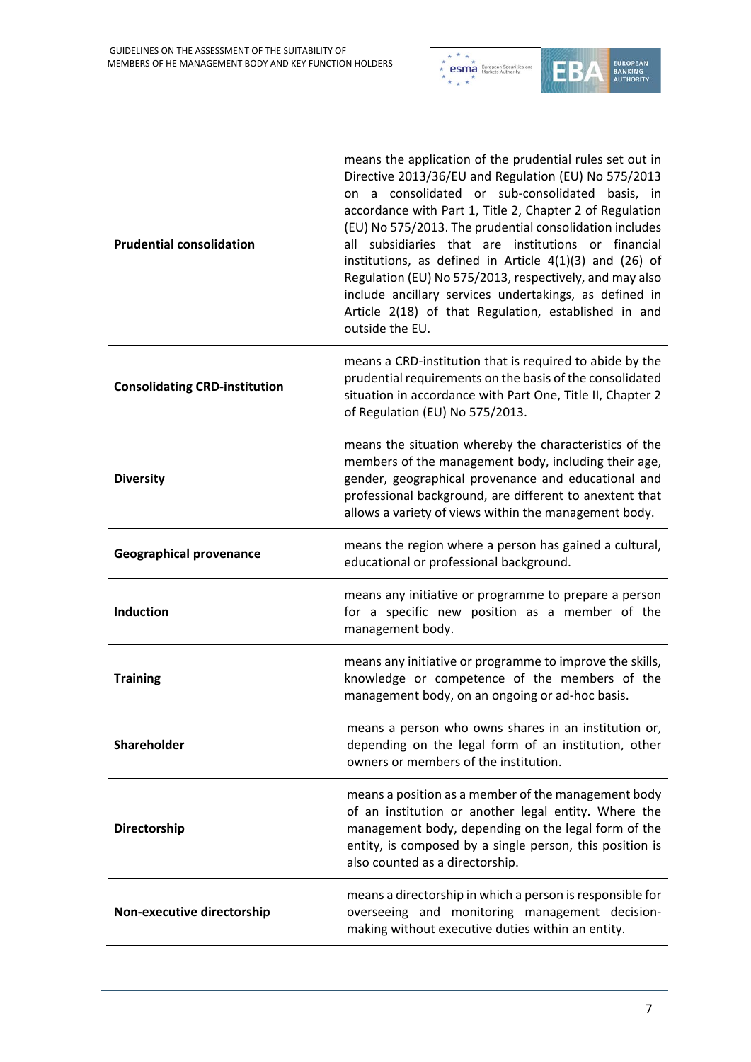| | |
|---|---|
| **Prudential consolidation** | means the application of the prudential rules set out in Directive 2013/36/EU and Regulation (EU) No 575/2013 on a consolidated or sub-consolidated basis, in accordance with Part 1, Title 2, Chapter 2 of Regulation (EU) No 575/2013. The prudential consolidation includes all subsidiaries that are institutions or financial institutions, as defined in Article 4(1)(3) and (26) of Regulation (EU) No 575/2013, respectively, and may also include ancillary services undertakings, as defined in Article 2(18) of that Regulation, established in and outside the EU. |
| **Consolidating CRD-institution** | means a CRD-institution that is required to abide by the prudential requirements on the basis of the consolidated situation in accordance with Part One, Title II, Chapter 2 of Regulation (EU) No 575/2013. |
| **Diversity** | means the situation whereby the characteristics of the members of the management body, including their age, gender, geographical provenance and educational and professional background, are different to anextent that allows a variety of views within the management body. |
| **Geographical provenance** | means the region where a person has gained a cultural, educational or professional background. |
| **Induction** | means any initiative or programme to prepare a person for a specific new position as a member of the management body. |
| **Training** | means any initiative or programme to improve the skills, knowledge or competence of the members of the management body, on an ongoing or ad-hoc basis. |
| **Shareholder** | means a person who owns shares in an institution or, depending on the legal form of an institution, other owners or members of the institution. |
| **Directorship** | means a position as a member of the management body of an institution or another legal entity. Where the management body, depending on the legal form of the entity, is composed by a single person, this position is also counted as a directorship. |
| **Non-executive directorship** | means a directorship in which a person is responsible for overseeing and monitoring management decision-making without executive duties within an entity. |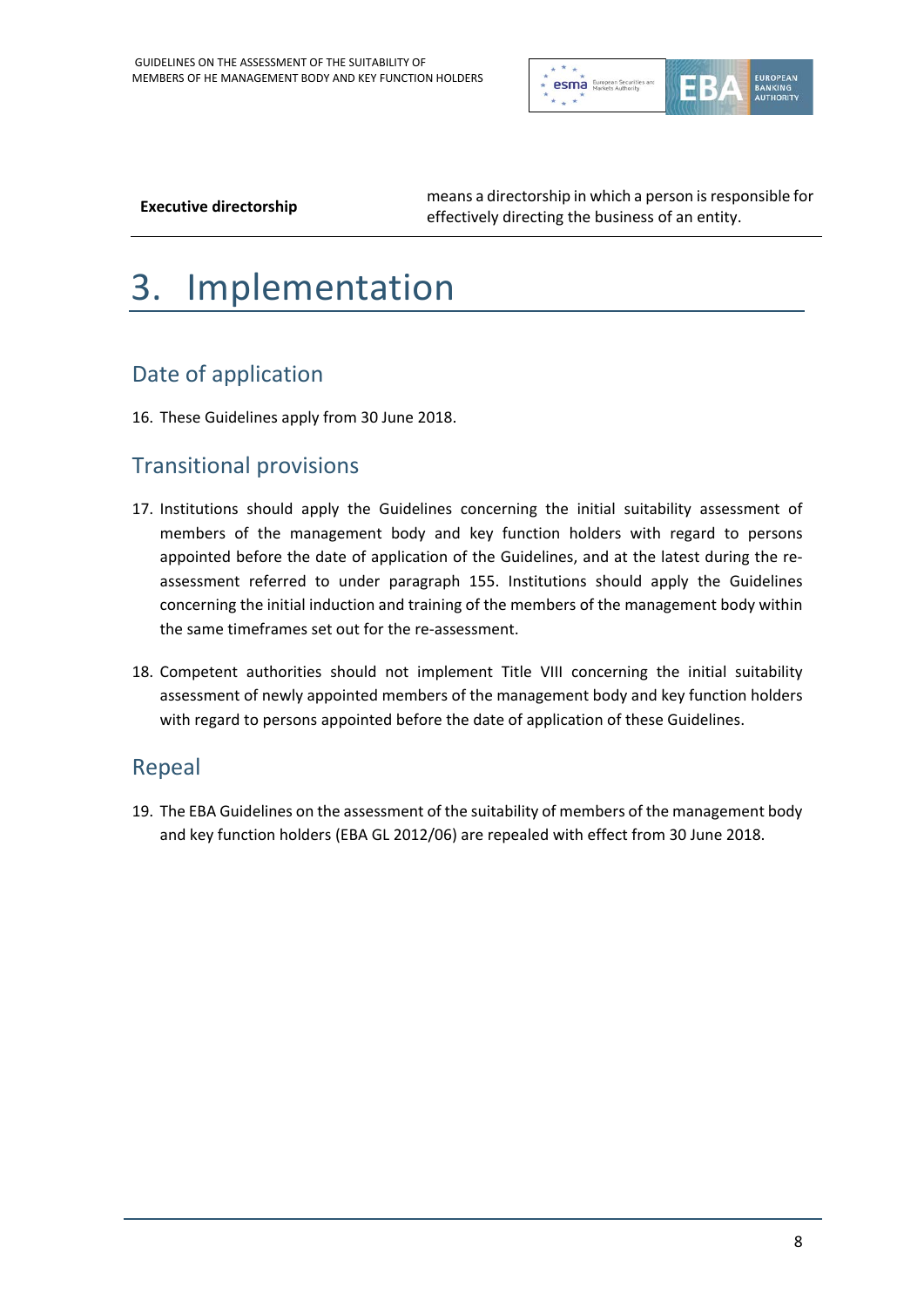| **Executive directorship** | means a directorship in which a person is responsible for effectively directing the business of an entity. |
| --- | --- |

# 3. Implementation

## Date of application

16. These Guidelines apply from 30 June 2018.

## Transitional provisions

17. Institutions should apply the Guidelines concerning the initial suitability assessment of members of the management body and key function holders with regard to persons appointed before the date of application of the Guidelines, and at the latest during the re-assessment referred to under paragraph 155. Institutions should apply the Guidelines concerning the initial induction and training of the members of the management body within the same timeframes set out for the re-assessment.

18. Competent authorities should not implement Title VIII concerning the initial suitability assessment of newly appointed members of the management body and key function holders with regard to persons appointed before the date of application of these Guidelines.

## Repeal

19. The EBA Guidelines on the assessment of the suitability of members of the management body and key function holders (EBA GL 2012/06) are repealed with effect from 30 June 2018.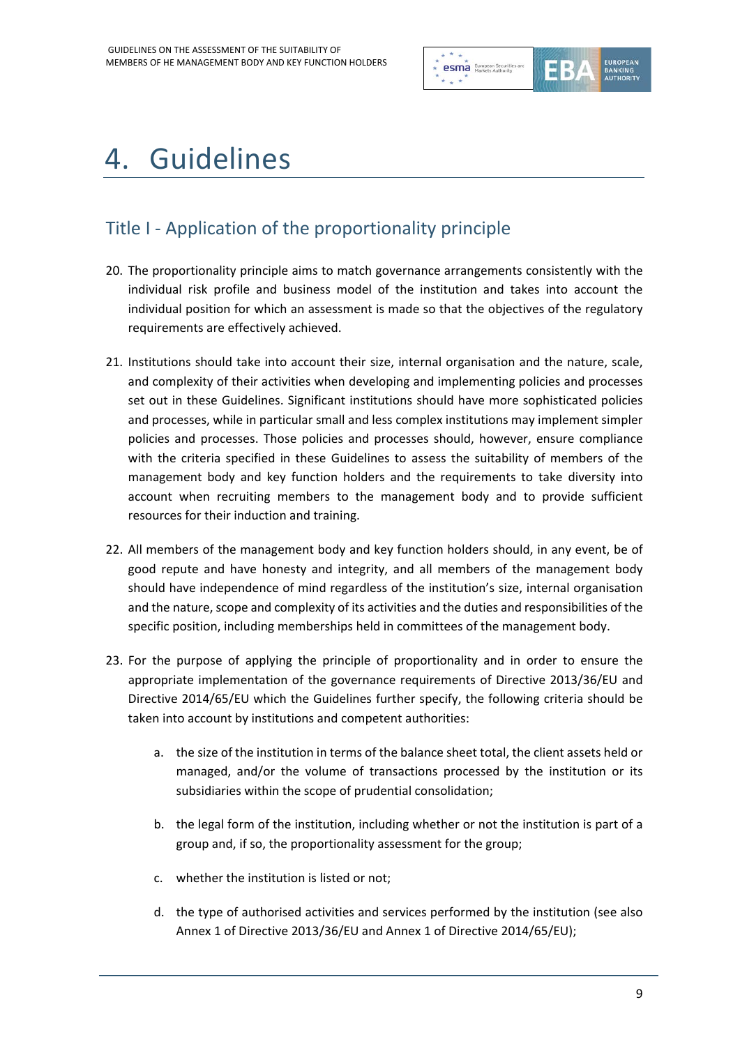# 4. Guidelines

## Title I - Application of the proportionality principle

20. The proportionality principle aims to match governance arrangements consistently with the individual risk profile and business model of the institution and takes into account the individual position for which an assessment is made so that the objectives of the regulatory requirements are effectively achieved.

21. Institutions should take into account their size, internal organisation and the nature, scale, and complexity of their activities when developing and implementing policies and processes set out in these Guidelines. Significant institutions should have more sophisticated policies and processes, while in particular small and less complex institutions may implement simpler policies and processes. Those policies and processes should, however, ensure compliance with the criteria specified in these Guidelines to assess the suitability of members of the management body and key function holders and the requirements to take diversity into account when recruiting members to the management body and to provide sufficient resources for their induction and training.

22. All members of the management body and key function holders should, in any event, be of good repute and have honesty and integrity, and all members of the management body should have independence of mind regardless of the institution's size, internal organisation and the nature, scope and complexity of its activities and the duties and responsibilities of the specific position, including memberships held in committees of the management body.

23. For the purpose of applying the principle of proportionality and in order to ensure the appropriate implementation of the governance requirements of Directive 2013/36/EU and Directive 2014/65/EU which the Guidelines further specify, the following criteria should be taken into account by institutions and competent authorities:

    a. the size of the institution in terms of the balance sheet total, the client assets held or managed, and/or the volume of transactions processed by the institution or its subsidiaries within the scope of prudential consolidation;

    b. the legal form of the institution, including whether or not the institution is part of a group and, if so, the proportionality assessment for the group;

    c. whether the institution is listed or not;

    d. the type of authorised activities and services performed by the institution (see also Annex 1 of Directive 2013/36/EU and Annex 1 of Directive 2014/65/EU);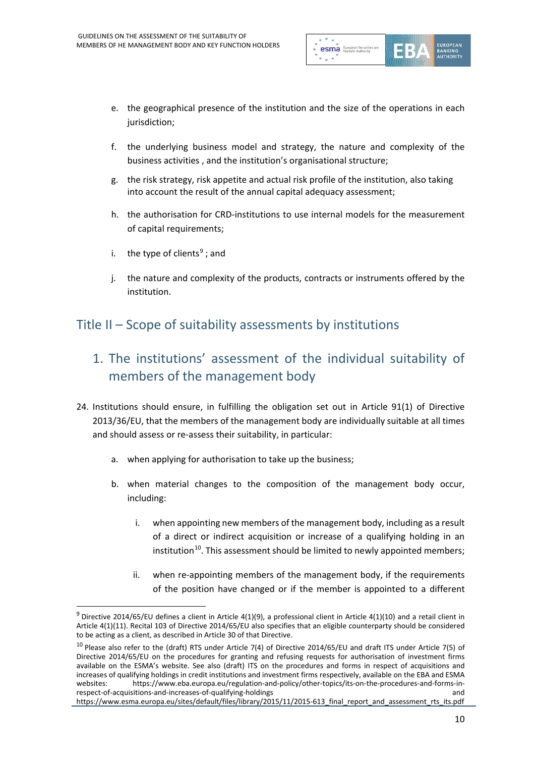e. the geographical presence of the institution and the size of the operations in each jurisdiction;

f. the underlying business model and strategy, the nature and complexity of the business activities , and the institution's organisational structure;

g. the risk strategy, risk appetite and actual risk profile of the institution, also taking into account the result of the annual capital adequacy assessment;

h. the authorisation for CRD-institutions to use internal models for the measurement of capital requirements;

i. the type of clients[9] ; and

j. the nature and complexity of the products, contracts or instruments offered by the institution.

# Title II – Scope of suitability assessments by institutions

## 1. The institutions' assessment of the individual suitability of members of the management body

24. Institutions should ensure, in fulfilling the obligation set out in Article 91(1) of Directive 2013/36/EU, that the members of the management body are individually suitable at all times and should assess or re-assess their suitability, in particular:

    a. when applying for authorisation to take up the business;

    b. when material changes to the composition of the management body occur, including:

        i. when appointing new members of the management body, including as a result of a direct or indirect acquisition or increase of a qualifying holding in an institution[10]. This assessment should be limited to newly appointed members;

        ii. when re-appointing members of the management body, if the requirements of the position have changed or if the member is appointed to a different

---

[9] Directive 2014/65/EU defines a client in Article 4(1)(9), a professional client in Article 4(1)(10) and a retail client in Article 4(1)(11). Recital 103 of Directive 2014/65/EU also specifies that an eligible counterparty should be considered to be acting as a client, as described in Article 30 of that Directive.

[10] Please also refer to the (draft) RTS under Article 7(4) of Directive 2014/65/EU and draft ITS under Article 7(5) of Directive 2014/65/EU on the procedures for granting and refusing requests for authorisation of investment firms available on the ESMA's website. See also (draft) ITS on the procedures and forms in respect of acquisitions and increases of qualifying holdings in credit institutions and investment firms respectively, available on the EBA and ESMA websites: https://www.eba.europa.eu/regulation-and-policy/other-topics/its-on-the-procedures-and-forms-in-respect-of-acquisitions-and-increases-of-qualifying-holdings and https://www.esma.europa.eu/sites/default/files/library/2015/11/2015-613_final_report_and_assessment_rts_its.pdf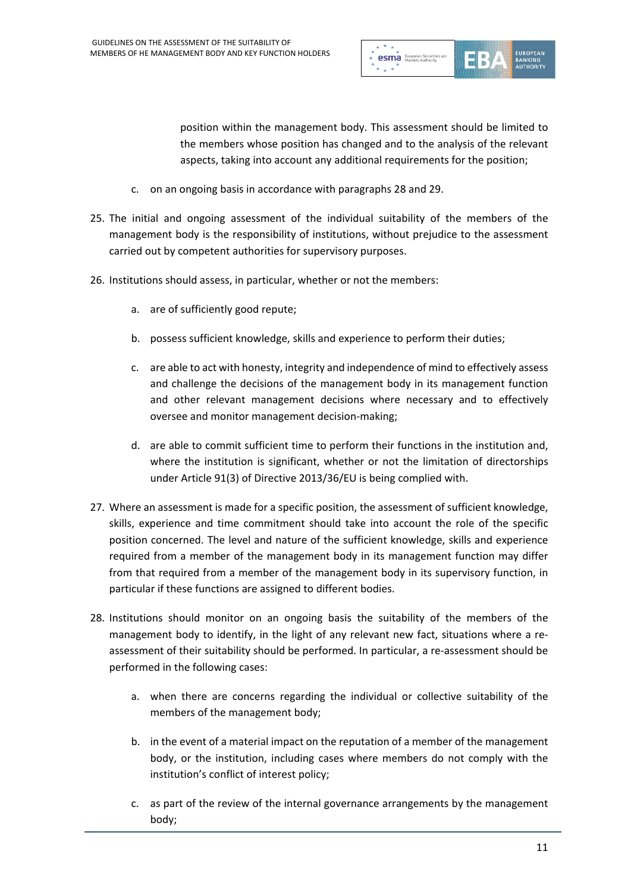position within the management body. This assessment should be limited to the members whose position has changed and to the analysis of the relevant aspects, taking into account any additional requirements for the position;

c. on an ongoing basis in accordance with paragraphs 28 and 29.

25. The initial and ongoing assessment of the individual suitability of the members of the management body is the responsibility of institutions, without prejudice to the assessment carried out by competent authorities for supervisory purposes.

26. Institutions should assess, in particular, whether or not the members:

    a. are of sufficiently good repute;

    b. possess sufficient knowledge, skills and experience to perform their duties;

    c. are able to act with honesty, integrity and independence of mind to effectively assess and challenge the decisions of the management body in its management function and other relevant management decisions where necessary and to effectively oversee and monitor management decision-making;

    d. are able to commit sufficient time to perform their functions in the institution and, where the institution is significant, whether or not the limitation of directorships under Article 91(3) of Directive 2013/36/EU is being complied with.

27. Where an assessment is made for a specific position, the assessment of sufficient knowledge, skills, experience and time commitment should take into account the role of the specific position concerned. The level and nature of the sufficient knowledge, skills and experience required from a member of the management body in its management function may differ from that required from a member of the management body in its supervisory function, in particular if these functions are assigned to different bodies.

28. Institutions should monitor on an ongoing basis the suitability of the members of the management body to identify, in the light of any relevant new fact, situations where a re-assessment of their suitability should be performed. In particular, a re-assessment should be performed in the following cases:

    a. when there are concerns regarding the individual or collective suitability of the members of the management body;

    b. in the event of a material impact on the reputation of a member of the management body, or the institution, including cases where members do not comply with the institution's conflict of interest policy;

    c. as part of the review of the internal governance arrangements by the management body;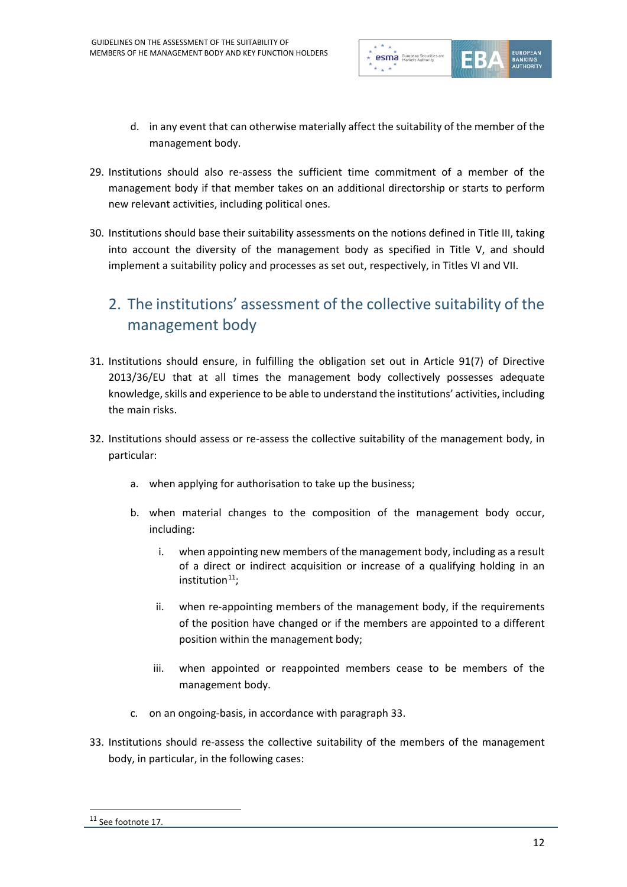d. in any event that can otherwise materially affect the suitability of the member of the management body.

29. Institutions should also re-assess the sufficient time commitment of a member of the management body if that member takes on an additional directorship or starts to perform new relevant activities, including political ones.

30. Institutions should base their suitability assessments on the notions defined in Title III, taking into account the diversity of the management body as specified in Title V, and should implement a suitability policy and processes as set out, respectively, in Titles VI and VII.

## 2. The institutions' assessment of the collective suitability of the management body

31. Institutions should ensure, in fulfilling the obligation set out in Article 91(7) of Directive 2013/36/EU that at all times the management body collectively possesses adequate knowledge, skills and experience to be able to understand the institutions' activities, including the main risks.

32. Institutions should assess or re-assess the collective suitability of the management body, in particular:

    a. when applying for authorisation to take up the business;

    b. when material changes to the composition of the management body occur, including:

        i. when appointing new members of the management body, including as a result of a direct or indirect acquisition or increase of a qualifying holding in an institution[11];

        ii. when re-appointing members of the management body, if the requirements of the position have changed or if the members are appointed to a different position within the management body;

        iii. when appointed or reappointed members cease to be members of the management body.

    c. on an ongoing-basis, in accordance with paragraph 33.

33. Institutions should re-assess the collective suitability of the members of the management body, in particular, in the following cases:

[11] See footnote 17.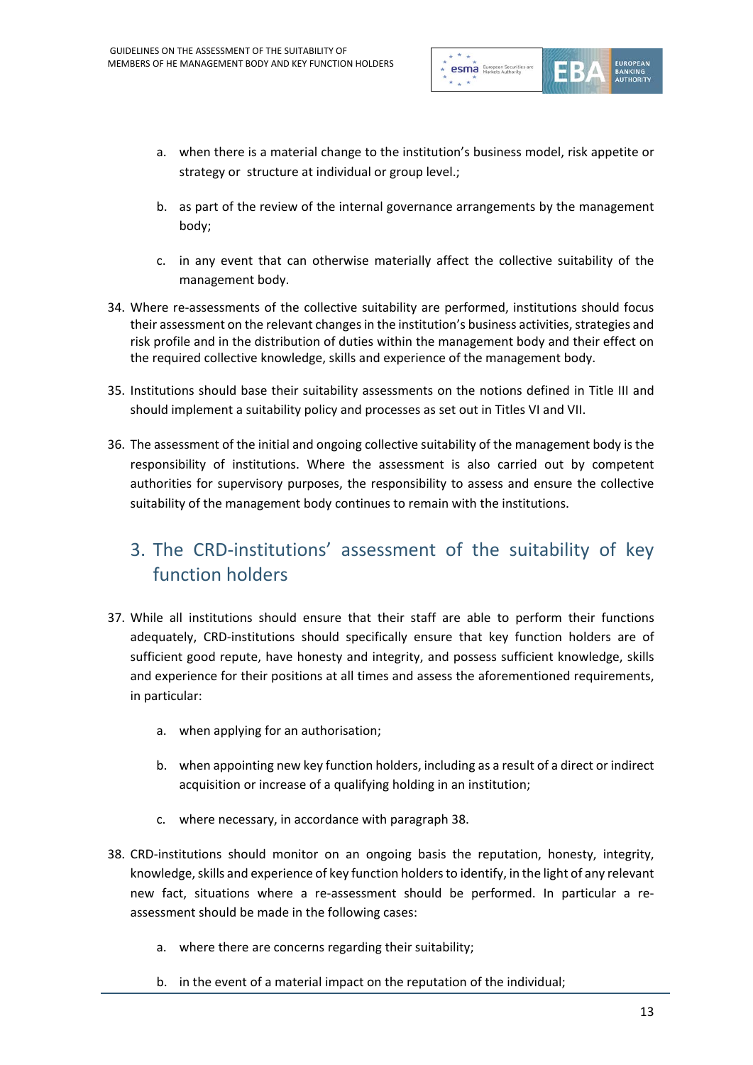a. when there is a material change to the institution's business model, risk appetite or strategy or structure at individual or group level.;

b. as part of the review of the internal governance arrangements by the management body;

c. in any event that can otherwise materially affect the collective suitability of the management body.

34. Where re-assessments of the collective suitability are performed, institutions should focus their assessment on the relevant changes in the institution's business activities, strategies and risk profile and in the distribution of duties within the management body and their effect on the required collective knowledge, skills and experience of the management body.

35. Institutions should base their suitability assessments on the notions defined in Title III and should implement a suitability policy and processes as set out in Titles VI and VII.

36. The assessment of the initial and ongoing collective suitability of the management body is the responsibility of institutions. Where the assessment is also carried out by competent authorities for supervisory purposes, the responsibility to assess and ensure the collective suitability of the management body continues to remain with the institutions.

## 3. The CRD-institutions' assessment of the suitability of key function holders

37. While all institutions should ensure that their staff are able to perform their functions adequately, CRD-institutions should specifically ensure that key function holders are of sufficient good repute, have honesty and integrity, and possess sufficient knowledge, skills and experience for their positions at all times and assess the aforementioned requirements, in particular:

    a. when applying for an authorisation;

    b. when appointing new key function holders, including as a result of a direct or indirect acquisition or increase of a qualifying holding in an institution;

    c. where necessary, in accordance with paragraph 38.

38. CRD-institutions should monitor on an ongoing basis the reputation, honesty, integrity, knowledge, skills and experience of key function holders to identify, in the light of any relevant new fact, situations where a re-assessment should be performed. In particular a re-assessment should be made in the following cases:

    a. where there are concerns regarding their suitability;

    b. in the event of a material impact on the reputation of the individual;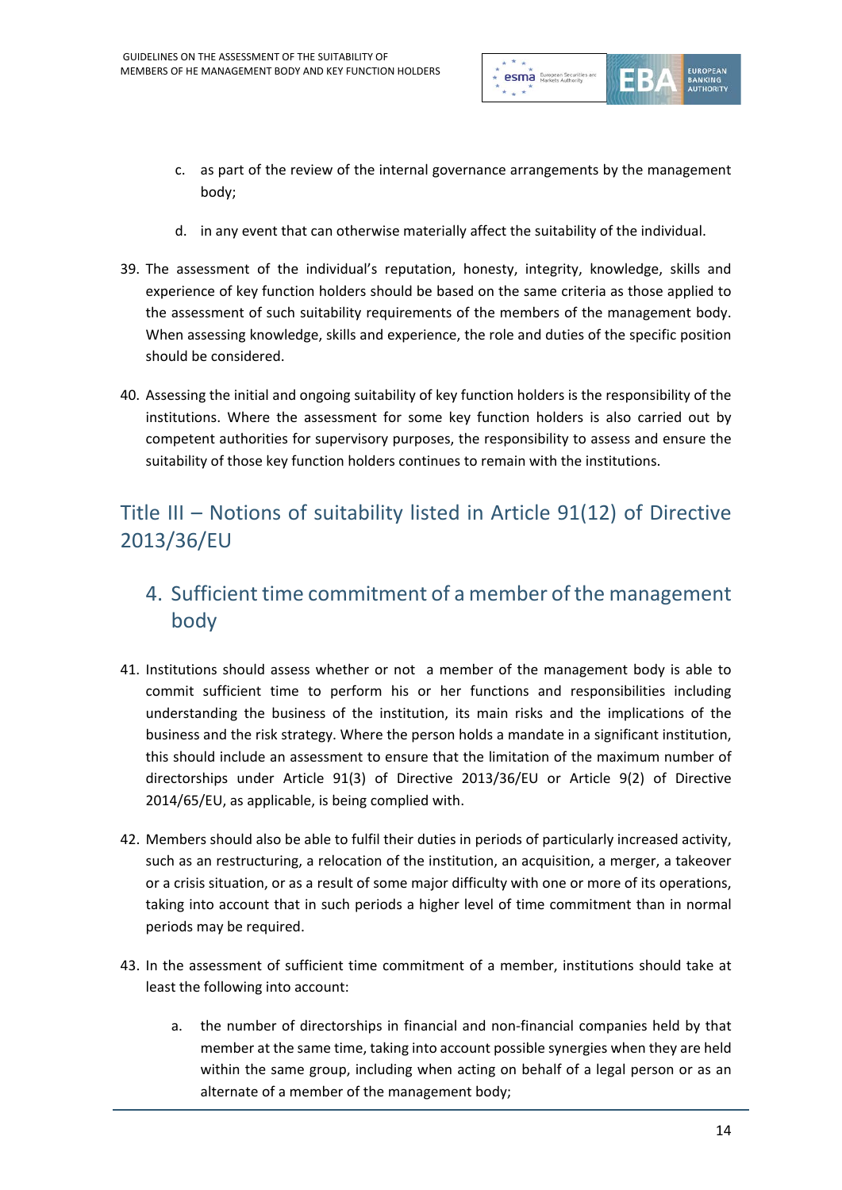c. as part of the review of the internal governance arrangements by the management body;

d. in any event that can otherwise materially affect the suitability of the individual.

39. The assessment of the individual's reputation, honesty, integrity, knowledge, skills and experience of key function holders should be based on the same criteria as those applied to the assessment of such suitability requirements of the members of the management body. When assessing knowledge, skills and experience, the role and duties of the specific position should be considered.

40. Assessing the initial and ongoing suitability of key function holders is the responsibility of the institutions. Where the assessment for some key function holders is also carried out by competent authorities for supervisory purposes, the responsibility to assess and ensure the suitability of those key function holders continues to remain with the institutions.

# Title III – Notions of suitability listed in Article 91(12) of Directive 2013/36/EU

## 4. Sufficient time commitment of a member of the management body

41. Institutions should assess whether or not a member of the management body is able to commit sufficient time to perform his or her functions and responsibilities including understanding the business of the institution, its main risks and the implications of the business and the risk strategy. Where the person holds a mandate in a significant institution, this should include an assessment to ensure that the limitation of the maximum number of directorships under Article 91(3) of Directive 2013/36/EU or Article 9(2) of Directive 2014/65/EU, as applicable, is being complied with.

42. Members should also be able to fulfil their duties in periods of particularly increased activity, such as an restructuring, a relocation of the institution, an acquisition, a merger, a takeover or a crisis situation, or as a result of some major difficulty with one or more of its operations, taking into account that in such periods a higher level of time commitment than in normal periods may be required.

43. In the assessment of sufficient time commitment of a member, institutions should take at least the following into account:

    a. the number of directorships in financial and non-financial companies held by that member at the same time, taking into account possible synergies when they are held within the same group, including when acting on behalf of a legal person or as an alternate of a member of the management body;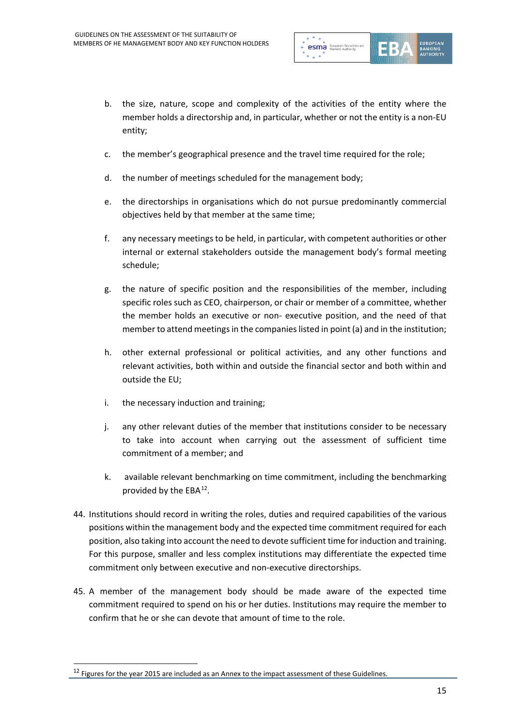b. the size, nature, scope and complexity of the activities of the entity where the member holds a directorship and, in particular, whether or not the entity is a non-EU entity;

c. the member's geographical presence and the travel time required for the role;

d. the number of meetings scheduled for the management body;

e. the directorships in organisations which do not pursue predominantly commercial objectives held by that member at the same time;

f. any necessary meetings to be held, in particular, with competent authorities or other internal or external stakeholders outside the management body's formal meeting schedule;

g. the nature of specific position and the responsibilities of the member, including specific roles such as CEO, chairperson, or chair or member of a committee, whether the member holds an executive or non- executive position, and the need of that member to attend meetings in the companies listed in point (a) and in the institution;

h. other external professional or political activities, and any other functions and relevant activities, both within and outside the financial sector and both within and outside the EU;

i. the necessary induction and training;

j. any other relevant duties of the member that institutions consider to be necessary to take into account when carrying out the assessment of sufficient time commitment of a member; and

k. available relevant benchmarking on time commitment, including the benchmarking provided by the EBA[12].

44. Institutions should record in writing the roles, duties and required capabilities of the various positions within the management body and the expected time commitment required for each position, also taking into account the need to devote sufficient time for induction and training. For this purpose, smaller and less complex institutions may differentiate the expected time commitment only between executive and non-executive directorships.

45. A member of the management body should be made aware of the expected time commitment required to spend on his or her duties. Institutions may require the member to confirm that he or she can devote that amount of time to the role.

[12] Figures for the year 2015 are included as an Annex to the impact assessment of these Guidelines.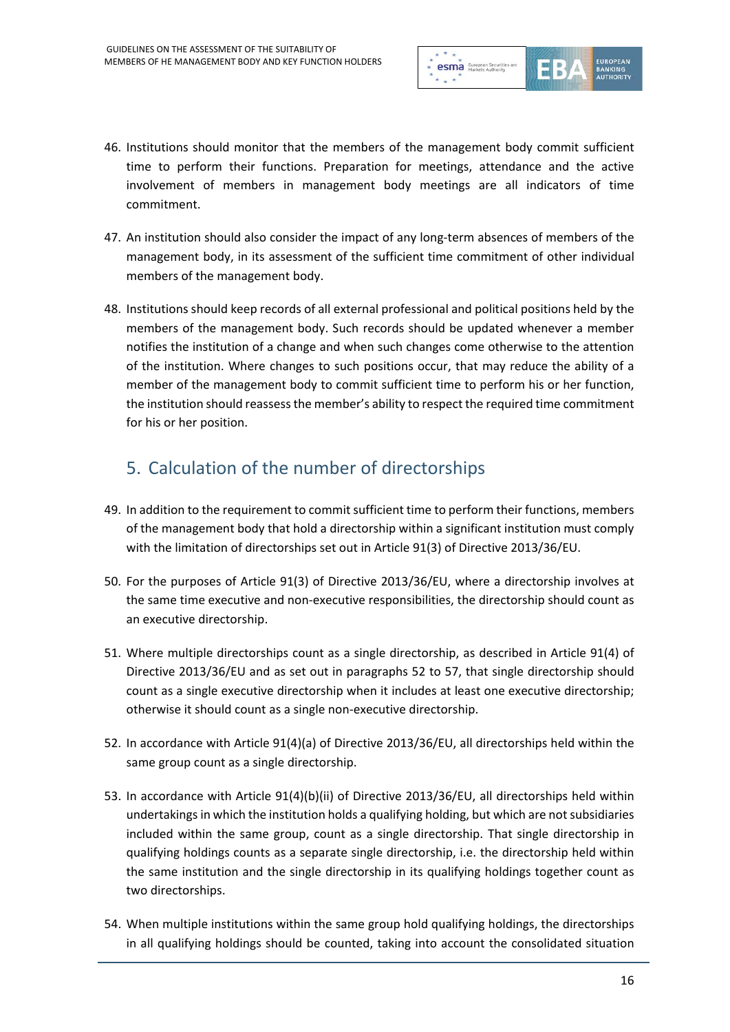46. Institutions should monitor that the members of the management body commit sufficient time to perform their functions. Preparation for meetings, attendance and the active involvement of members in management body meetings are all indicators of time commitment.

47. An institution should also consider the impact of any long-term absences of members of the management body, in its assessment of the sufficient time commitment of other individual members of the management body.

48. Institutions should keep records of all external professional and political positions held by the members of the management body. Such records should be updated whenever a member notifies the institution of a change and when such changes come otherwise to the attention of the institution. Where changes to such positions occur, that may reduce the ability of a member of the management body to commit sufficient time to perform his or her function, the institution should reassess the member's ability to respect the required time commitment for his or her position.

## 5. Calculation of the number of directorships

49. In addition to the requirement to commit sufficient time to perform their functions, members of the management body that hold a directorship within a significant institution must comply with the limitation of directorships set out in Article 91(3) of Directive 2013/36/EU.

50. For the purposes of Article 91(3) of Directive 2013/36/EU, where a directorship involves at the same time executive and non-executive responsibilities, the directorship should count as an executive directorship.

51. Where multiple directorships count as a single directorship, as described in Article 91(4) of Directive 2013/36/EU and as set out in paragraphs 52 to 57, that single directorship should count as a single executive directorship when it includes at least one executive directorship; otherwise it should count as a single non-executive directorship.

52. In accordance with Article 91(4)(a) of Directive 2013/36/EU, all directorships held within the same group count as a single directorship.

53. In accordance with Article 91(4)(b)(ii) of Directive 2013/36/EU, all directorships held within undertakings in which the institution holds a qualifying holding, but which are not subsidiaries included within the same group, count as a single directorship. That single directorship in qualifying holdings counts as a separate single directorship, i.e. the directorship held within the same institution and the single directorship in its qualifying holdings together count as two directorships.

54. When multiple institutions within the same group hold qualifying holdings, the directorships in all qualifying holdings should be counted, taking into account the consolidated situation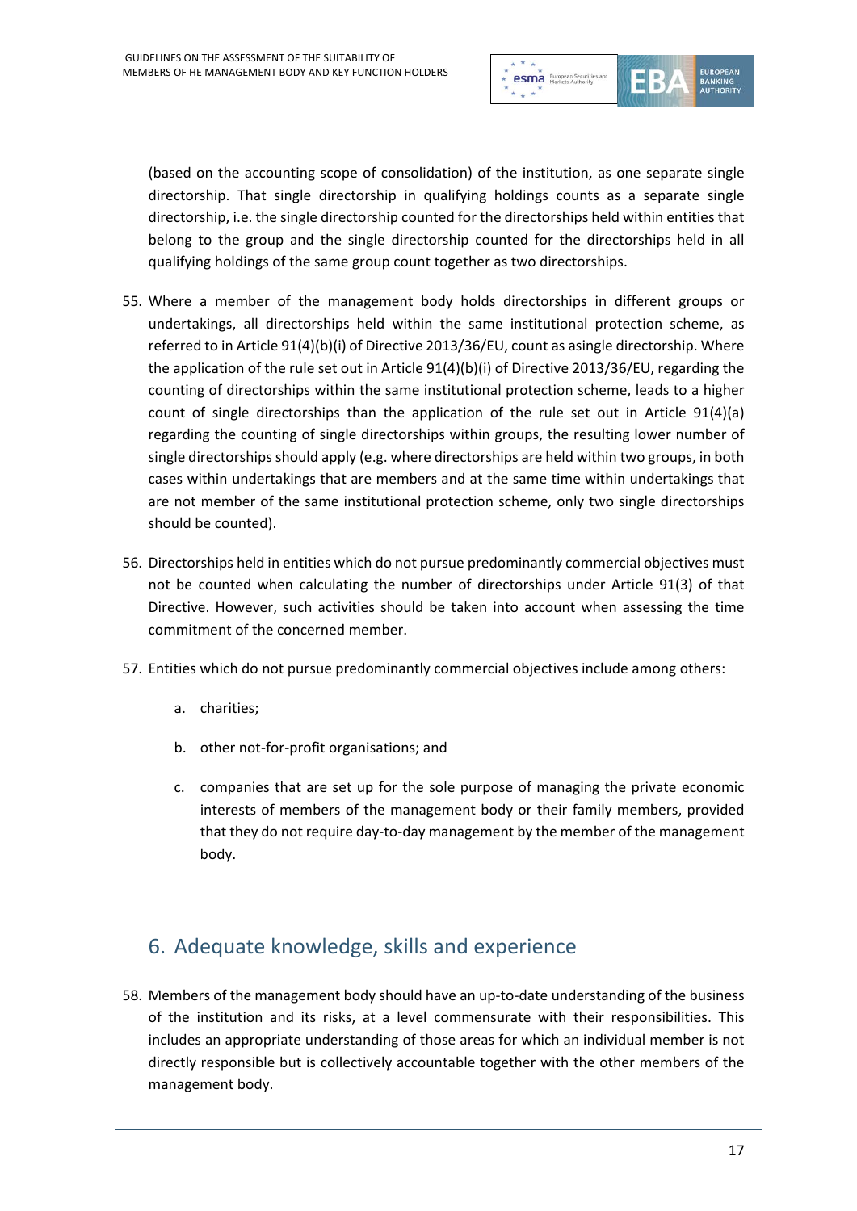(based on the accounting scope of consolidation) of the institution, as one separate single directorship. That single directorship in qualifying holdings counts as a separate single directorship, i.e. the single directorship counted for the directorships held within entities that belong to the group and the single directorship counted for the directorships held in all qualifying holdings of the same group count together as two directorships.

55. Where a member of the management body holds directorships in different groups or undertakings, all directorships held within the same institutional protection scheme, as referred to in Article 91(4)(b)(i) of Directive 2013/36/EU, count as asingle directorship. Where the application of the rule set out in Article 91(4)(b)(i) of Directive 2013/36/EU, regarding the counting of directorships within the same institutional protection scheme, leads to a higher count of single directorships than the application of the rule set out in Article 91(4)(a) regarding the counting of single directorships within groups, the resulting lower number of single directorships should apply (e.g. where directorships are held within two groups, in both cases within undertakings that are members and at the same time within undertakings that are not member of the same institutional protection scheme, only two single directorships should be counted).

56. Directorships held in entities which do not pursue predominantly commercial objectives must not be counted when calculating the number of directorships under Article 91(3) of that Directive. However, such activities should be taken into account when assessing the time commitment of the concerned member.

57. Entities which do not pursue predominantly commercial objectives include among others:

    a. charities;

    b. other not-for-profit organisations; and

    c. companies that are set up for the sole purpose of managing the private economic interests of members of the management body or their family members, provided that they do not require day-to-day management by the member of the management body.

## 6. Adequate knowledge, skills and experience

58. Members of the management body should have an up-to-date understanding of the business of the institution and its risks, at a level commensurate with their responsibilities. This includes an appropriate understanding of those areas for which an individual member is not directly responsible but is collectively accountable together with the other members of the management body.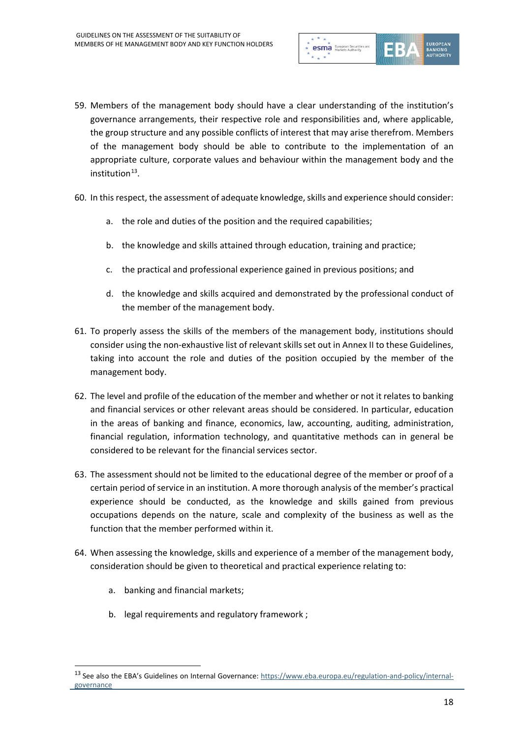59. Members of the management body should have a clear understanding of the institution's governance arrangements, their respective role and responsibilities and, where applicable, the group structure and any possible conflicts of interest that may arise therefrom. Members of the management body should be able to contribute to the implementation of an appropriate culture, corporate values and behaviour within the management body and the institution[13].

60. In this respect, the assessment of adequate knowledge, skills and experience should consider:

    a. the role and duties of the position and the required capabilities;

    b. the knowledge and skills attained through education, training and practice;

    c. the practical and professional experience gained in previous positions; and

    d. the knowledge and skills acquired and demonstrated by the professional conduct of the member of the management body.

61. To properly assess the skills of the members of the management body, institutions should consider using the non-exhaustive list of relevant skills set out in Annex II to these Guidelines, taking into account the role and duties of the position occupied by the member of the management body.

62. The level and profile of the education of the member and whether or not it relates to banking and financial services or other relevant areas should be considered. In particular, education in the areas of banking and finance, economics, law, accounting, auditing, administration, financial regulation, information technology, and quantitative methods can in general be considered to be relevant for the financial services sector.

63. The assessment should not be limited to the educational degree of the member or proof of a certain period of service in an institution. A more thorough analysis of the member's practical experience should be conducted, as the knowledge and skills gained from previous occupations depends on the nature, scale and complexity of the business as well as the function that the member performed within it.

64. When assessing the knowledge, skills and experience of a member of the management body, consideration should be given to theoretical and practical experience relating to:

    a. banking and financial markets;

    b. legal requirements and regulatory framework ;

---

[13] See also the EBA's Guidelines on Internal Governance: https://www.eba.europa.eu/regulation-and-policy/internal-governance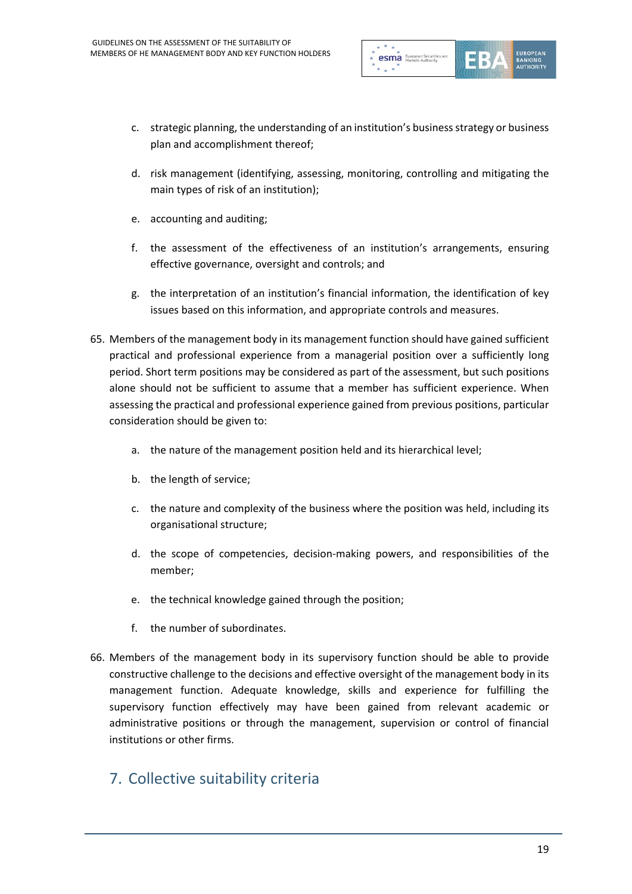c. strategic planning, the understanding of an institution's business strategy or business plan and accomplishment thereof;

d. risk management (identifying, assessing, monitoring, controlling and mitigating the main types of risk of an institution);

e. accounting and auditing;

f. the assessment of the effectiveness of an institution's arrangements, ensuring effective governance, oversight and controls; and

g. the interpretation of an institution's financial information, the identification of key issues based on this information, and appropriate controls and measures.

65. Members of the management body in its management function should have gained sufficient practical and professional experience from a managerial position over a sufficiently long period. Short term positions may be considered as part of the assessment, but such positions alone should not be sufficient to assume that a member has sufficient experience. When assessing the practical and professional experience gained from previous positions, particular consideration should be given to:

    a. the nature of the management position held and its hierarchical level;

    b. the length of service;

    c. the nature and complexity of the business where the position was held, including its organisational structure;

    d. the scope of competencies, decision-making powers, and responsibilities of the member;

    e. the technical knowledge gained through the position;

    f. the number of subordinates.

66. Members of the management body in its supervisory function should be able to provide constructive challenge to the decisions and effective oversight of the management body in its management function. Adequate knowledge, skills and experience for fulfilling the supervisory function effectively may have been gained from relevant academic or administrative positions or through the management, supervision or control of financial institutions or other firms.

## 7. Collective suitability criteria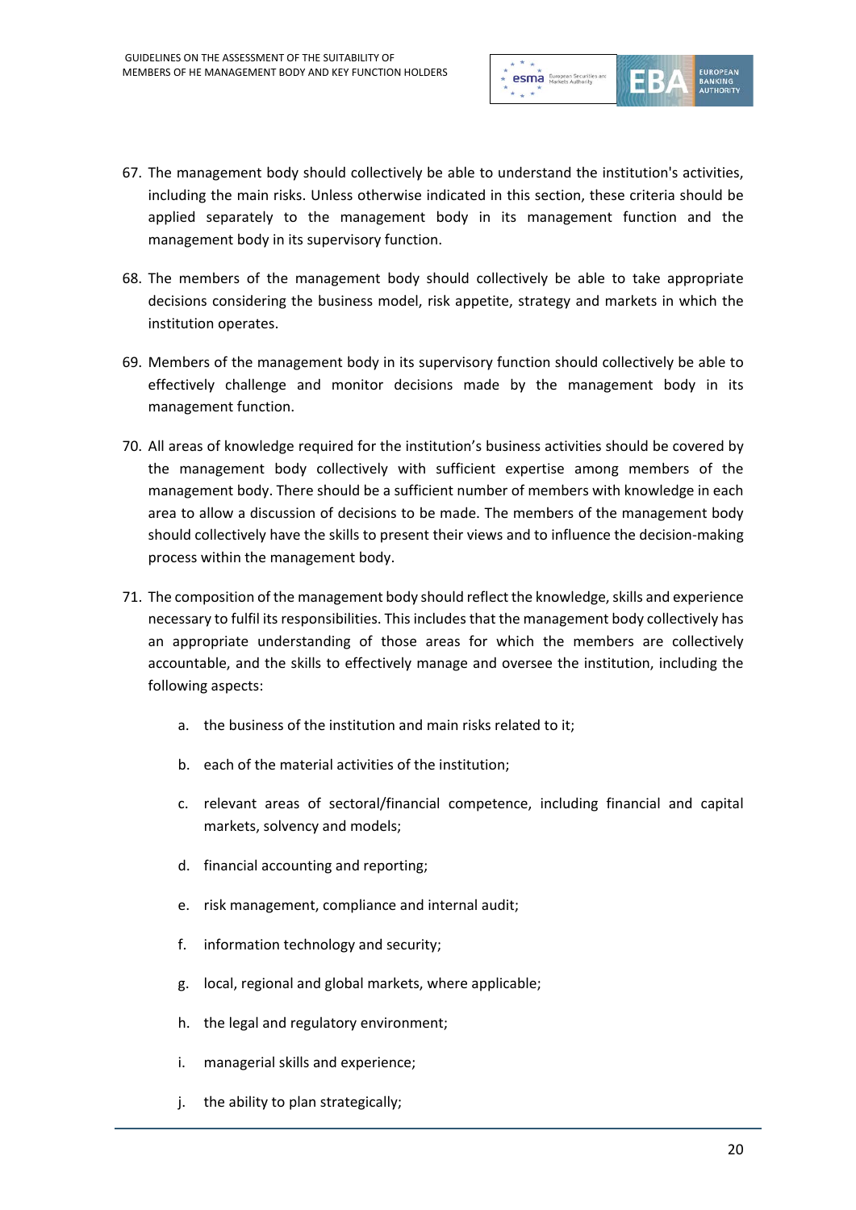67. The management body should collectively be able to understand the institution's activities, including the main risks. Unless otherwise indicated in this section, these criteria should be applied separately to the management body in its management function and the management body in its supervisory function.

68. The members of the management body should collectively be able to take appropriate decisions considering the business model, risk appetite, strategy and markets in which the institution operates.

69. Members of the management body in its supervisory function should collectively be able to effectively challenge and monitor decisions made by the management body in its management function.

70. All areas of knowledge required for the institution's business activities should be covered by the management body collectively with sufficient expertise among members of the management body. There should be a sufficient number of members with knowledge in each area to allow a discussion of decisions to be made. The members of the management body should collectively have the skills to present their views and to influence the decision-making process within the management body.

71. The composition of the management body should reflect the knowledge, skills and experience necessary to fulfil its responsibilities. This includes that the management body collectively has an appropriate understanding of those areas for which the members are collectively accountable, and the skills to effectively manage and oversee the institution, including the following aspects:

    a. the business of the institution and main risks related to it;

    b. each of the material activities of the institution;

    c. relevant areas of sectoral/financial competence, including financial and capital markets, solvency and models;

    d. financial accounting and reporting;

    e. risk management, compliance and internal audit;

    f. information technology and security;

    g. local, regional and global markets, where applicable;

    h. the legal and regulatory environment;

    i. managerial skills and experience;

    j. the ability to plan strategically;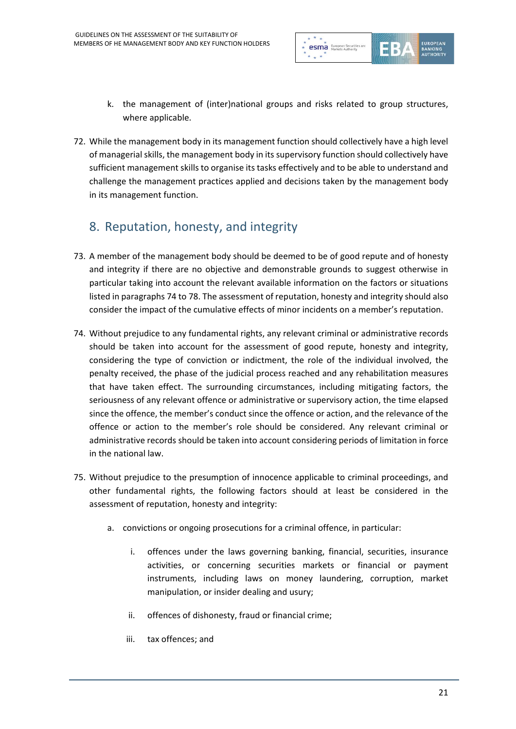k. the management of (inter)national groups and risks related to group structures, where applicable.

72. While the management body in its management function should collectively have a high level of managerial skills, the management body in its supervisory function should collectively have sufficient management skills to organise its tasks effectively and to be able to understand and challenge the management practices applied and decisions taken by the management body in its management function.

## 8. Reputation, honesty, and integrity

73. A member of the management body should be deemed to be of good repute and of honesty and integrity if there are no objective and demonstrable grounds to suggest otherwise in particular taking into account the relevant available information on the factors or situations listed in paragraphs 74 to 78. The assessment of reputation, honesty and integrity should also consider the impact of the cumulative effects of minor incidents on a member's reputation.

74. Without prejudice to any fundamental rights, any relevant criminal or administrative records should be taken into account for the assessment of good repute, honesty and integrity, considering the type of conviction or indictment, the role of the individual involved, the penalty received, the phase of the judicial process reached and any rehabilitation measures that have taken effect. The surrounding circumstances, including mitigating factors, the seriousness of any relevant offence or administrative or supervisory action, the time elapsed since the offence, the member's conduct since the offence or action, and the relevance of the offence or action to the member's role should be considered. Any relevant criminal or administrative records should be taken into account considering periods of limitation in force in the national law.

75. Without prejudice to the presumption of innocence applicable to criminal proceedings, and other fundamental rights, the following factors should at least be considered in the assessment of reputation, honesty and integrity:

    a. convictions or ongoing prosecutions for a criminal offence, in particular:

        i. offences under the laws governing banking, financial, securities, insurance activities, or concerning securities markets or financial or payment instruments, including laws on money laundering, corruption, market manipulation, or insider dealing and usury;

        ii. offences of dishonesty, fraud or financial crime;

        iii. tax offences; and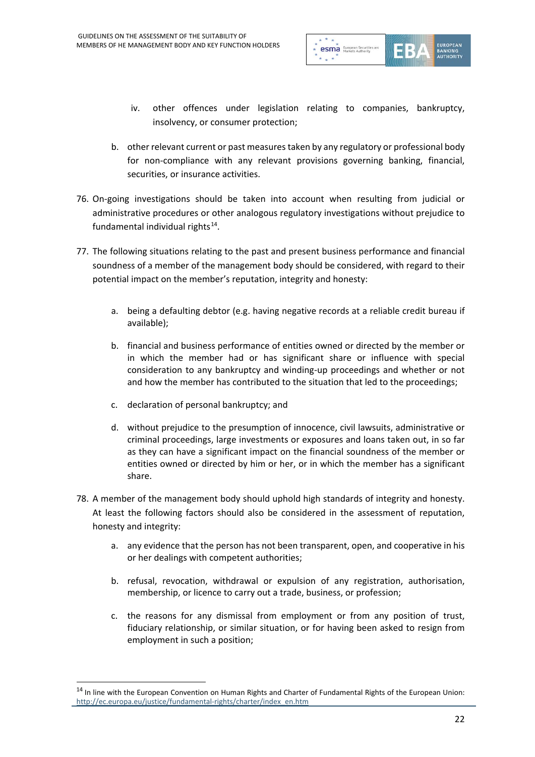iv. other offences under legislation relating to companies, bankruptcy, insolvency, or consumer protection;

b. other relevant current or past measures taken by any regulatory or professional body for non-compliance with any relevant provisions governing banking, financial, securities, or insurance activities.

76. On-going investigations should be taken into account when resulting from judicial or administrative procedures or other analogous regulatory investigations without prejudice to fundamental individual rights[14].

77. The following situations relating to the past and present business performance and financial soundness of a member of the management body should be considered, with regard to their potential impact on the member's reputation, integrity and honesty:

   a. being a defaulting debtor (e.g. having negative records at a reliable credit bureau if available);

   b. financial and business performance of entities owned or directed by the member or in which the member had or has significant share or influence with special consideration to any bankruptcy and winding-up proceedings and whether or not and how the member has contributed to the situation that led to the proceedings;

   c. declaration of personal bankruptcy; and

   d. without prejudice to the presumption of innocence, civil lawsuits, administrative or criminal proceedings, large investments or exposures and loans taken out, in so far as they can have a significant impact on the financial soundness of the member or entities owned or directed by him or her, or in which the member has a significant share.

78. A member of the management body should uphold high standards of integrity and honesty. At least the following factors should also be considered in the assessment of reputation, honesty and integrity:

   a. any evidence that the person has not been transparent, open, and cooperative in his or her dealings with competent authorities;

   b. refusal, revocation, withdrawal or expulsion of any registration, authorisation, membership, or licence to carry out a trade, business, or profession;

   c. the reasons for any dismissal from employment or from any position of trust, fiduciary relationship, or similar situation, or for having been asked to resign from employment in such a position;

---

[14] In line with the European Convention on Human Rights and Charter of Fundamental Rights of the European Union: http://ec.europa.eu/justice/fundamental-rights/charter/index_en.htm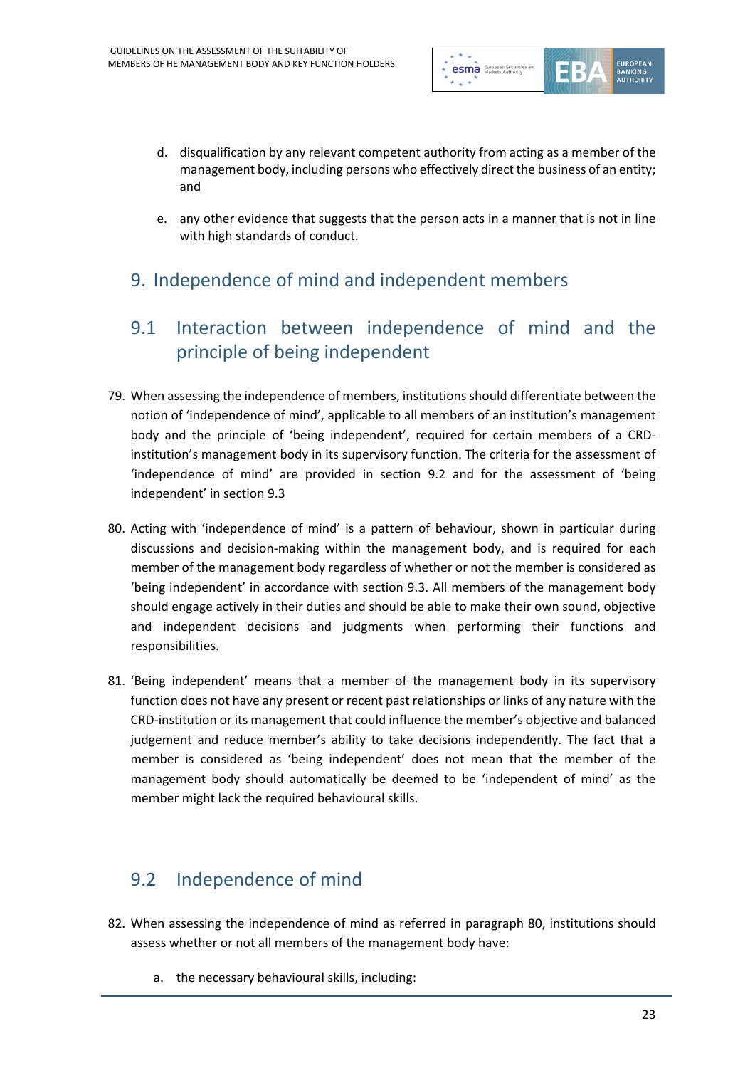d. disqualification by any relevant competent authority from acting as a member of the management body, including persons who effectively direct the business of an entity; and

e. any other evidence that suggests that the person acts in a manner that is not in line with high standards of conduct.

# 9. Independence of mind and independent members

## 9.1 Interaction between independence of mind and the principle of being independent

79. When assessing the independence of members, institutions should differentiate between the notion of 'independence of mind', applicable to all members of an institution's management body and the principle of 'being independent', required for certain members of a CRD-institution's management body in its supervisory function. The criteria for the assessment of 'independence of mind' are provided in section 9.2 and for the assessment of 'being independent' in section 9.3

80. Acting with 'independence of mind' is a pattern of behaviour, shown in particular during discussions and decision-making within the management body, and is required for each member of the management body regardless of whether or not the member is considered as 'being independent' in accordance with section 9.3. All members of the management body should engage actively in their duties and should be able to make their own sound, objective and independent decisions and judgments when performing their functions and responsibilities.

81. 'Being independent' means that a member of the management body in its supervisory function does not have any present or recent past relationships or links of any nature with the CRD-institution or its management that could influence the member's objective and balanced judgement and reduce member's ability to take decisions independently. The fact that a member is considered as 'being independent' does not mean that the member of the management body should automatically be deemed to be 'independent of mind' as the member might lack the required behavioural skills.

## 9.2 Independence of mind

82. When assessing the independence of mind as referred in paragraph 80, institutions should assess whether or not all members of the management body have:

    a. the necessary behavioural skills, including: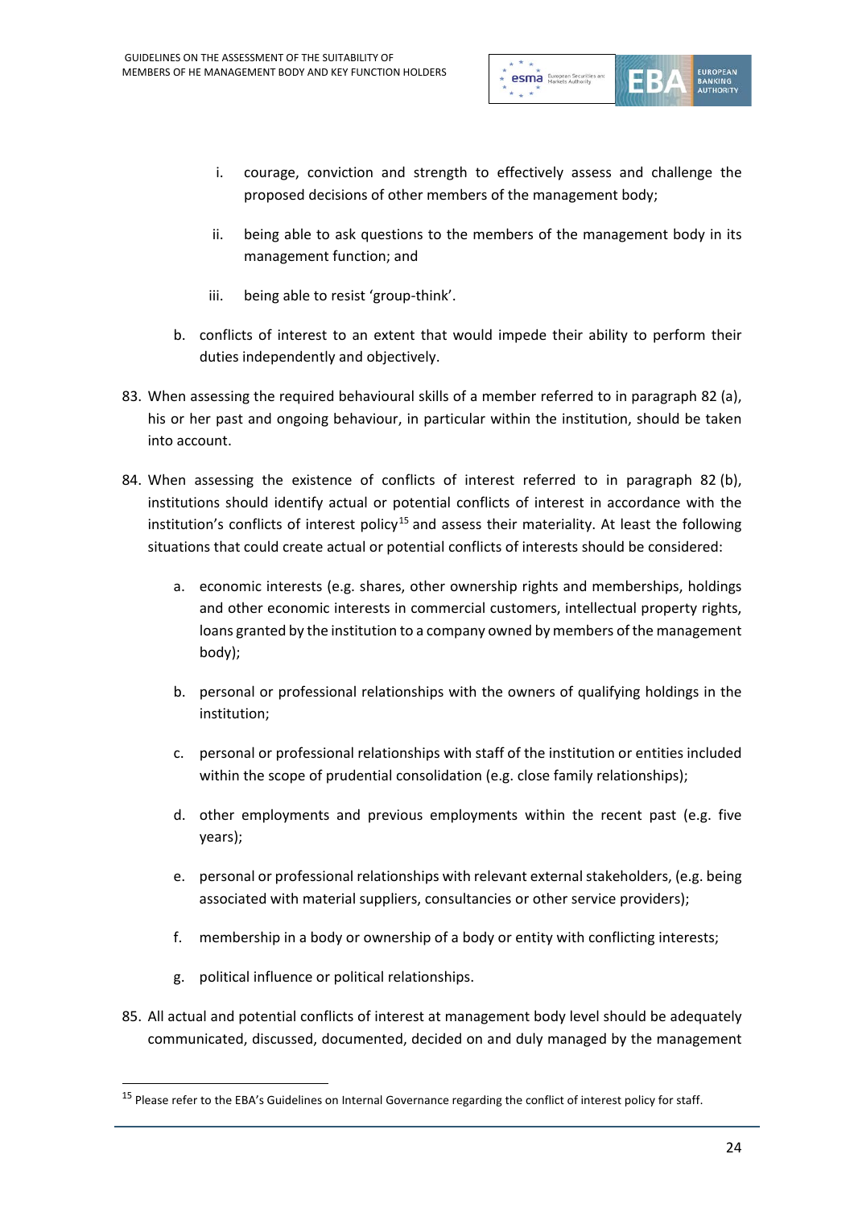i. courage, conviction and strength to effectively assess and challenge the proposed decisions of other members of the management body;

   ii. being able to ask questions to the members of the management body in its management function; and

   iii. being able to resist 'group-think'.

   b. conflicts of interest to an extent that would impede their ability to perform their duties independently and objectively.

83. When assessing the required behavioural skills of a member referred to in paragraph 82 (a), his or her past and ongoing behaviour, in particular within the institution, should be taken into account.

84. When assessing the existence of conflicts of interest referred to in paragraph 82 (b), institutions should identify actual or potential conflicts of interest in accordance with the institution's conflicts of interest policy[15] and assess their materiality. At least the following situations that could create actual or potential conflicts of interests should be considered:

   a. economic interests (e.g. shares, other ownership rights and memberships, holdings and other economic interests in commercial customers, intellectual property rights, loans granted by the institution to a company owned by members of the management body);

   b. personal or professional relationships with the owners of qualifying holdings in the institution;

   c. personal or professional relationships with staff of the institution or entities included within the scope of prudential consolidation (e.g. close family relationships);

   d. other employments and previous employments within the recent past (e.g. five years);

   e. personal or professional relationships with relevant external stakeholders, (e.g. being associated with material suppliers, consultancies or other service providers);

   f. membership in a body or ownership of a body or entity with conflicting interests;

   g. political influence or political relationships.

85. All actual and potential conflicts of interest at management body level should be adequately communicated, discussed, documented, decided on and duly managed by the management

[15] Please refer to the EBA's Guidelines on Internal Governance regarding the conflict of interest policy for staff.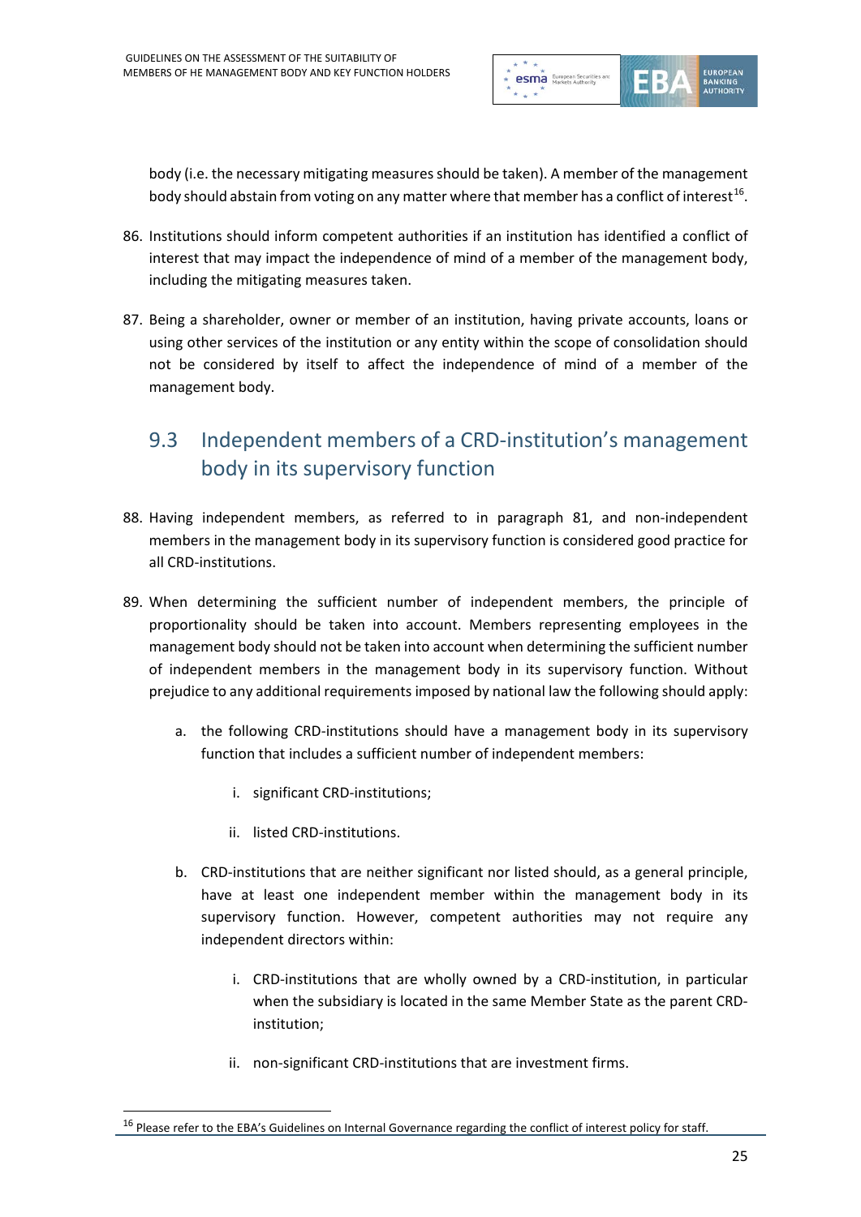body (i.e. the necessary mitigating measures should be taken). A member of the management body should abstain from voting on any matter where that member has a conflict of interest[16].

86. Institutions should inform competent authorities if an institution has identified a conflict of interest that may impact the independence of mind of a member of the management body, including the mitigating measures taken.

87. Being a shareholder, owner or member of an institution, having private accounts, loans or using other services of the institution or any entity within the scope of consolidation should not be considered by itself to affect the independence of mind of a member of the management body.

## 9.3 Independent members of a CRD-institution's management body in its supervisory function

88. Having independent members, as referred to in paragraph 81, and non-independent members in the management body in its supervisory function is considered good practice for all CRD-institutions.

89. When determining the sufficient number of independent members, the principle of proportionality should be taken into account. Members representing employees in the management body should not be taken into account when determining the sufficient number of independent members in the management body in its supervisory function. Without prejudice to any additional requirements imposed by national law the following should apply:

    a. the following CRD-institutions should have a management body in its supervisory function that includes a sufficient number of independent members:

        i. significant CRD-institutions;

        ii. listed CRD-institutions.

    b. CRD-institutions that are neither significant nor listed should, as a general principle, have at least one independent member within the management body in its supervisory function. However, competent authorities may not require any independent directors within:

        i. CRD-institutions that are wholly owned by a CRD-institution, in particular when the subsidiary is located in the same Member State as the parent CRD-institution;

        ii. non-significant CRD-institutions that are investment firms.

[16] Please refer to the EBA's Guidelines on Internal Governance regarding the conflict of interest policy for staff.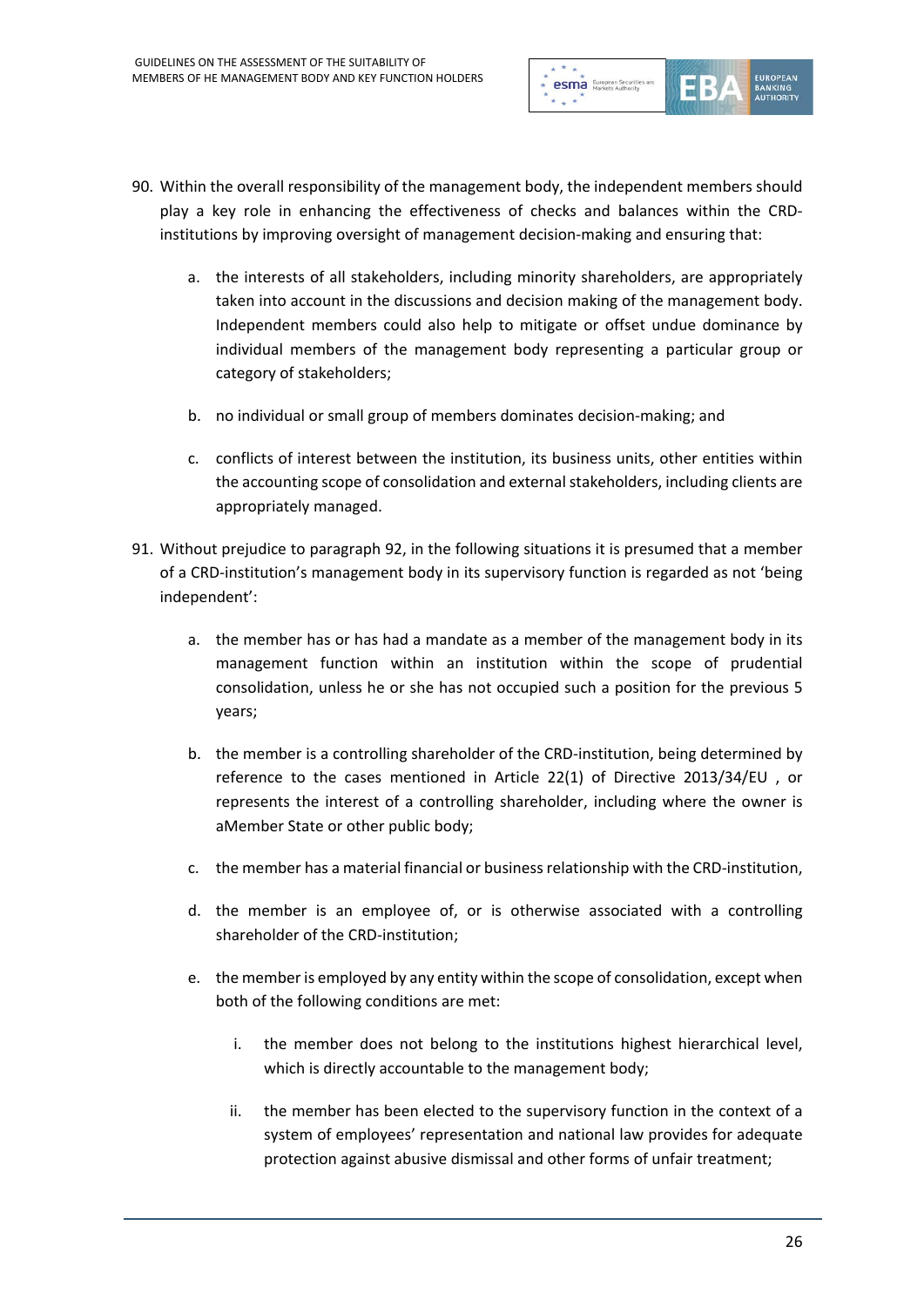90. Within the overall responsibility of the management body, the independent members should play a key role in enhancing the effectiveness of checks and balances within the CRD-institutions by improving oversight of management decision-making and ensuring that:

    a. the interests of all stakeholders, including minority shareholders, are appropriately taken into account in the discussions and decision making of the management body. Independent members could also help to mitigate or offset undue dominance by individual members of the management body representing a particular group or category of stakeholders;

    b. no individual or small group of members dominates decision-making; and

    c. conflicts of interest between the institution, its business units, other entities within the accounting scope of consolidation and external stakeholders, including clients are appropriately managed.

91. Without prejudice to paragraph 92, in the following situations it is presumed that a member of a CRD-institution's management body in its supervisory function is regarded as not 'being independent':

    a. the member has or has had a mandate as a member of the management body in its management function within an institution within the scope of prudential consolidation, unless he or she has not occupied such a position for the previous 5 years;

    b. the member is a controlling shareholder of the CRD-institution, being determined by reference to the cases mentioned in Article 22(1) of Directive 2013/34/EU , or represents the interest of a controlling shareholder, including where the owner is aMember State or other public body;

    c. the member has a material financial or business relationship with the CRD-institution,

    d. the member is an employee of, or is otherwise associated with a controlling shareholder of the CRD-institution;

    e. the member is employed by any entity within the scope of consolidation, except when both of the following conditions are met:

        i. the member does not belong to the institutions highest hierarchical level, which is directly accountable to the management body;

        ii. the member has been elected to the supervisory function in the context of a system of employees' representation and national law provides for adequate protection against abusive dismissal and other forms of unfair treatment;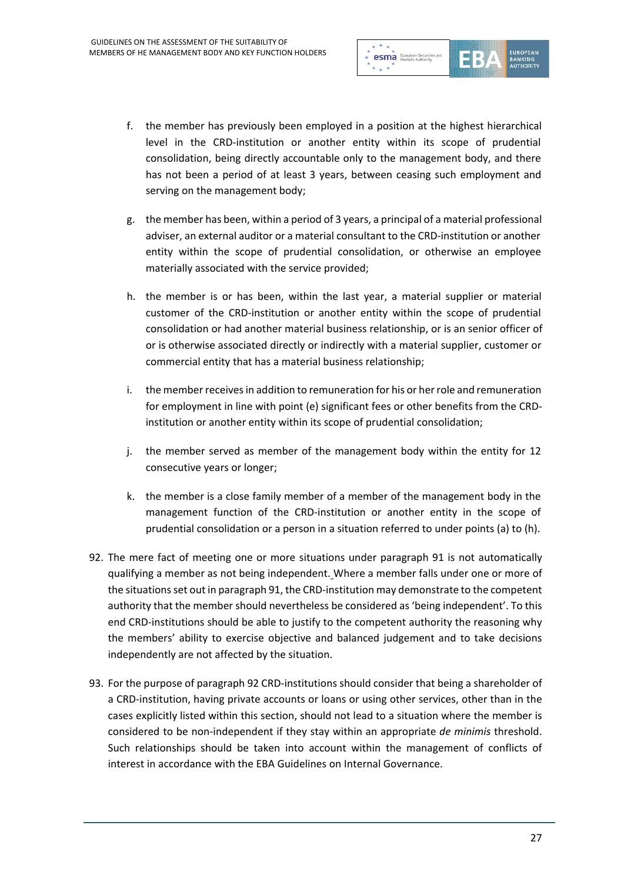f. the member has previously been employed in a position at the highest hierarchical level in the CRD-institution or another entity within its scope of prudential consolidation, being directly accountable only to the management body, and there has not been a period of at least 3 years, between ceasing such employment and serving on the management body;

g. the member has been, within a period of 3 years, a principal of a material professional adviser, an external auditor or a material consultant to the CRD-institution or another entity within the scope of prudential consolidation, or otherwise an employee materially associated with the service provided;

h. the member is or has been, within the last year, a material supplier or material customer of the CRD-institution or another entity within the scope of prudential consolidation or had another material business relationship, or is an senior officer of or is otherwise associated directly or indirectly with a material supplier, customer or commercial entity that has a material business relationship;

i. the member receives in addition to remuneration for his or her role and remuneration for employment in line with point (e) significant fees or other benefits from the CRD-institution or another entity within its scope of prudential consolidation;

j. the member served as member of the management body within the entity for 12 consecutive years or longer;

k. the member is a close family member of a member of the management body in the management function of the CRD-institution or another entity in the scope of prudential consolidation or a person in a situation referred to under points (a) to (h).

92. The mere fact of meeting one or more situations under paragraph 91 is not automatically qualifying a member as not being independent. Where a member falls under one or more of the situations set out in paragraph 91, the CRD-institution may demonstrate to the competent authority that the member should nevertheless be considered as 'being independent'. To this end CRD-institutions should be able to justify to the competent authority the reasoning why the members' ability to exercise objective and balanced judgement and to take decisions independently are not affected by the situation.

93. For the purpose of paragraph 92 CRD-institutions should consider that being a shareholder of a CRD-institution, having private accounts or loans or using other services, other than in the cases explicitly listed within this section, should not lead to a situation where the member is considered to be non-independent if they stay within an appropriate *de minimis* threshold. Such relationships should be taken into account within the management of conflicts of interest in accordance with the EBA Guidelines on Internal Governance.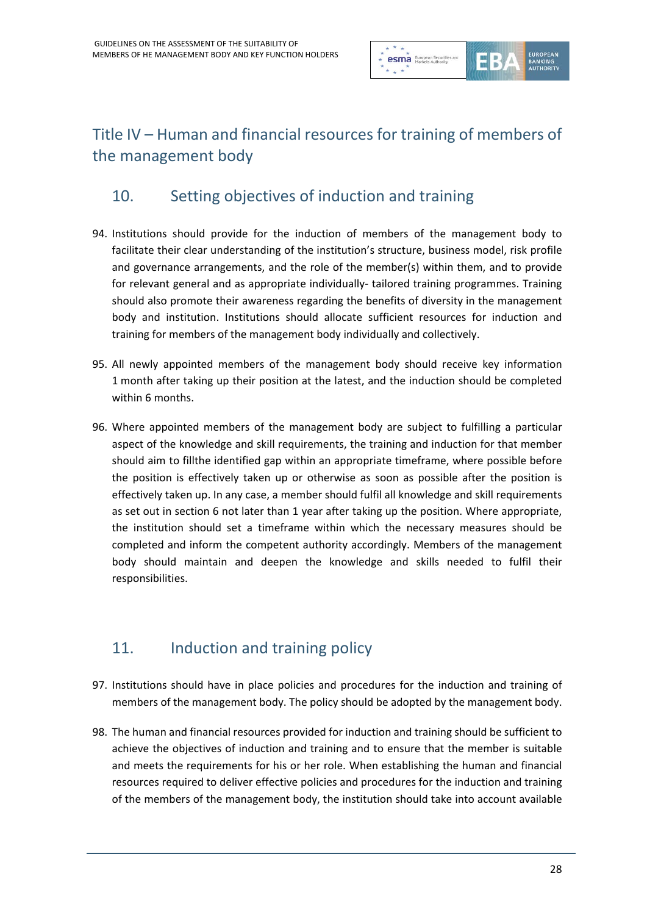# Title IV – Human and financial resources for training of members of the management body

## 10. Setting objectives of induction and training

94. Institutions should provide for the induction of members of the management body to facilitate their clear understanding of the institution's structure, business model, risk profile and governance arrangements, and the role of the member(s) within them, and to provide for relevant general and as appropriate individually- tailored training programmes. Training should also promote their awareness regarding the benefits of diversity in the management body and institution. Institutions should allocate sufficient resources for induction and training for members of the management body individually and collectively.

95. All newly appointed members of the management body should receive key information 1 month after taking up their position at the latest, and the induction should be completed within 6 months.

96. Where appointed members of the management body are subject to fulfilling a particular aspect of the knowledge and skill requirements, the training and induction for that member should aim to fillthe identified gap within an appropriate timeframe, where possible before the position is effectively taken up or otherwise as soon as possible after the position is effectively taken up. In any case, a member should fulfil all knowledge and skill requirements as set out in section 6 not later than 1 year after taking up the position. Where appropriate, the institution should set a timeframe within which the necessary measures should be completed and inform the competent authority accordingly. Members of the management body should maintain and deepen the knowledge and skills needed to fulfil their responsibilities.

## 11. Induction and training policy

97. Institutions should have in place policies and procedures for the induction and training of members of the management body. The policy should be adopted by the management body.

98. The human and financial resources provided for induction and training should be sufficient to achieve the objectives of induction and training and to ensure that the member is suitable and meets the requirements for his or her role. When establishing the human and financial resources required to deliver effective policies and procedures for the induction and training of the members of the management body, the institution should take into account available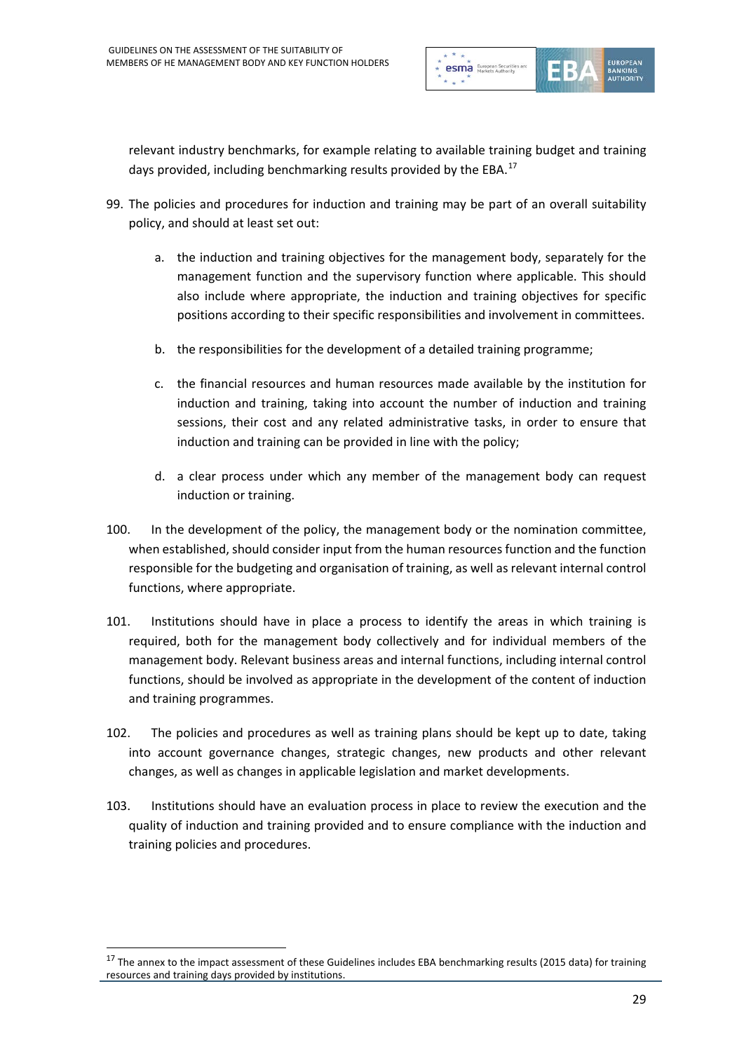relevant industry benchmarks, for example relating to available training budget and training days provided, including benchmarking results provided by the EBA.[17]

99. The policies and procedures for induction and training may be part of an overall suitability policy, and should at least set out:

    a. the induction and training objectives for the management body, separately for the management function and the supervisory function where applicable. This should also include where appropriate, the induction and training objectives for specific positions according to their specific responsibilities and involvement in committees.

    b. the responsibilities for the development of a detailed training programme;

    c. the financial resources and human resources made available by the institution for induction and training, taking into account the number of induction and training sessions, their cost and any related administrative tasks, in order to ensure that induction and training can be provided in line with the policy;

    d. a clear process under which any member of the management body can request induction or training.

100. In the development of the policy, the management body or the nomination committee, when established, should consider input from the human resources function and the function responsible for the budgeting and organisation of training, as well as relevant internal control functions, where appropriate.

101. Institutions should have in place a process to identify the areas in which training is required, both for the management body collectively and for individual members of the management body. Relevant business areas and internal functions, including internal control functions, should be involved as appropriate in the development of the content of induction and training programmes.

102. The policies and procedures as well as training plans should be kept up to date, taking into account governance changes, strategic changes, new products and other relevant changes, as well as changes in applicable legislation and market developments.

103. Institutions should have an evaluation process in place to review the execution and the quality of induction and training provided and to ensure compliance with the induction and training policies and procedures.

[17] The annex to the impact assessment of these Guidelines includes EBA benchmarking results (2015 data) for training resources and training days provided by institutions.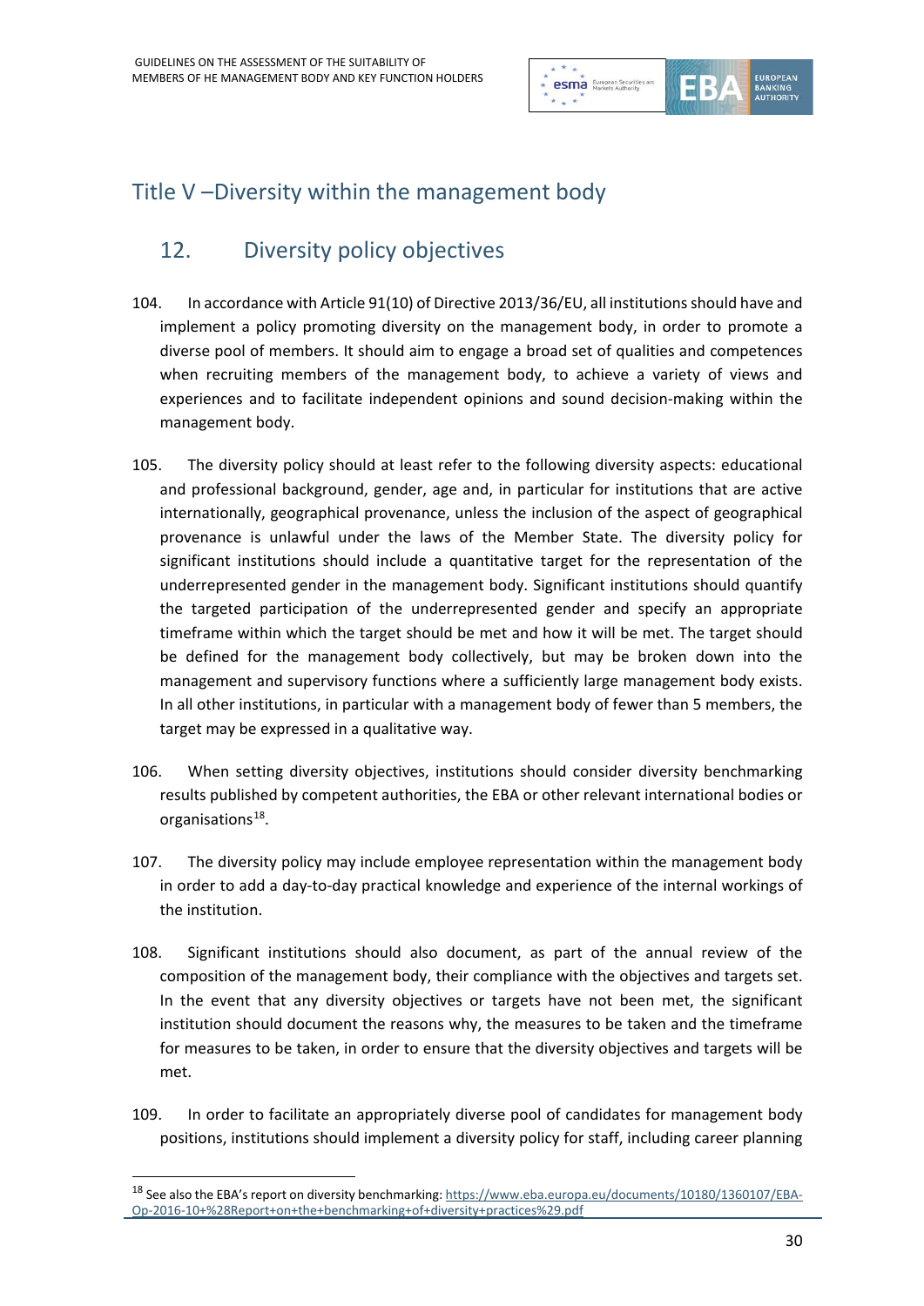# Title V –Diversity within the management body

## 12. Diversity policy objectives

104. In accordance with Article 91(10) of Directive 2013/36/EU, all institutions should have and implement a policy promoting diversity on the management body, in order to promote a diverse pool of members. It should aim to engage a broad set of qualities and competences when recruiting members of the management body, to achieve a variety of views and experiences and to facilitate independent opinions and sound decision-making within the management body.

105. The diversity policy should at least refer to the following diversity aspects: educational and professional background, gender, age and, in particular for institutions that are active internationally, geographical provenance, unless the inclusion of the aspect of geographical provenance is unlawful under the laws of the Member State. The diversity policy for significant institutions should include a quantitative target for the representation of the underrepresented gender in the management body. Significant institutions should quantify the targeted participation of the underrepresented gender and specify an appropriate timeframe within which the target should be met and how it will be met. The target should be defined for the management body collectively, but may be broken down into the management and supervisory functions where a sufficiently large management body exists. In all other institutions, in particular with a management body of fewer than 5 members, the target may be expressed in a qualitative way.

106. When setting diversity objectives, institutions should consider diversity benchmarking results published by competent authorities, the EBA or other relevant international bodies or organisations[18].

107. The diversity policy may include employee representation within the management body in order to add a day-to-day practical knowledge and experience of the internal workings of the institution.

108. Significant institutions should also document, as part of the annual review of the composition of the management body, their compliance with the objectives and targets set. In the event that any diversity objectives or targets have not been met, the significant institution should document the reasons why, the measures to be taken and the timeframe for measures to be taken, in order to ensure that the diversity objectives and targets will be met.

109. In order to facilitate an appropriately diverse pool of candidates for management body positions, institutions should implement a diversity policy for staff, including career planning

[18] See also the EBA's report on diversity benchmarking: https://www.eba.europa.eu/documents/10180/1360107/EBA-Op-2016-10+%28Report+on+the+benchmarking+of+diversity+practices%29.pdf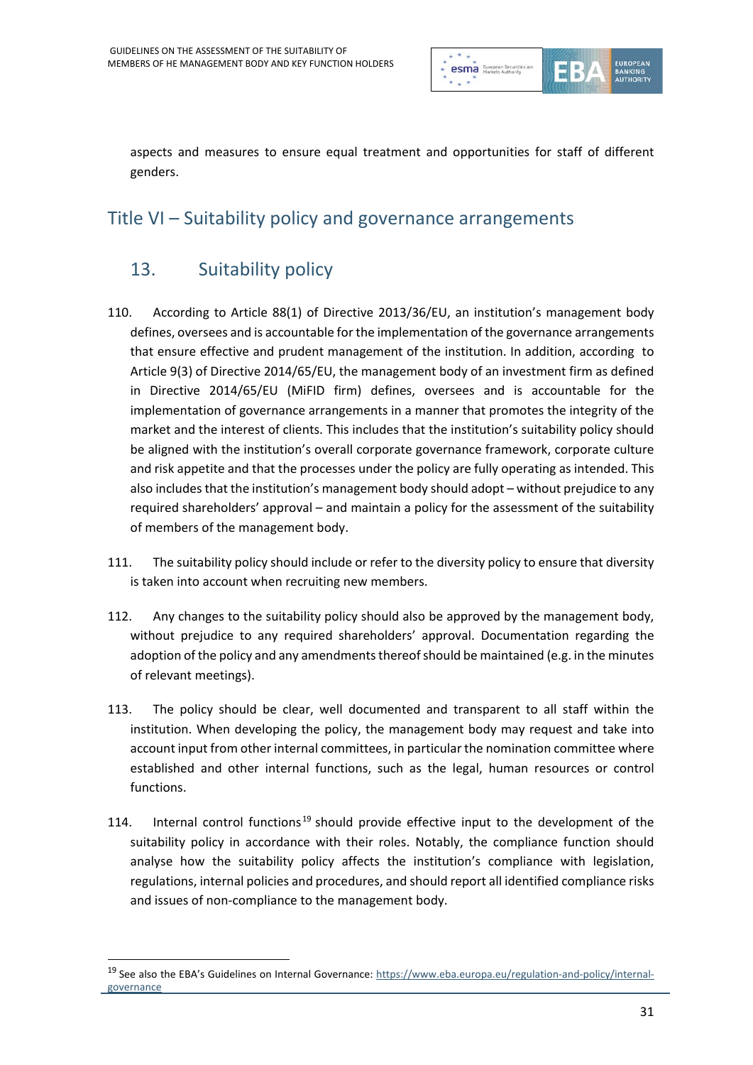aspects and measures to ensure equal treatment and opportunities for staff of different genders.

# Title VI – Suitability policy and governance arrangements

## 13. Suitability policy

110. According to Article 88(1) of Directive 2013/36/EU, an institution's management body defines, oversees and is accountable for the implementation of the governance arrangements that ensure effective and prudent management of the institution. In addition, according to Article 9(3) of Directive 2014/65/EU, the management body of an investment firm as defined in Directive 2014/65/EU (MiFID firm) defines, oversees and is accountable for the implementation of governance arrangements in a manner that promotes the integrity of the market and the interest of clients. This includes that the institution's suitability policy should be aligned with the institution's overall corporate governance framework, corporate culture and risk appetite and that the processes under the policy are fully operating as intended. This also includes that the institution's management body should adopt – without prejudice to any required shareholders' approval – and maintain a policy for the assessment of the suitability of members of the management body.

111. The suitability policy should include or refer to the diversity policy to ensure that diversity is taken into account when recruiting new members.

112. Any changes to the suitability policy should also be approved by the management body, without prejudice to any required shareholders' approval. Documentation regarding the adoption of the policy and any amendments thereof should be maintained (e.g. in the minutes of relevant meetings).

113. The policy should be clear, well documented and transparent to all staff within the institution. When developing the policy, the management body may request and take into account input from other internal committees, in particular the nomination committee where established and other internal functions, such as the legal, human resources or control functions.

114. Internal control functions[19] should provide effective input to the development of the suitability policy in accordance with their roles. Notably, the compliance function should analyse how the suitability policy affects the institution's compliance with legislation, regulations, internal policies and procedures, and should report all identified compliance risks and issues of non-compliance to the management body.

[19] See also the EBA's Guidelines on Internal Governance: https://www.eba.europa.eu/regulation-and-policy/internal-governance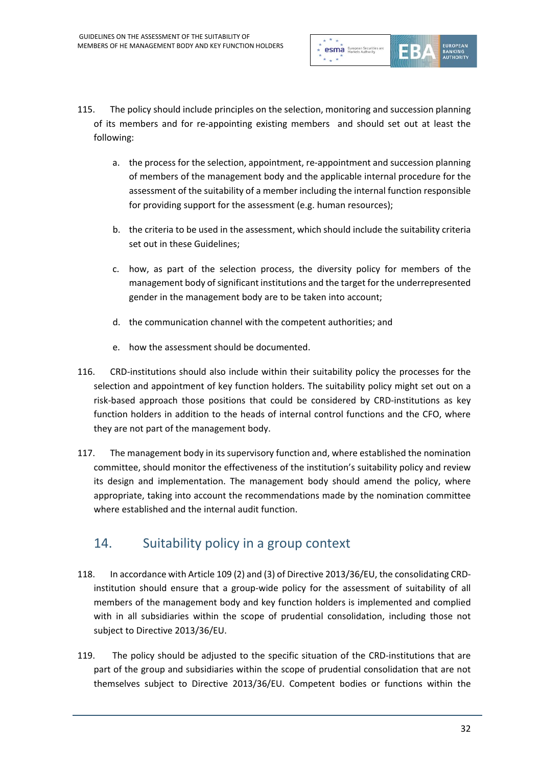115. The policy should include principles on the selection, monitoring and succession planning of its members and for re-appointing existing members and should set out at least the following:

   a. the process for the selection, appointment, re-appointment and succession planning of members of the management body and the applicable internal procedure for the assessment of the suitability of a member including the internal function responsible for providing support for the assessment (e.g. human resources);

   b. the criteria to be used in the assessment, which should include the suitability criteria set out in these Guidelines;

   c. how, as part of the selection process, the diversity policy for members of the management body of significant institutions and the target for the underrepresented gender in the management body are to be taken into account;

   d. the communication channel with the competent authorities; and

   e. how the assessment should be documented.

116. CRD-institutions should also include within their suitability policy the processes for the selection and appointment of key function holders. The suitability policy might set out on a risk-based approach those positions that could be considered by CRD-institutions as key function holders in addition to the heads of internal control functions and the CFO, where they are not part of the management body.

117. The management body in its supervisory function and, where established the nomination committee, should monitor the effectiveness of the institution's suitability policy and review its design and implementation. The management body should amend the policy, where appropriate, taking into account the recommendations made by the nomination committee where established and the internal audit function.

## 14. Suitability policy in a group context

118. In accordance with Article 109 (2) and (3) of Directive 2013/36/EU, the consolidating CRD-institution should ensure that a group-wide policy for the assessment of suitability of all members of the management body and key function holders is implemented and complied with in all subsidiaries within the scope of prudential consolidation, including those not subject to Directive 2013/36/EU.

119. The policy should be adjusted to the specific situation of the CRD-institutions that are part of the group and subsidiaries within the scope of prudential consolidation that are not themselves subject to Directive 2013/36/EU. Competent bodies or functions within the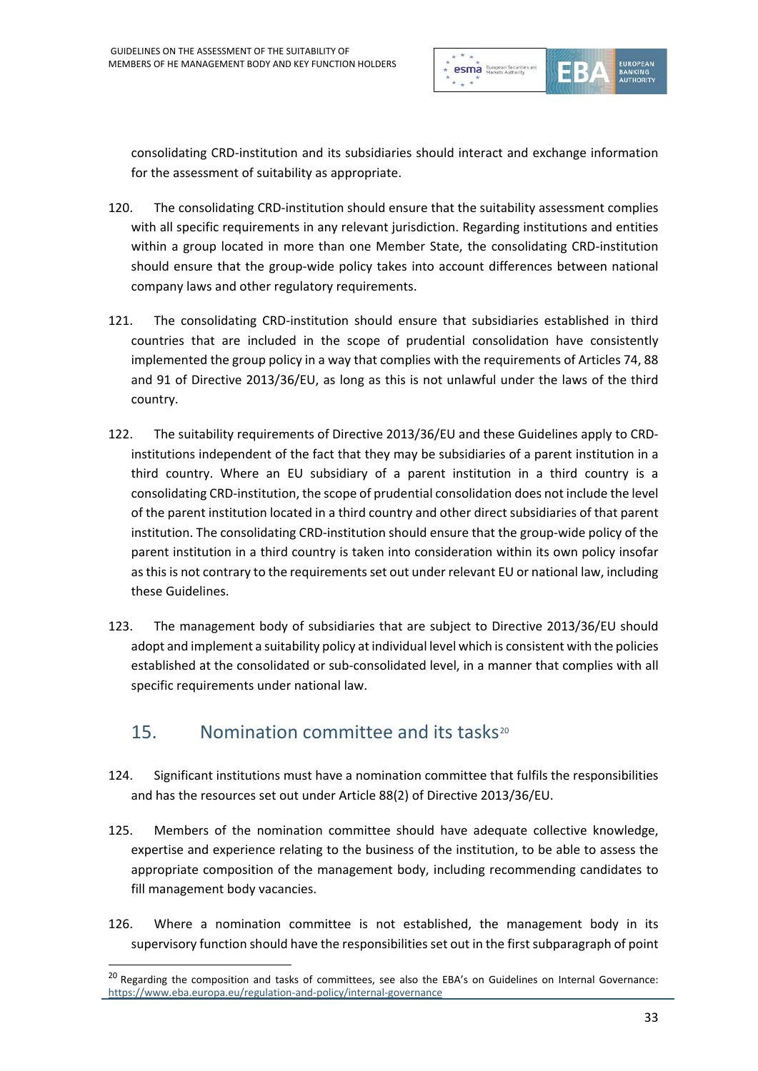consolidating CRD-institution and its subsidiaries should interact and exchange information for the assessment of suitability as appropriate.

120. The consolidating CRD-institution should ensure that the suitability assessment complies with all specific requirements in any relevant jurisdiction. Regarding institutions and entities within a group located in more than one Member State, the consolidating CRD-institution should ensure that the group-wide policy takes into account differences between national company laws and other regulatory requirements.

121. The consolidating CRD-institution should ensure that subsidiaries established in third countries that are included in the scope of prudential consolidation have consistently implemented the group policy in a way that complies with the requirements of Articles 74, 88 and 91 of Directive 2013/36/EU, as long as this is not unlawful under the laws of the third country.

122. The suitability requirements of Directive 2013/36/EU and these Guidelines apply to CRD-institutions independent of the fact that they may be subsidiaries of a parent institution in a third country. Where an EU subsidiary of a parent institution in a third country is a consolidating CRD-institution, the scope of prudential consolidation does not include the level of the parent institution located in a third country and other direct subsidiaries of that parent institution. The consolidating CRD-institution should ensure that the group-wide policy of the parent institution in a third country is taken into consideration within its own policy insofar as this is not contrary to the requirements set out under relevant EU or national law, including these Guidelines.

123. The management body of subsidiaries that are subject to Directive 2013/36/EU should adopt and implement a suitability policy at individual level which is consistent with the policies established at the consolidated or sub-consolidated level, in a manner that complies with all specific requirements under national law.

## 15. Nomination committee and its tasks[20]

124. Significant institutions must have a nomination committee that fulfils the responsibilities and has the resources set out under Article 88(2) of Directive 2013/36/EU.

125. Members of the nomination committee should have adequate collective knowledge, expertise and experience relating to the business of the institution, to be able to assess the appropriate composition of the management body, including recommending candidates to fill management body vacancies.

126. Where a nomination committee is not established, the management body in its supervisory function should have the responsibilities set out in the first subparagraph of point

[20] Regarding the composition and tasks of committees, see also the EBA's on Guidelines on Internal Governance: https://www.eba.europa.eu/regulation-and-policy/internal-governance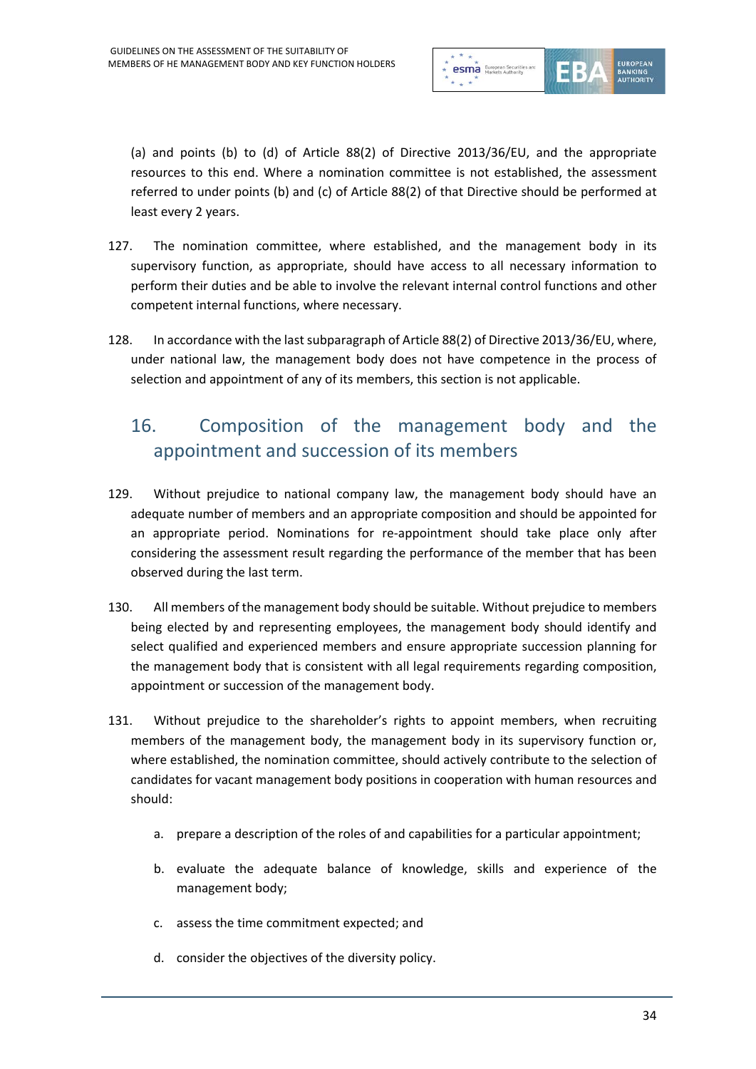(a) and points (b) to (d) of Article 88(2) of Directive 2013/36/EU, and the appropriate resources to this end. Where a nomination committee is not established, the assessment referred to under points (b) and (c) of Article 88(2) of that Directive should be performed at least every 2 years.

127. The nomination committee, where established, and the management body in its supervisory function, as appropriate, should have access to all necessary information to perform their duties and be able to involve the relevant internal control functions and other competent internal functions, where necessary.

128. In accordance with the last subparagraph of Article 88(2) of Directive 2013/36/EU, where, under national law, the management body does not have competence in the process of selection and appointment of any of its members, this section is not applicable.

## 16. Composition of the management body and the appointment and succession of its members

129. Without prejudice to national company law, the management body should have an adequate number of members and an appropriate composition and should be appointed for an appropriate period. Nominations for re-appointment should take place only after considering the assessment result regarding the performance of the member that has been observed during the last term.

130. All members of the management body should be suitable. Without prejudice to members being elected by and representing employees, the management body should identify and select qualified and experienced members and ensure appropriate succession planning for the management body that is consistent with all legal requirements regarding composition, appointment or succession of the management body.

131. Without prejudice to the shareholder's rights to appoint members, when recruiting members of the management body, the management body in its supervisory function or, where established, the nomination committee, should actively contribute to the selection of candidates for vacant management body positions in cooperation with human resources and should:

   a. prepare a description of the roles of and capabilities for a particular appointment;

   b. evaluate the adequate balance of knowledge, skills and experience of the management body;

   c. assess the time commitment expected; and

   d. consider the objectives of the diversity policy.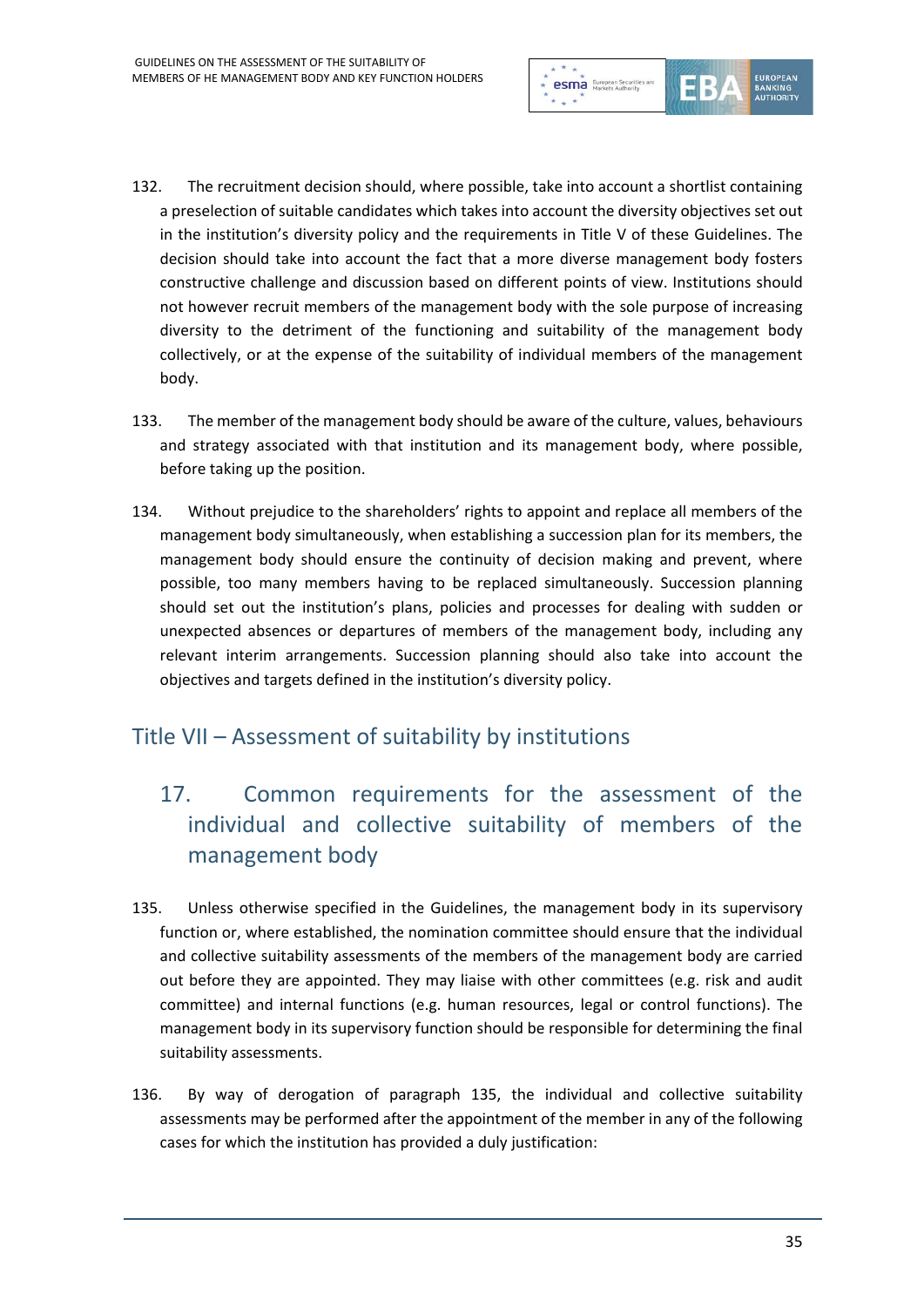132. The recruitment decision should, where possible, take into account a shortlist containing a preselection of suitable candidates which takes into account the diversity objectives set out in the institution's diversity policy and the requirements in Title V of these Guidelines. The decision should take into account the fact that a more diverse management body fosters constructive challenge and discussion based on different points of view. Institutions should not however recruit members of the management body with the sole purpose of increasing diversity to the detriment of the functioning and suitability of the management body collectively, or at the expense of the suitability of individual members of the management body.

133. The member of the management body should be aware of the culture, values, behaviours and strategy associated with that institution and its management body, where possible, before taking up the position.

134. Without prejudice to the shareholders' rights to appoint and replace all members of the management body simultaneously, when establishing a succession plan for its members, the management body should ensure the continuity of decision making and prevent, where possible, too many members having to be replaced simultaneously. Succession planning should set out the institution's plans, policies and processes for dealing with sudden or unexpected absences or departures of members of the management body, including any relevant interim arrangements. Succession planning should also take into account the objectives and targets defined in the institution's diversity policy.

# Title VII – Assessment of suitability by institutions

## 17. Common requirements for the assessment of the individual and collective suitability of members of the management body

135. Unless otherwise specified in the Guidelines, the management body in its supervisory function or, where established, the nomination committee should ensure that the individual and collective suitability assessments of the members of the management body are carried out before they are appointed. They may liaise with other committees (e.g. risk and audit committee) and internal functions (e.g. human resources, legal or control functions). The management body in its supervisory function should be responsible for determining the final suitability assessments.

136. By way of derogation of paragraph 135, the individual and collective suitability assessments may be performed after the appointment of the member in any of the following cases for which the institution has provided a duly justification: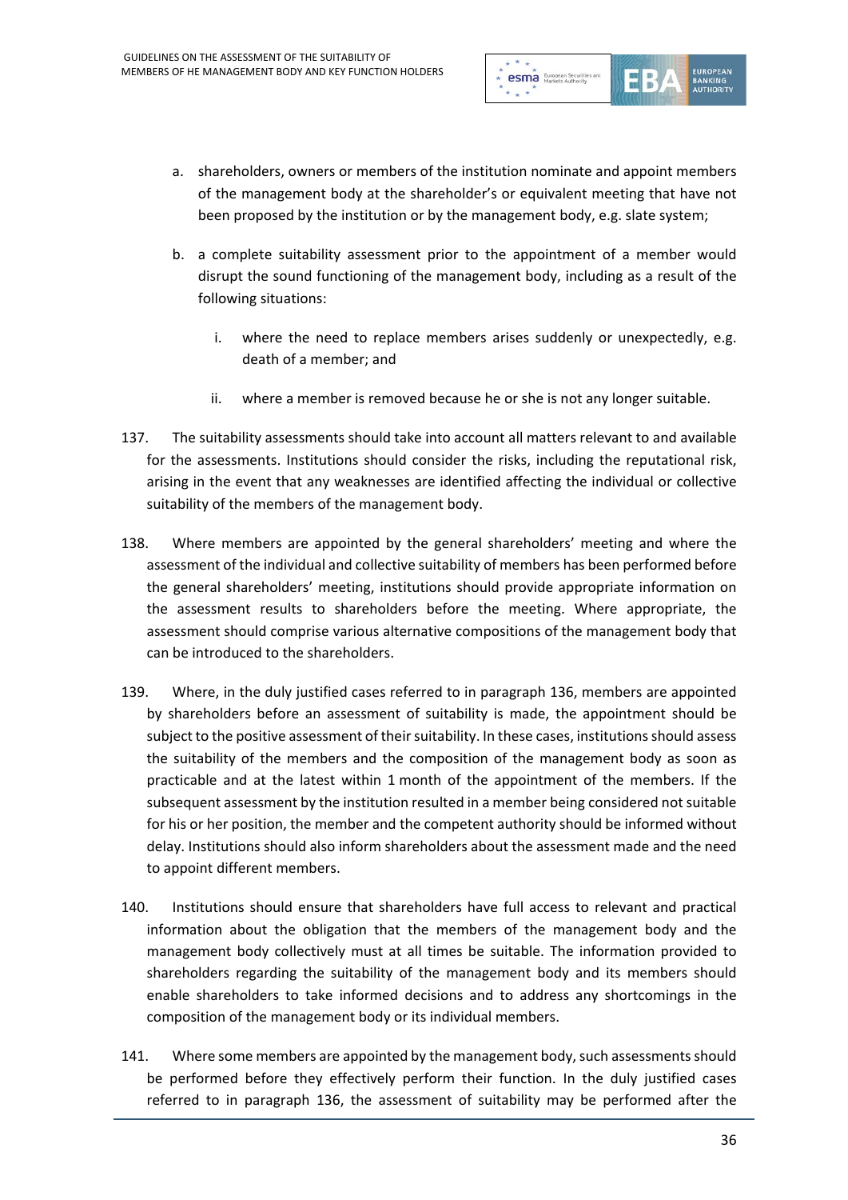a. shareholders, owners or members of the institution nominate and appoint members of the management body at the shareholder's or equivalent meeting that have not been proposed by the institution or by the management body, e.g. slate system;

b. a complete suitability assessment prior to the appointment of a member would disrupt the sound functioning of the management body, including as a result of the following situations:

   i. where the need to replace members arises suddenly or unexpectedly, e.g. death of a member; and

   ii. where a member is removed because he or she is not any longer suitable.

137. The suitability assessments should take into account all matters relevant to and available for the assessments. Institutions should consider the risks, including the reputational risk, arising in the event that any weaknesses are identified affecting the individual or collective suitability of the members of the management body.

138. Where members are appointed by the general shareholders' meeting and where the assessment of the individual and collective suitability of members has been performed before the general shareholders' meeting, institutions should provide appropriate information on the assessment results to shareholders before the meeting. Where appropriate, the assessment should comprise various alternative compositions of the management body that can be introduced to the shareholders.

139. Where, in the duly justified cases referred to in paragraph 136, members are appointed by shareholders before an assessment of suitability is made, the appointment should be subject to the positive assessment of their suitability. In these cases, institutions should assess the suitability of the members and the composition of the management body as soon as practicable and at the latest within 1 month of the appointment of the members. If the subsequent assessment by the institution resulted in a member being considered not suitable for his or her position, the member and the competent authority should be informed without delay. Institutions should also inform shareholders about the assessment made and the need to appoint different members.

140. Institutions should ensure that shareholders have full access to relevant and practical information about the obligation that the members of the management body and the management body collectively must at all times be suitable. The information provided to shareholders regarding the suitability of the management body and its members should enable shareholders to take informed decisions and to address any shortcomings in the composition of the management body or its individual members.

141. Where some members are appointed by the management body, such assessments should be performed before they effectively perform their function. In the duly justified cases referred to in paragraph 136, the assessment of suitability may be performed after the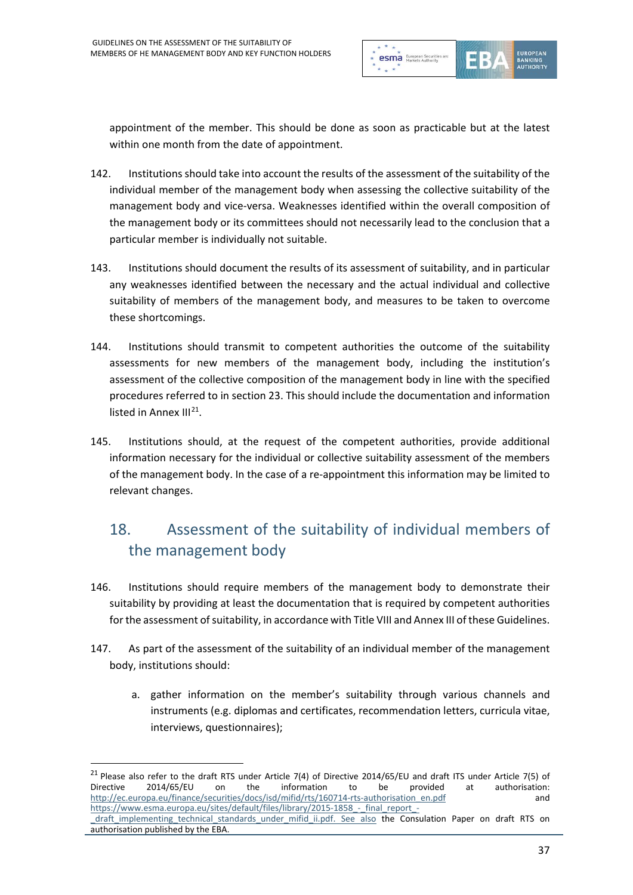appointment of the member. This should be done as soon as practicable but at the latest within one month from the date of appointment.

142. Institutions should take into account the results of the assessment of the suitability of the individual member of the management body when assessing the collective suitability of the management body and vice-versa. Weaknesses identified within the overall composition of the management body or its committees should not necessarily lead to the conclusion that a particular member is individually not suitable.

143. Institutions should document the results of its assessment of suitability, and in particular any weaknesses identified between the necessary and the actual individual and collective suitability of members of the management body, and measures to be taken to overcome these shortcomings.

144. Institutions should transmit to competent authorities the outcome of the suitability assessments for new members of the management body, including the institution's assessment of the collective composition of the management body in line with the specified procedures referred to in section 23. This should include the documentation and information listed in Annex III[21].

145. Institutions should, at the request of the competent authorities, provide additional information necessary for the individual or collective suitability assessment of the members of the management body. In the case of a re-appointment this information may be limited to relevant changes.

## 18. Assessment of the suitability of individual members of the management body

146. Institutions should require members of the management body to demonstrate their suitability by providing at least the documentation that is required by competent authorities for the assessment of suitability, in accordance with Title VIII and Annex III of these Guidelines.

147. As part of the assessment of the suitability of an individual member of the management body, institutions should:

a. gather information on the member's suitability through various channels and instruments (e.g. diplomas and certificates, recommendation letters, curricula vitae, interviews, questionnaires);

---

[21] Please also refer to the draft RTS under Article 7(4) of Directive 2014/65/EU and draft ITS under Article 7(5) of Directive 2014/65/EU on the information to be provided at authorisation: http://ec.europa.eu/finance/securities/docs/isd/mifid/rts/160714-rts-authorisation_en.pdf and https://www.esma.europa.eu/sites/default/files/library/2015-1858_-_final_report_-_draft_implementing_technical_standards_under_mifid_ii.pdf. See also the Consulation Paper on draft RTS on authorisation published by the EBA.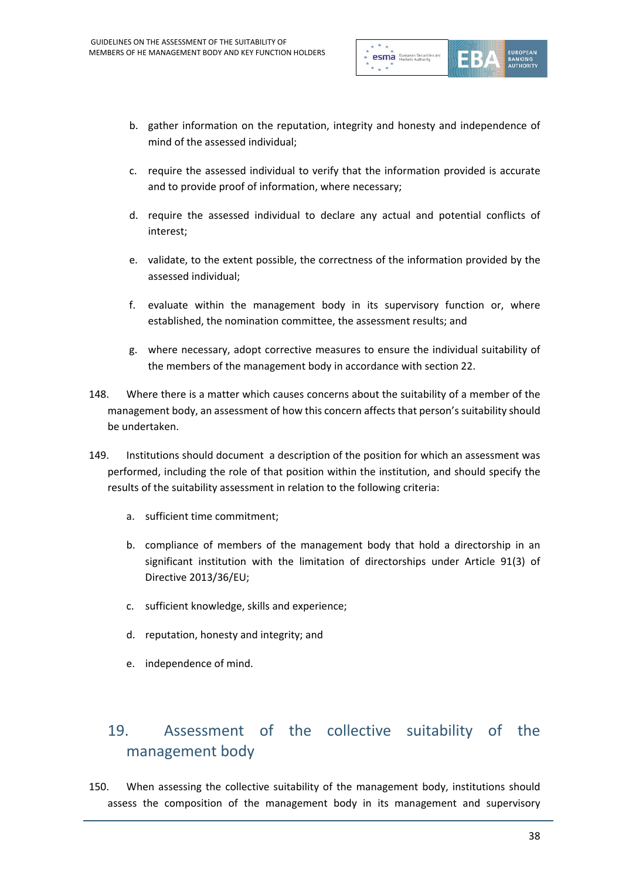b. gather information on the reputation, integrity and honesty and independence of mind of the assessed individual;

c. require the assessed individual to verify that the information provided is accurate and to provide proof of information, where necessary;

d. require the assessed individual to declare any actual and potential conflicts of interest;

e. validate, to the extent possible, the correctness of the information provided by the assessed individual;

f. evaluate within the management body in its supervisory function or, where established, the nomination committee, the assessment results; and

g. where necessary, adopt corrective measures to ensure the individual suitability of the members of the management body in accordance with section 22.

148. Where there is a matter which causes concerns about the suitability of a member of the management body, an assessment of how this concern affects that person's suitability should be undertaken.

149. Institutions should document a description of the position for which an assessment was performed, including the role of that position within the institution, and should specify the results of the suitability assessment in relation to the following criteria:

a. sufficient time commitment;

b. compliance of members of the management body that hold a directorship in an significant institution with the limitation of directorships under Article 91(3) of Directive 2013/36/EU;

c. sufficient knowledge, skills and experience;

d. reputation, honesty and integrity; and

e. independence of mind.

## 19. Assessment of the collective suitability of the management body

150. When assessing the collective suitability of the management body, institutions should assess the composition of the management body in its management and supervisory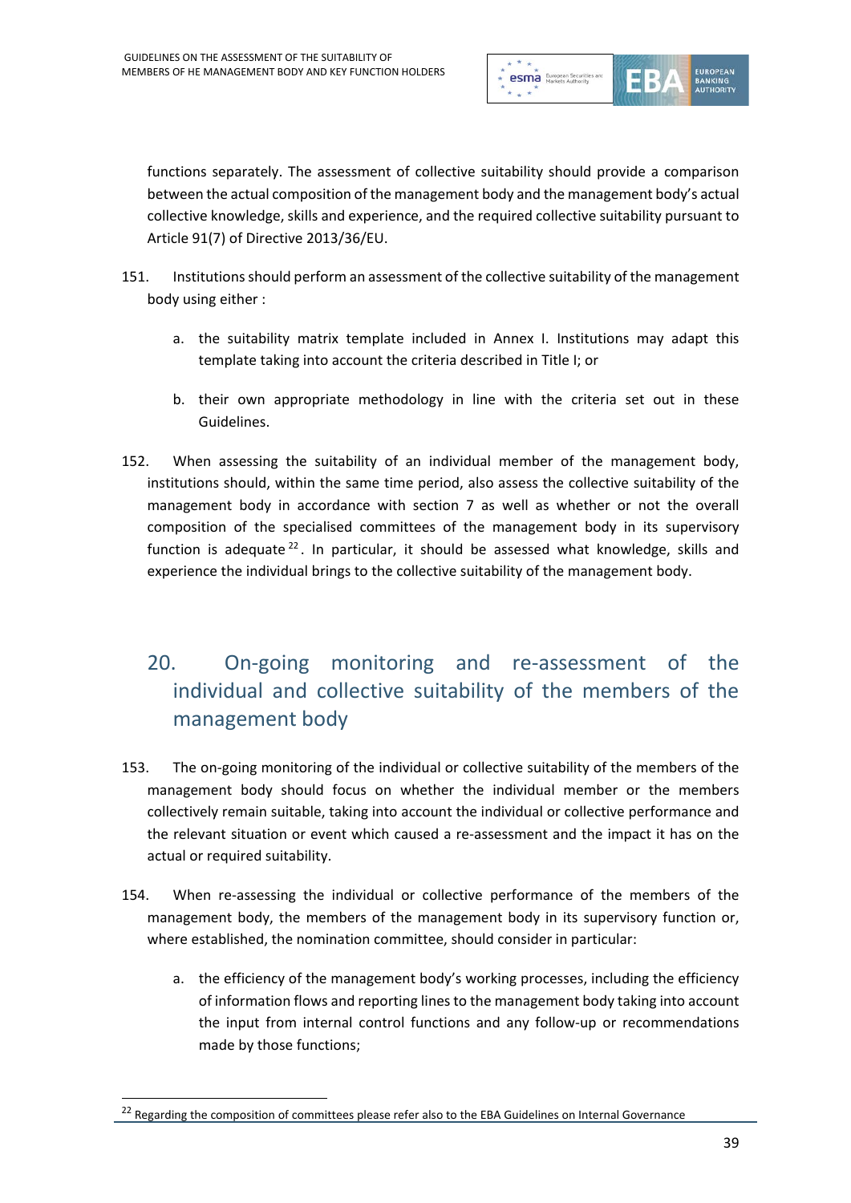functions separately. The assessment of collective suitability should provide a comparison between the actual composition of the management body and the management body's actual collective knowledge, skills and experience, and the required collective suitability pursuant to Article 91(7) of Directive 2013/36/EU.

151. Institutions should perform an assessment of the collective suitability of the management body using either :

   a. the suitability matrix template included in Annex I. Institutions may adapt this template taking into account the criteria described in Title I; or

   b. their own appropriate methodology in line with the criteria set out in these Guidelines.

152. When assessing the suitability of an individual member of the management body, institutions should, within the same time period, also assess the collective suitability of the management body in accordance with section 7 as well as whether or not the overall composition of the specialised committees of the management body in its supervisory function is adequate[22]. In particular, it should be assessed what knowledge, skills and experience the individual brings to the collective suitability of the management body.

## 20. On-going monitoring and re-assessment of the individual and collective suitability of the members of the management body

153. The on-going monitoring of the individual or collective suitability of the members of the management body should focus on whether the individual member or the members collectively remain suitable, taking into account the individual or collective performance and the relevant situation or event which caused a re-assessment and the impact it has on the actual or required suitability.

154. When re-assessing the individual or collective performance of the members of the management body, the members of the management body in its supervisory function or, where established, the nomination committee, should consider in particular:

   a. the efficiency of the management body's working processes, including the efficiency of information flows and reporting lines to the management body taking into account the input from internal control functions and any follow-up or recommendations made by those functions;

[22] Regarding the composition of committees please refer also to the EBA Guidelines on Internal Governance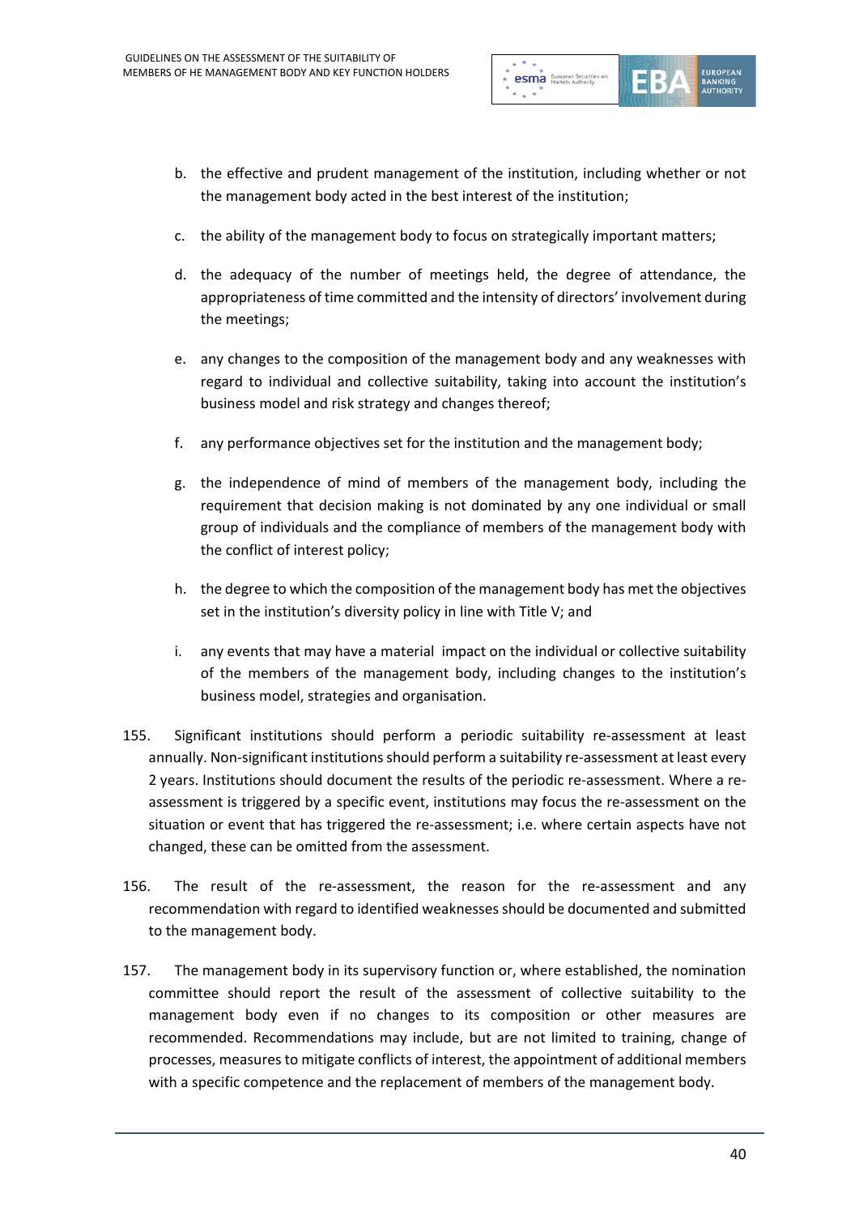b. the effective and prudent management of the institution, including whether or not the management body acted in the best interest of the institution;

c. the ability of the management body to focus on strategically important matters;

d. the adequacy of the number of meetings held, the degree of attendance, the appropriateness of time committed and the intensity of directors' involvement during the meetings;

e. any changes to the composition of the management body and any weaknesses with regard to individual and collective suitability, taking into account the institution's business model and risk strategy and changes thereof;

f. any performance objectives set for the institution and the management body;

g. the independence of mind of members of the management body, including the requirement that decision making is not dominated by any one individual or small group of individuals and the compliance of members of the management body with the conflict of interest policy;

h. the degree to which the composition of the management body has met the objectives set in the institution's diversity policy in line with Title V; and

i. any events that may have a material impact on the individual or collective suitability of the members of the management body, including changes to the institution's business model, strategies and organisation.

155. Significant institutions should perform a periodic suitability re-assessment at least annually. Non-significant institutions should perform a suitability re-assessment at least every 2 years. Institutions should document the results of the periodic re-assessment. Where a re-assessment is triggered by a specific event, institutions may focus the re-assessment on the situation or event that has triggered the re-assessment; i.e. where certain aspects have not changed, these can be omitted from the assessment.

156. The result of the re-assessment, the reason for the re-assessment and any recommendation with regard to identified weaknesses should be documented and submitted to the management body.

157. The management body in its supervisory function or, where established, the nomination committee should report the result of the assessment of collective suitability to the management body even if no changes to its composition or other measures are recommended. Recommendations may include, but are not limited to training, change of processes, measures to mitigate conflicts of interest, the appointment of additional members with a specific competence and the replacement of members of the management body.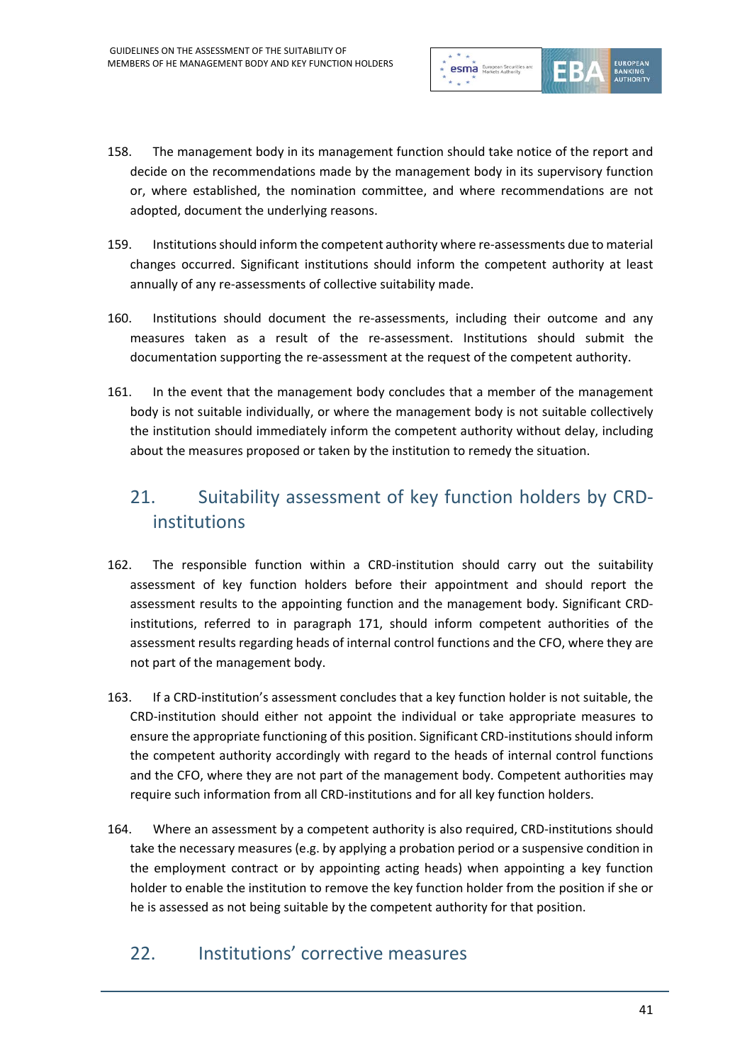158. The management body in its management function should take notice of the report and decide on the recommendations made by the management body in its supervisory function or, where established, the nomination committee, and where recommendations are not adopted, document the underlying reasons.

159. Institutions should inform the competent authority where re-assessments due to material changes occurred. Significant institutions should inform the competent authority at least annually of any re-assessments of collective suitability made.

160. Institutions should document the re-assessments, including their outcome and any measures taken as a result of the re-assessment. Institutions should submit the documentation supporting the re-assessment at the request of the competent authority.

161. In the event that the management body concludes that a member of the management body is not suitable individually, or where the management body is not suitable collectively the institution should immediately inform the competent authority without delay, including about the measures proposed or taken by the institution to remedy the situation.

## 21. Suitability assessment of key function holders by CRD-institutions

162. The responsible function within a CRD-institution should carry out the suitability assessment of key function holders before their appointment and should report the assessment results to the appointing function and the management body. Significant CRD-institutions, referred to in paragraph 171, should inform competent authorities of the assessment results regarding heads of internal control functions and the CFO, where they are not part of the management body.

163. If a CRD-institution's assessment concludes that a key function holder is not suitable, the CRD-institution should either not appoint the individual or take appropriate measures to ensure the appropriate functioning of this position. Significant CRD-institutions should inform the competent authority accordingly with regard to the heads of internal control functions and the CFO, where they are not part of the management body. Competent authorities may require such information from all CRD-institutions and for all key function holders.

164. Where an assessment by a competent authority is also required, CRD-institutions should take the necessary measures (e.g. by applying a probation period or a suspensive condition in the employment contract or by appointing acting heads) when appointing a key function holder to enable the institution to remove the key function holder from the position if she or he is assessed as not being suitable by the competent authority for that position.

## 22. Institutions' corrective measures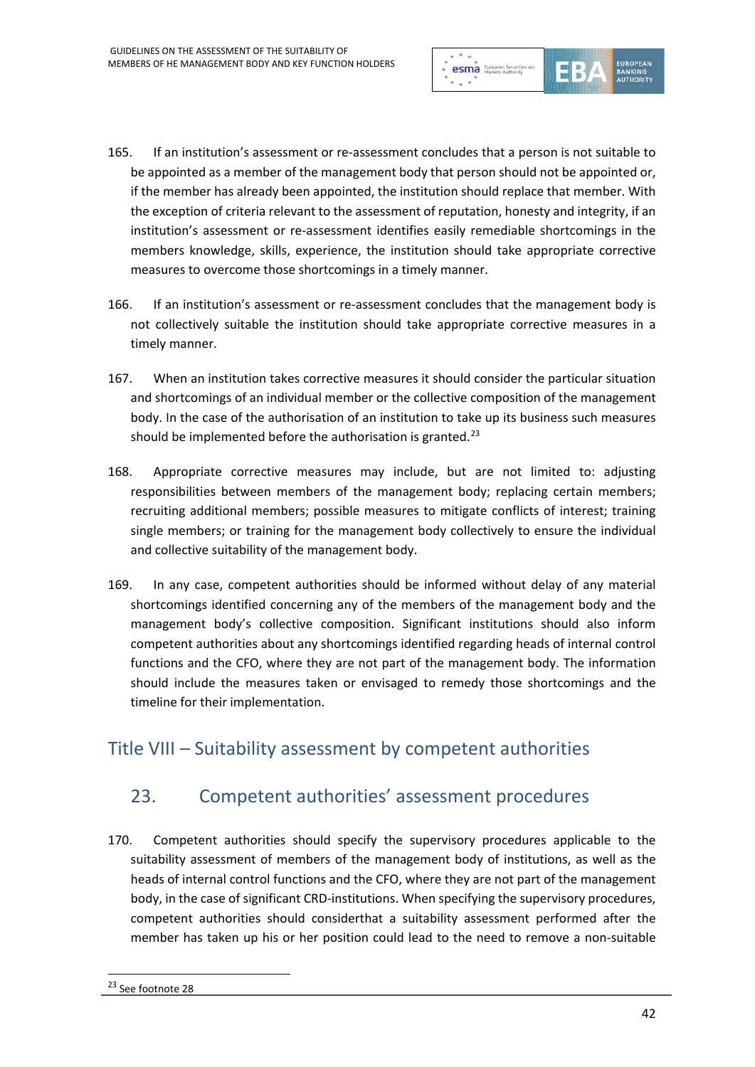165. If an institution's assessment or re-assessment concludes that a person is not suitable to be appointed as a member of the management body that person should not be appointed or, if the member has already been appointed, the institution should replace that member. With the exception of criteria relevant to the assessment of reputation, honesty and integrity, if an institution's assessment or re-assessment identifies easily remediable shortcomings in the members knowledge, skills, experience, the institution should take appropriate corrective measures to overcome those shortcomings in a timely manner.

166. If an institution's assessment or re-assessment concludes that the management body is not collectively suitable the institution should take appropriate corrective measures in a timely manner.

167. When an institution takes corrective measures it should consider the particular situation and shortcomings of an individual member or the collective composition of the management body. In the case of the authorisation of an institution to take up its business such measures should be implemented before the authorisation is granted.[23]

168. Appropriate corrective measures may include, but are not limited to: adjusting responsibilities between members of the management body; replacing certain members; recruiting additional members; possible measures to mitigate conflicts of interest; training single members; or training for the management body collectively to ensure the individual and collective suitability of the management body.

169. In any case, competent authorities should be informed without delay of any material shortcomings identified concerning any of the members of the management body and the management body's collective composition. Significant institutions should also inform competent authorities about any shortcomings identified regarding heads of internal control functions and the CFO, where they are not part of the management body. The information should include the measures taken or envisaged to remedy those shortcomings and the timeline for their implementation.

# Title VIII – Suitability assessment by competent authorities

## 23. Competent authorities' assessment procedures

170. Competent authorities should specify the supervisory procedures applicable to the suitability assessment of members of the management body of institutions, as well as the heads of internal control functions and the CFO, where they are not part of the management body, in the case of significant CRD-institutions. When specifying the supervisory procedures, competent authorities should considerthat a suitability assessment performed after the member has taken up his or her position could lead to the need to remove a non-suitable

[23] See footnote 28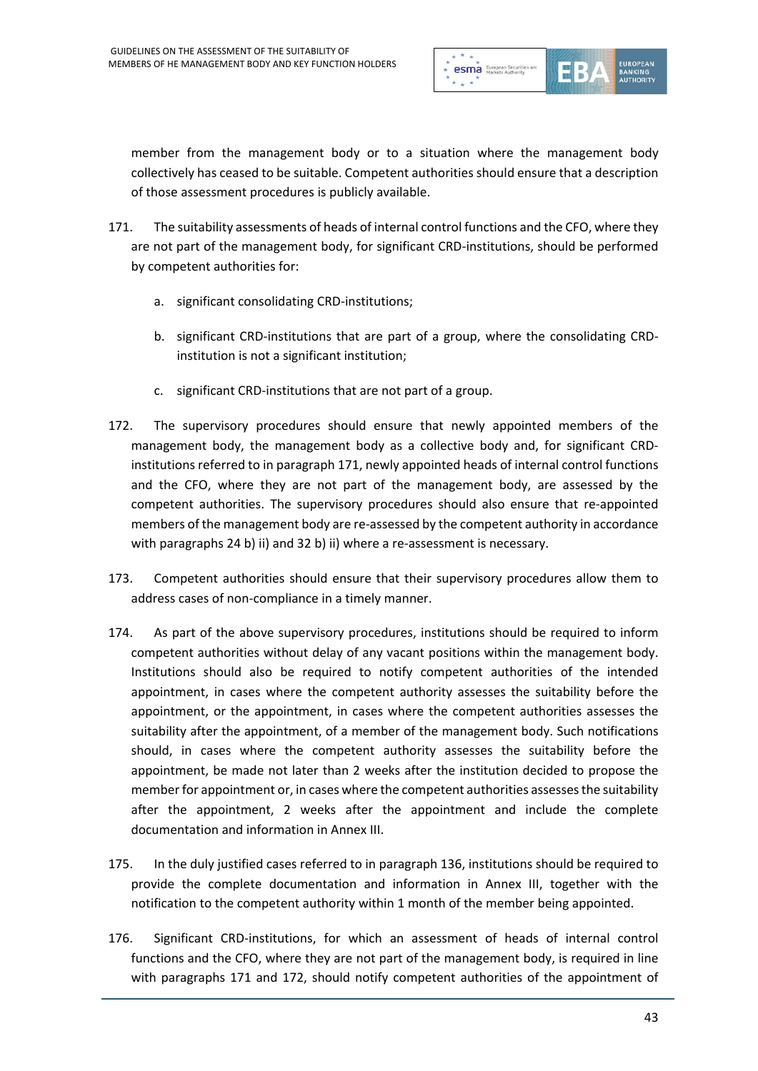member from the management body or to a situation where the management body collectively has ceased to be suitable. Competent authorities should ensure that a description of those assessment procedures is publicly available.

171. The suitability assessments of heads of internal control functions and the CFO, where they are not part of the management body, for significant CRD-institutions, should be performed by competent authorities for:

   a. significant consolidating CRD-institutions;

   b. significant CRD-institutions that are part of a group, where the consolidating CRD-institution is not a significant institution;

   c. significant CRD-institutions that are not part of a group.

172. The supervisory procedures should ensure that newly appointed members of the management body, the management body as a collective body and, for significant CRD-institutions referred to in paragraph 171, newly appointed heads of internal control functions and the CFO, where they are not part of the management body, are assessed by the competent authorities. The supervisory procedures should also ensure that re-appointed members of the management body are re-assessed by the competent authority in accordance with paragraphs 24 b) ii) and 32 b) ii) where a re-assessment is necessary.

173. Competent authorities should ensure that their supervisory procedures allow them to address cases of non-compliance in a timely manner.

174. As part of the above supervisory procedures, institutions should be required to inform competent authorities without delay of any vacant positions within the management body. Institutions should also be required to notify competent authorities of the intended appointment, in cases where the competent authority assesses the suitability before the appointment, or the appointment, in cases where the competent authorities assesses the suitability after the appointment, of a member of the management body. Such notifications should, in cases where the competent authority assesses the suitability before the appointment, be made not later than 2 weeks after the institution decided to propose the member for appointment or, in cases where the competent authorities assesses the suitability after the appointment, 2 weeks after the appointment and include the complete documentation and information in Annex III.

175. In the duly justified cases referred to in paragraph 136, institutions should be required to provide the complete documentation and information in Annex III, together with the notification to the competent authority within 1 month of the member being appointed.

176. Significant CRD-institutions, for which an assessment of heads of internal control functions and the CFO, where they are not part of the management body, is required in line with paragraphs 171 and 172, should notify competent authorities of the appointment of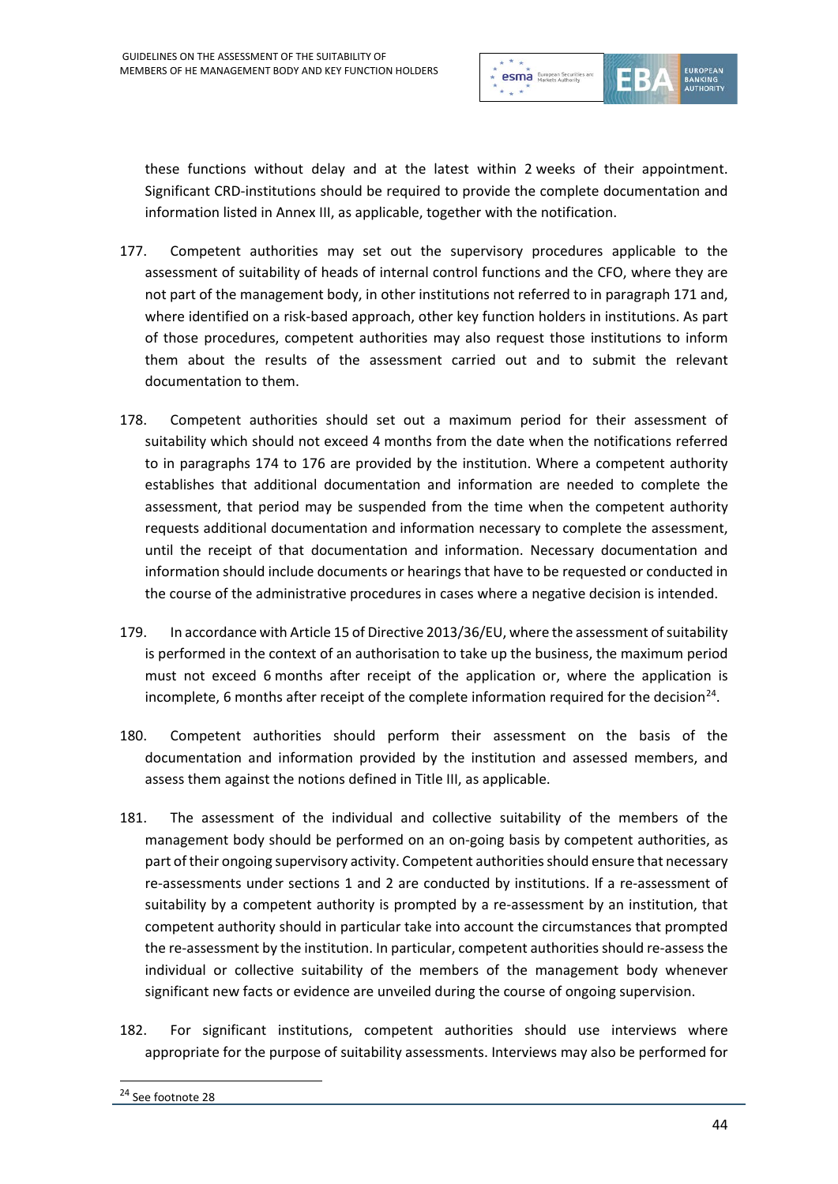these functions without delay and at the latest within 2 weeks of their appointment. Significant CRD-institutions should be required to provide the complete documentation and information listed in Annex III, as applicable, together with the notification.

177. Competent authorities may set out the supervisory procedures applicable to the assessment of suitability of heads of internal control functions and the CFO, where they are not part of the management body, in other institutions not referred to in paragraph 171 and, where identified on a risk-based approach, other key function holders in institutions. As part of those procedures, competent authorities may also request those institutions to inform them about the results of the assessment carried out and to submit the relevant documentation to them.

178. Competent authorities should set out a maximum period for their assessment of suitability which should not exceed 4 months from the date when the notifications referred to in paragraphs 174 to 176 are provided by the institution. Where a competent authority establishes that additional documentation and information are needed to complete the assessment, that period may be suspended from the time when the competent authority requests additional documentation and information necessary to complete the assessment, until the receipt of that documentation and information. Necessary documentation and information should include documents or hearings that have to be requested or conducted in the course of the administrative procedures in cases where a negative decision is intended.

179. In accordance with Article 15 of Directive 2013/36/EU, where the assessment of suitability is performed in the context of an authorisation to take up the business, the maximum period must not exceed 6 months after receipt of the application or, where the application is incomplete, 6 months after receipt of the complete information required for the decision[24].

180. Competent authorities should perform their assessment on the basis of the documentation and information provided by the institution and assessed members, and assess them against the notions defined in Title III, as applicable.

181. The assessment of the individual and collective suitability of the members of the management body should be performed on an on-going basis by competent authorities, as part of their ongoing supervisory activity. Competent authorities should ensure that necessary re-assessments under sections 1 and 2 are conducted by institutions. If a re-assessment of suitability by a competent authority is prompted by a re-assessment by an institution, that competent authority should in particular take into account the circumstances that prompted the re-assessment by the institution. In particular, competent authorities should re-assess the individual or collective suitability of the members of the management body whenever significant new facts or evidence are unveiled during the course of ongoing supervision.

182. For significant institutions, competent authorities should use interviews where appropriate for the purpose of suitability assessments. Interviews may also be performed for

[24] See footnote 28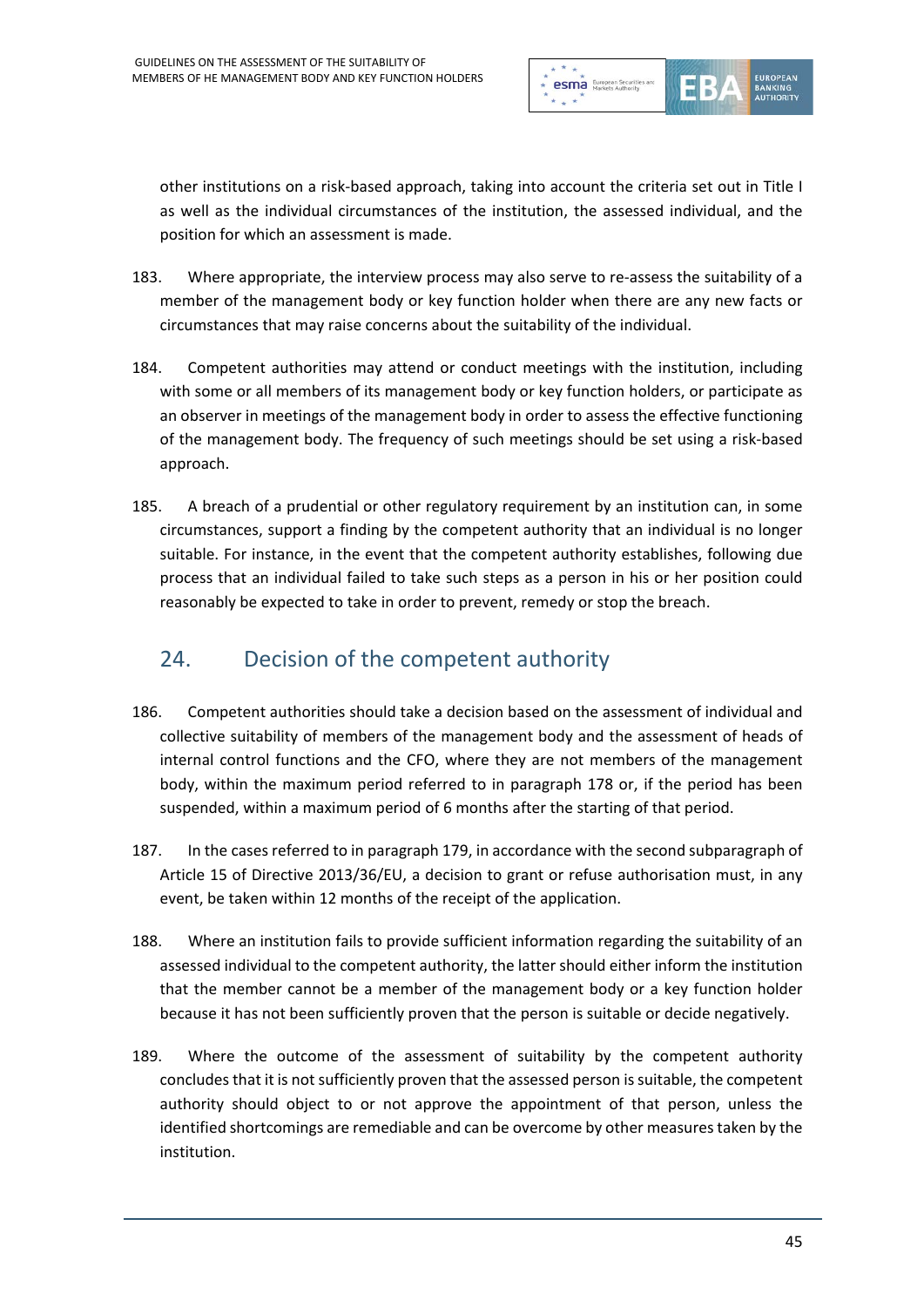other institutions on a risk-based approach, taking into account the criteria set out in Title I as well as the individual circumstances of the institution, the assessed individual, and the position for which an assessment is made.

183. Where appropriate, the interview process may also serve to re-assess the suitability of a member of the management body or key function holder when there are any new facts or circumstances that may raise concerns about the suitability of the individual.

184. Competent authorities may attend or conduct meetings with the institution, including with some or all members of its management body or key function holders, or participate as an observer in meetings of the management body in order to assess the effective functioning of the management body. The frequency of such meetings should be set using a risk-based approach.

185. A breach of a prudential or other regulatory requirement by an institution can, in some circumstances, support a finding by the competent authority that an individual is no longer suitable. For instance, in the event that the competent authority establishes, following due process that an individual failed to take such steps as a person in his or her position could reasonably be expected to take in order to prevent, remedy or stop the breach.

## 24. Decision of the competent authority

186. Competent authorities should take a decision based on the assessment of individual and collective suitability of members of the management body and the assessment of heads of internal control functions and the CFO, where they are not members of the management body, within the maximum period referred to in paragraph 178 or, if the period has been suspended, within a maximum period of 6 months after the starting of that period.

187. In the cases referred to in paragraph 179, in accordance with the second subparagraph of Article 15 of Directive 2013/36/EU, a decision to grant or refuse authorisation must, in any event, be taken within 12 months of the receipt of the application.

188. Where an institution fails to provide sufficient information regarding the suitability of an assessed individual to the competent authority, the latter should either inform the institution that the member cannot be a member of the management body or a key function holder because it has not been sufficiently proven that the person is suitable or decide negatively.

189. Where the outcome of the assessment of suitability by the competent authority concludes that it is not sufficiently proven that the assessed person is suitable, the competent authority should object to or not approve the appointment of that person, unless the identified shortcomings are remediable and can be overcome by other measures taken by the institution.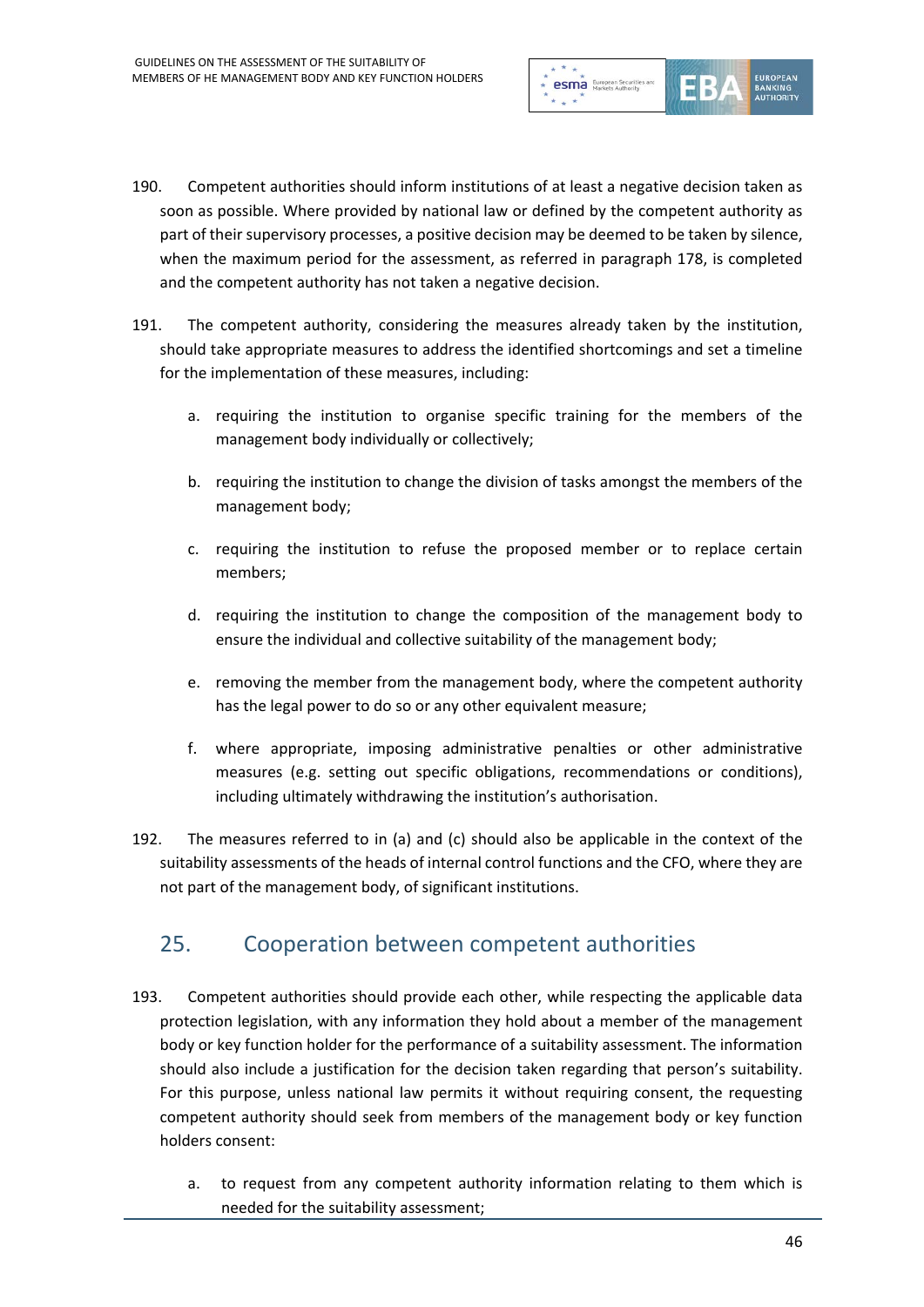190. Competent authorities should inform institutions of at least a negative decision taken as soon as possible. Where provided by national law or defined by the competent authority as part of their supervisory processes, a positive decision may be deemed to be taken by silence, when the maximum period for the assessment, as referred in paragraph 178, is completed and the competent authority has not taken a negative decision.

191. The competent authority, considering the measures already taken by the institution, should take appropriate measures to address the identified shortcomings and set a timeline for the implementation of these measures, including:

   a. requiring the institution to organise specific training for the members of the management body individually or collectively;

   b. requiring the institution to change the division of tasks amongst the members of the management body;

   c. requiring the institution to refuse the proposed member or to replace certain members;

   d. requiring the institution to change the composition of the management body to ensure the individual and collective suitability of the management body;

   e. removing the member from the management body, where the competent authority has the legal power to do so or any other equivalent measure;

   f. where appropriate, imposing administrative penalties or other administrative measures (e.g. setting out specific obligations, recommendations or conditions), including ultimately withdrawing the institution's authorisation.

192. The measures referred to in (a) and (c) should also be applicable in the context of the suitability assessments of the heads of internal control functions and the CFO, where they are not part of the management body, of significant institutions.

## 25. Cooperation between competent authorities

193. Competent authorities should provide each other, while respecting the applicable data protection legislation, with any information they hold about a member of the management body or key function holder for the performance of a suitability assessment. The information should also include a justification for the decision taken regarding that person's suitability. For this purpose, unless national law permits it without requiring consent, the requesting competent authority should seek from members of the management body or key function holders consent:

   a. to request from any competent authority information relating to them which is needed for the suitability assessment;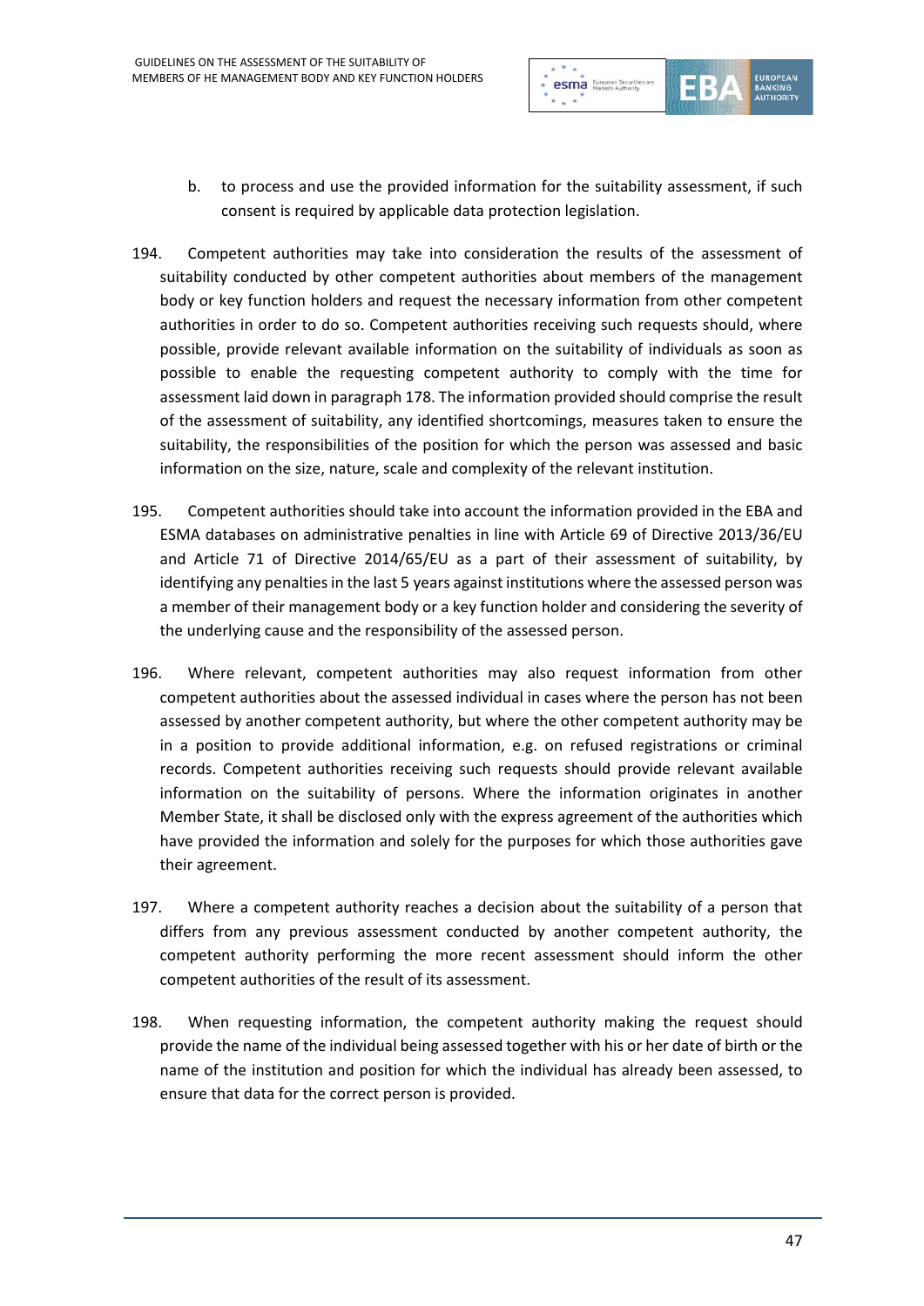b. to process and use the provided information for the suitability assessment, if such consent is required by applicable data protection legislation.

194. Competent authorities may take into consideration the results of the assessment of suitability conducted by other competent authorities about members of the management body or key function holders and request the necessary information from other competent authorities in order to do so. Competent authorities receiving such requests should, where possible, provide relevant available information on the suitability of individuals as soon as possible to enable the requesting competent authority to comply with the time for assessment laid down in paragraph 178. The information provided should comprise the result of the assessment of suitability, any identified shortcomings, measures taken to ensure the suitability, the responsibilities of the position for which the person was assessed and basic information on the size, nature, scale and complexity of the relevant institution.

195. Competent authorities should take into account the information provided in the EBA and ESMA databases on administrative penalties in line with Article 69 of Directive 2013/36/EU and Article 71 of Directive 2014/65/EU as a part of their assessment of suitability, by identifying any penalties in the last 5 years against institutions where the assessed person was a member of their management body or a key function holder and considering the severity of the underlying cause and the responsibility of the assessed person.

196. Where relevant, competent authorities may also request information from other competent authorities about the assessed individual in cases where the person has not been assessed by another competent authority, but where the other competent authority may be in a position to provide additional information, e.g. on refused registrations or criminal records. Competent authorities receiving such requests should provide relevant available information on the suitability of persons. Where the information originates in another Member State, it shall be disclosed only with the express agreement of the authorities which have provided the information and solely for the purposes for which those authorities gave their agreement.

197. Where a competent authority reaches a decision about the suitability of a person that differs from any previous assessment conducted by another competent authority, the competent authority performing the more recent assessment should inform the other competent authorities of the result of its assessment.

198. When requesting information, the competent authority making the request should provide the name of the individual being assessed together with his or her date of birth or the name of the institution and position for which the individual has already been assessed, to ensure that data for the correct person is provided.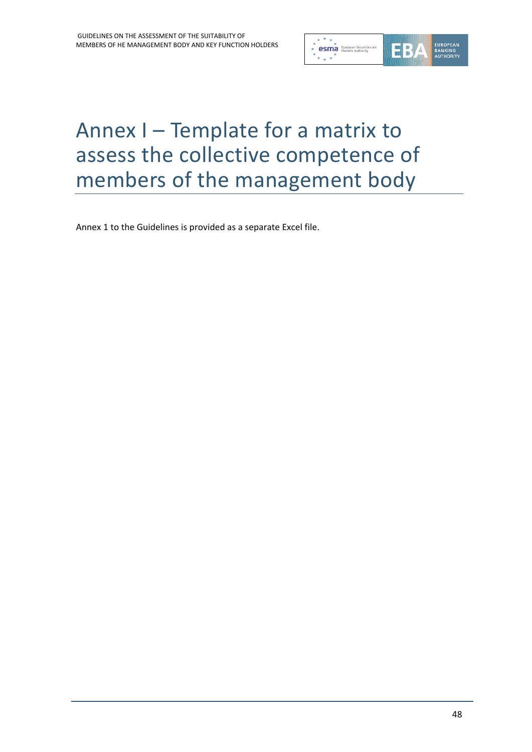# Annex I – Template for a matrix to assess the collective competence of members of the management body

Annex 1 to the Guidelines is provided as a separate Excel file.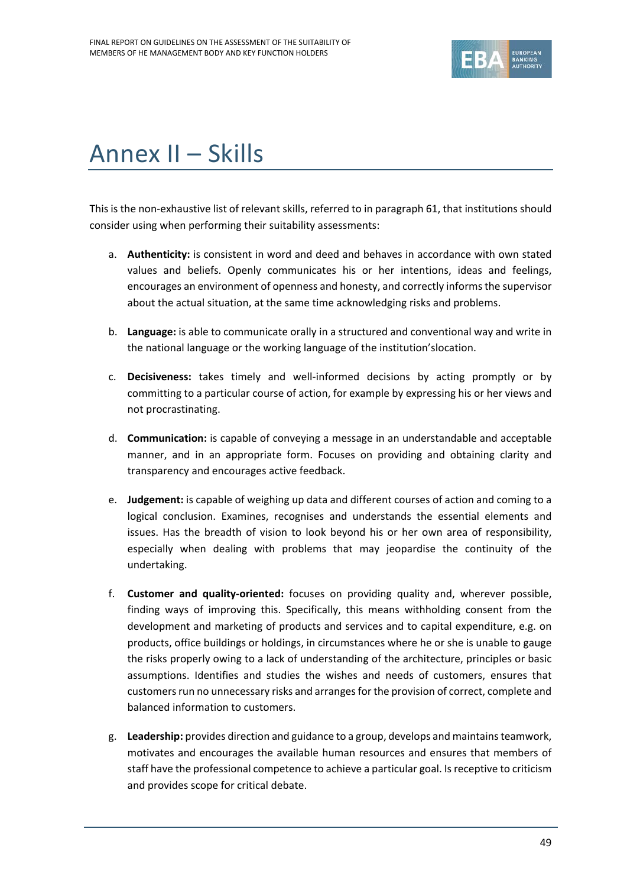# Annex II – Skills

This is the non-exhaustive list of relevant skills, referred to in paragraph 61, that institutions should consider using when performing their suitability assessments:

a. **Authenticity:** is consistent in word and deed and behaves in accordance with own stated values and beliefs. Openly communicates his or her intentions, ideas and feelings, encourages an environment of openness and honesty, and correctly informs the supervisor about the actual situation, at the same time acknowledging risks and problems.

b. **Language:** is able to communicate orally in a structured and conventional way and write in the national language or the working language of the institution'slocation.

c. **Decisiveness:** takes timely and well-informed decisions by acting promptly or by committing to a particular course of action, for example by expressing his or her views and not procrastinating.

d. **Communication:** is capable of conveying a message in an understandable and acceptable manner, and in an appropriate form. Focuses on providing and obtaining clarity and transparency and encourages active feedback.

e. **Judgement:** is capable of weighing up data and different courses of action and coming to a logical conclusion. Examines, recognises and understands the essential elements and issues. Has the breadth of vision to look beyond his or her own area of responsibility, especially when dealing with problems that may jeopardise the continuity of the undertaking.

f. **Customer and quality-oriented:** focuses on providing quality and, wherever possible, finding ways of improving this. Specifically, this means withholding consent from the development and marketing of products and services and to capital expenditure, e.g. on products, office buildings or holdings, in circumstances where he or she is unable to gauge the risks properly owing to a lack of understanding of the architecture, principles or basic assumptions. Identifies and studies the wishes and needs of customers, ensures that customers run no unnecessary risks and arranges for the provision of correct, complete and balanced information to customers.

g. **Leadership:** provides direction and guidance to a group, develops and maintains teamwork, motivates and encourages the available human resources and ensures that members of staff have the professional competence to achieve a particular goal. Is receptive to criticism and provides scope for critical debate.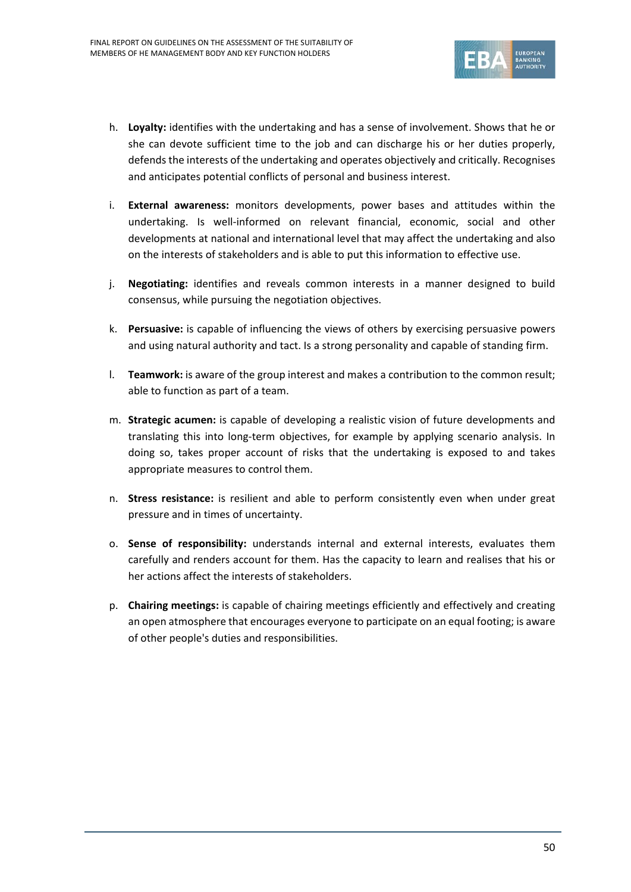h. **Loyalty:** identifies with the undertaking and has a sense of involvement. Shows that he or she can devote sufficient time to the job and can discharge his or her duties properly, defends the interests of the undertaking and operates objectively and critically. Recognises and anticipates potential conflicts of personal and business interest.

i. **External awareness:** monitors developments, power bases and attitudes within the undertaking. Is well-informed on relevant financial, economic, social and other developments at national and international level that may affect the undertaking and also on the interests of stakeholders and is able to put this information to effective use.

j. **Negotiating:** identifies and reveals common interests in a manner designed to build consensus, while pursuing the negotiation objectives.

k. **Persuasive:** is capable of influencing the views of others by exercising persuasive powers and using natural authority and tact. Is a strong personality and capable of standing firm.

l. **Teamwork:** is aware of the group interest and makes a contribution to the common result; able to function as part of a team.

m. **Strategic acumen:** is capable of developing a realistic vision of future developments and translating this into long-term objectives, for example by applying scenario analysis. In doing so, takes proper account of risks that the undertaking is exposed to and takes appropriate measures to control them.

n. **Stress resistance:** is resilient and able to perform consistently even when under great pressure and in times of uncertainty.

o. **Sense of responsibility:** understands internal and external interests, evaluates them carefully and renders account for them. Has the capacity to learn and realises that his or her actions affect the interests of stakeholders.

p. **Chairing meetings:** is capable of chairing meetings efficiently and effectively and creating an open atmosphere that encourages everyone to participate on an equal footing; is aware of other people's duties and responsibilities.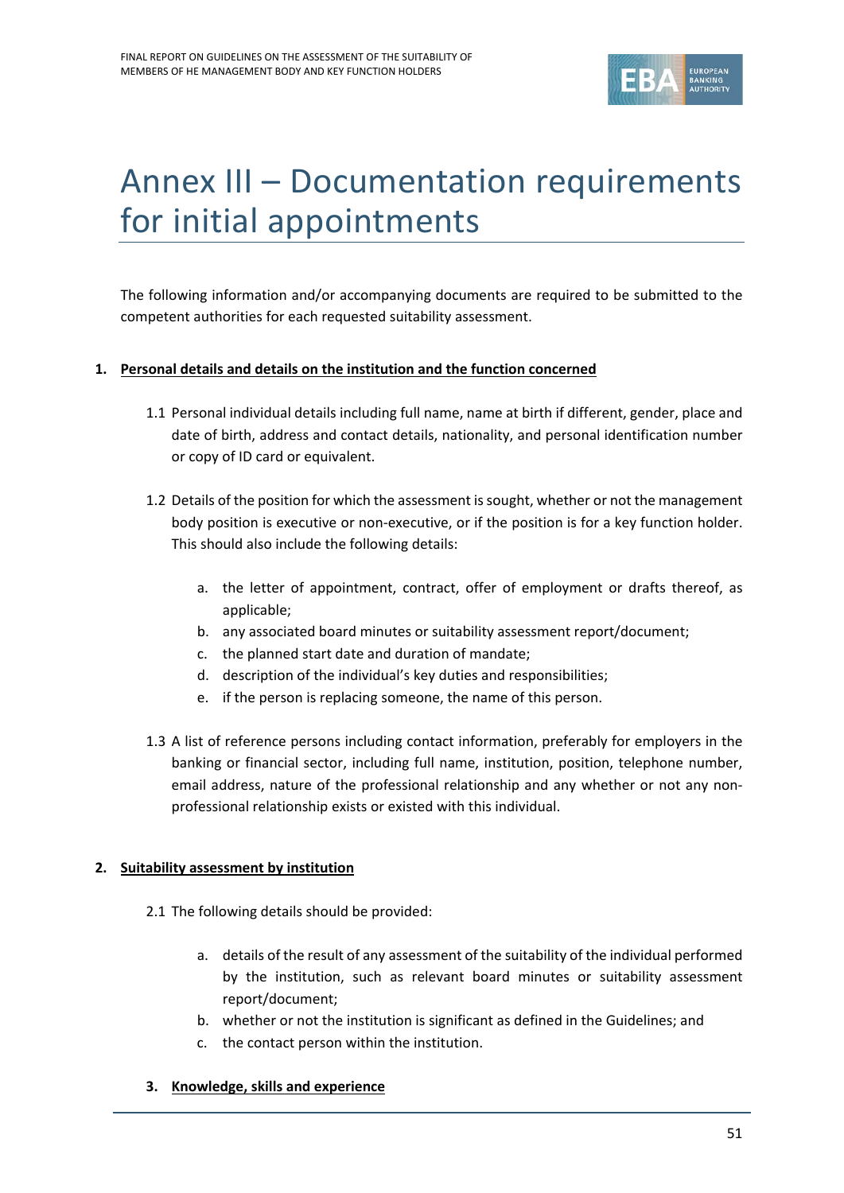# Annex III – Documentation requirements for initial appointments

The following information and/or accompanying documents are required to be submitted to the competent authorities for each requested suitability assessment.

1. **Personal details and details on the institution and the function concerned**

   1.1 Personal individual details including full name, name at birth if different, gender, place and date of birth, address and contact details, nationality, and personal identification number or copy of ID card or equivalent.

   1.2 Details of the position for which the assessment is sought, whether or not the management body position is executive or non-executive, or if the position is for a key function holder. This should also include the following details:

      a. the letter of appointment, contract, offer of employment or drafts thereof, as applicable;
      b. any associated board minutes or suitability assessment report/document;
      c. the planned start date and duration of mandate;
      d. description of the individual's key duties and responsibilities;
      e. if the person is replacing someone, the name of this person.

   1.3 A list of reference persons including contact information, preferably for employers in the banking or financial sector, including full name, institution, position, telephone number, email address, nature of the professional relationship and any whether or not any non-professional relationship exists or existed with this individual.

2. **Suitability assessment by institution**

   2.1 The following details should be provided:

      a. details of the result of any assessment of the suitability of the individual performed by the institution, such as relevant board minutes or suitability assessment report/document;
      b. whether or not the institution is significant as defined in the Guidelines; and
      c. the contact person within the institution.

3. **Knowledge, skills and experience**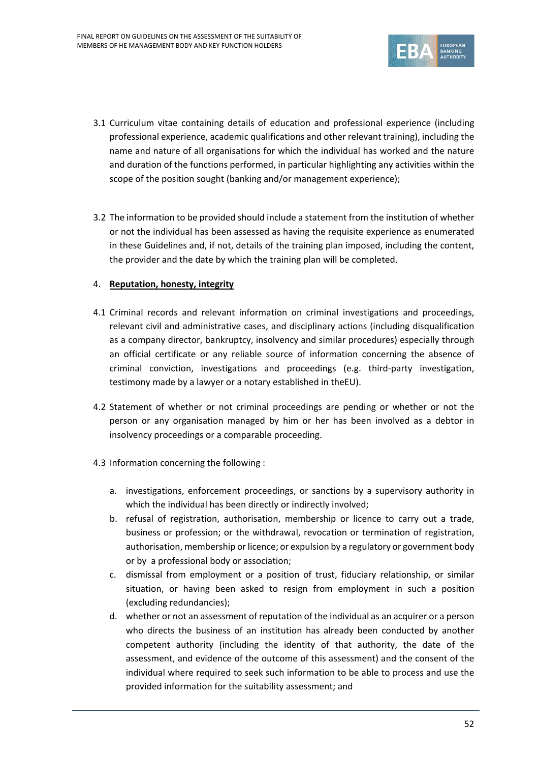3.1 Curriculum vitae containing details of education and professional experience (including professional experience, academic qualifications and other relevant training), including the name and nature of all organisations for which the individual has worked and the nature and duration of the functions performed, in particular highlighting any activities within the scope of the position sought (banking and/or management experience);

3.2 The information to be provided should include a statement from the institution of whether or not the individual has been assessed as having the requisite experience as enumerated in these Guidelines and, if not, details of the training plan imposed, including the content, the provider and the date by which the training plan will be completed.

4. **<u>Reputation, honesty, integrity</u>**

4.1 Criminal records and relevant information on criminal investigations and proceedings, relevant civil and administrative cases, and disciplinary actions (including disqualification as a company director, bankruptcy, insolvency and similar procedures) especially through an official certificate or any reliable source of information concerning the absence of criminal conviction, investigations and proceedings (e.g. third-party investigation, testimony made by a lawyer or a notary established in theEU).

4.2 Statement of whether or not criminal proceedings are pending or whether or not the person or any organisation managed by him or her has been involved as a debtor in insolvency proceedings or a comparable proceeding.

4.3 Information concerning the following :

a. investigations, enforcement proceedings, or sanctions by a supervisory authority in which the individual has been directly or indirectly involved;
b. refusal of registration, authorisation, membership or licence to carry out a trade, business or profession; or the withdrawal, revocation or termination of registration, authorisation, membership or licence; or expulsion by a regulatory or government body or by a professional body or association;
c. dismissal from employment or a position of trust, fiduciary relationship, or similar situation, or having been asked to resign from employment in such a position (excluding redundancies);
d. whether or not an assessment of reputation of the individual as an acquirer or a person who directs the business of an institution has already been conducted by another competent authority (including the identity of that authority, the date of the assessment, and evidence of the outcome of this assessment) and the consent of the individual where required to seek such information to be able to process and use the provided information for the suitability assessment; and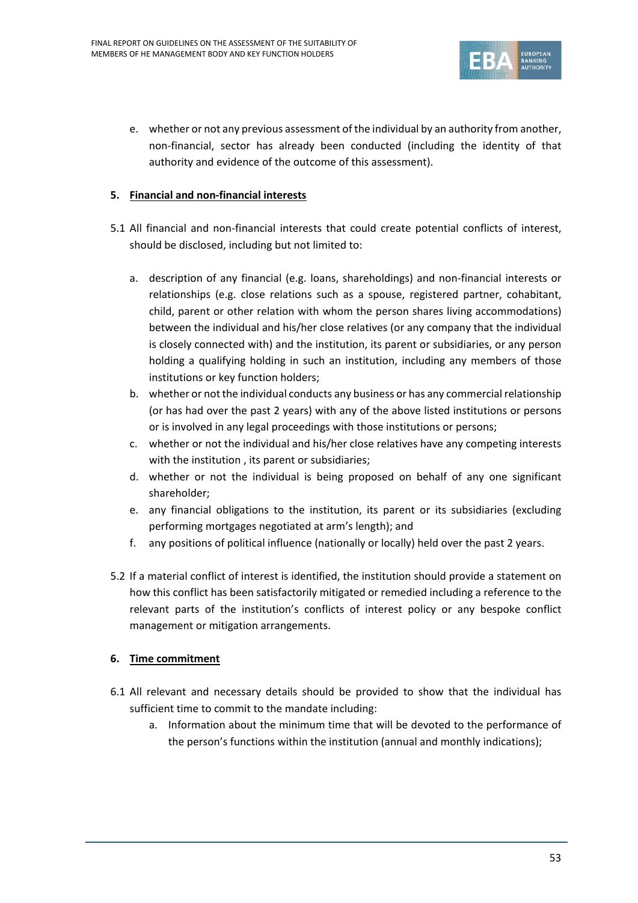e. whether or not any previous assessment of the individual by an authority from another, non-financial, sector has already been conducted (including the identity of that authority and evidence of the outcome of this assessment).

**5. <u>Financial and non-financial interests</u>**

5.1 All financial and non-financial interests that could create potential conflicts of interest, should be disclosed, including but not limited to:

a. description of any financial (e.g. loans, shareholdings) and non-financial interests or relationships (e.g. close relations such as a spouse, registered partner, cohabitant, child, parent or other relation with whom the person shares living accommodations) between the individual and his/her close relatives (or any company that the individual is closely connected with) and the institution, its parent or subsidiaries, or any person holding a qualifying holding in such an institution, including any members of those institutions or key function holders;

b. whether or not the individual conducts any business or has any commercial relationship (or has had over the past 2 years) with any of the above listed institutions or persons or is involved in any legal proceedings with those institutions or persons;

c. whether or not the individual and his/her close relatives have any competing interests with the institution , its parent or subsidiaries;

d. whether or not the individual is being proposed on behalf of any one significant shareholder;

e. any financial obligations to the institution, its parent or its subsidiaries (excluding performing mortgages negotiated at arm's length); and

f. any positions of political influence (nationally or locally) held over the past 2 years.

5.2 If a material conflict of interest is identified, the institution should provide a statement on how this conflict has been satisfactorily mitigated or remedied including a reference to the relevant parts of the institution's conflicts of interest policy or any bespoke conflict management or mitigation arrangements.

**6. <u>Time commitment</u>**

6.1 All relevant and necessary details should be provided to show that the individual has sufficient time to commit to the mandate including:

a. Information about the minimum time that will be devoted to the performance of the person's functions within the institution (annual and monthly indications);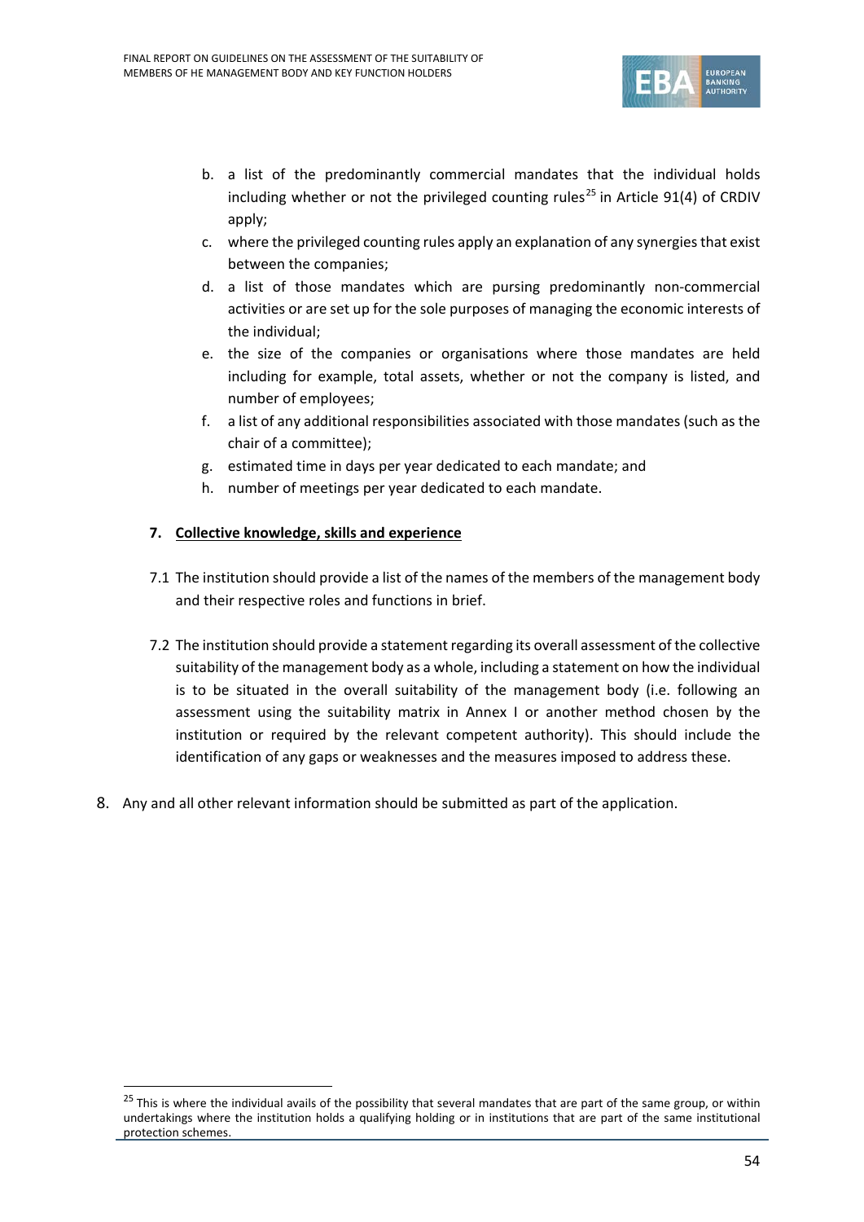b. a list of the predominantly commercial mandates that the individual holds including whether or not the privileged counting rules[25] in Article 91(4) of CRDIV apply;
c. where the privileged counting rules apply an explanation of any synergies that exist between the companies;
d. a list of those mandates which are pursing predominantly non-commercial activities or are set up for the sole purposes of managing the economic interests of the individual;
e. the size of the companies or organisations where those mandates are held including for example, total assets, whether or not the company is listed, and number of employees;
f. a list of any additional responsibilities associated with those mandates (such as the chair of a committee);
g. estimated time in days per year dedicated to each mandate; and
h. number of meetings per year dedicated to each mandate.

**7. Collective knowledge, skills and experience**

7.1 The institution should provide a list of the names of the members of the management body and their respective roles and functions in brief.

7.2 The institution should provide a statement regarding its overall assessment of the collective suitability of the management body as a whole, including a statement on how the individual is to be situated in the overall suitability of the management body (i.e. following an assessment using the suitability matrix in Annex I or another method chosen by the institution or required by the relevant competent authority). This should include the identification of any gaps or weaknesses and the measures imposed to address these.

8. Any and all other relevant information should be submitted as part of the application.

[25] This is where the individual avails of the possibility that several mandates that are part of the same group, or within undertakings where the institution holds a qualifying holding or in institutions that are part of the same institutional protection schemes.